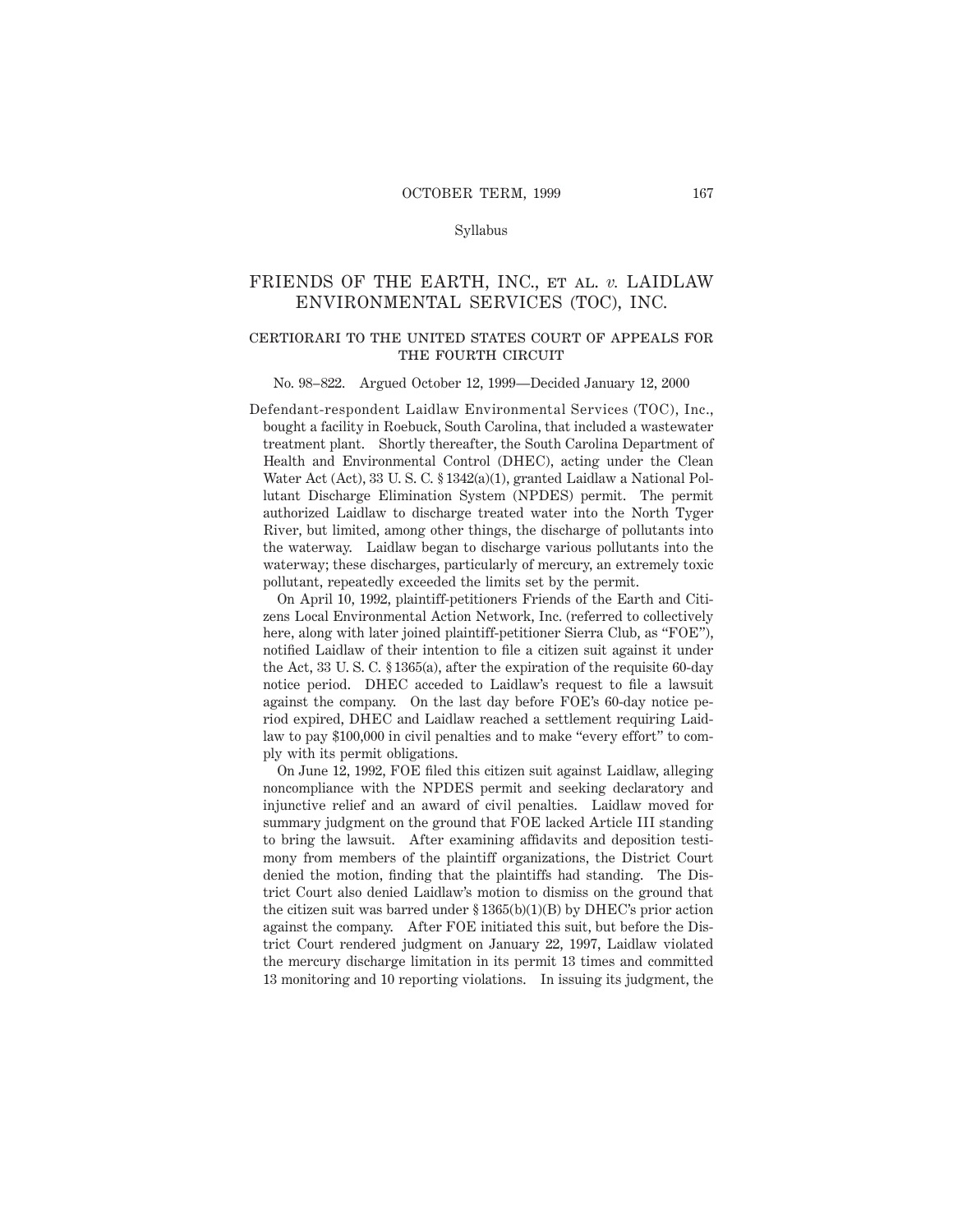Syllabus

# FRIENDS OF THE EARTH, INC., ET AL. *v.* LAIDLAW ENVIRONMENTAL SERVICES (TOC), INC.

## CERTIORARI TO THE UNITED STATES COURT OF APPEALS FOR THE FOURTH CIRCUIT

No. 98–822. Argued October 12, 1999—Decided January 12, 2000

Defendant-respondent Laidlaw Environmental Services (TOC), Inc., bought a facility in Roebuck, South Carolina, that included a wastewater treatment plant. Shortly thereafter, the South Carolina Department of Health and Environmental Control (DHEC), acting under the Clean Water Act (Act), 33 U. S. C. § 1342(a)(1), granted Laidlaw a National Pollutant Discharge Elimination System (NPDES) permit. The permit authorized Laidlaw to discharge treated water into the North Tyger River, but limited, among other things, the discharge of pollutants into the waterway. Laidlaw began to discharge various pollutants into the waterway; these discharges, particularly of mercury, an extremely toxic pollutant, repeatedly exceeded the limits set by the permit.

On April 10, 1992, plaintiff-petitioners Friends of the Earth and Citizens Local Environmental Action Network, Inc. (referred to collectively here, along with later joined plaintiff-petitioner Sierra Club, as "FOE"), notified Laidlaw of their intention to file a citizen suit against it under the Act, 33 U. S. C. § 1365(a), after the expiration of the requisite 60-day notice period. DHEC acceded to Laidlaw's request to file a lawsuit against the company. On the last day before FOE's 60-day notice period expired, DHEC and Laidlaw reached a settlement requiring Laidlaw to pay $100,000 in civil penalties and to make "every effort" to comply with its permit obligations.

On June 12, 1992, FOE filed this citizen suit against Laidlaw, alleging noncompliance with the NPDES permit and seeking declaratory and injunctive relief and an award of civil penalties. Laidlaw moved for summary judgment on the ground that FOE lacked Article III standing to bring the lawsuit. After examining affidavits and deposition testimony from members of the plaintiff organizations, the District Court denied the motion, finding that the plaintiffs had standing. The District Court also denied Laidlaw's motion to dismiss on the ground that the citizen suit was barred under § 1365(b)(1)(B) by DHEC's prior action against the company. After FOE initiated this suit, but before the District Court rendered judgment on January 22, 1997, Laidlaw violated the mercury discharge limitation in its permit 13 times and committed 13 monitoring and 10 reporting violations. In issuing its judgment, the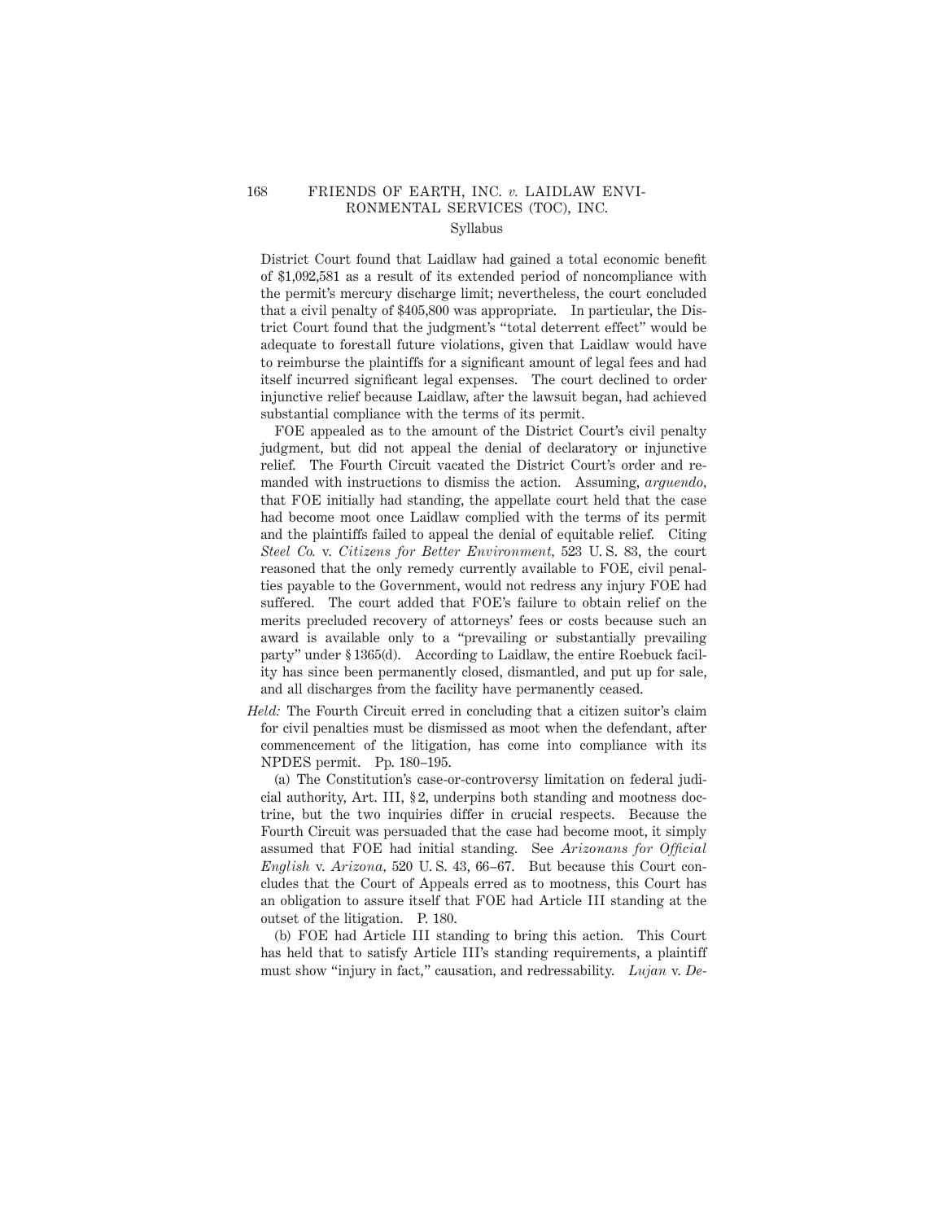District Court found that Laidlaw had gained a total economic benefit of $1,092,581 as a result of its extended period of noncompliance with the permit's mercury discharge limit; nevertheless, the court concluded that a civil penalty of $405,800 was appropriate. In particular, the District Court found that the judgment's "total deterrent effect" would be adequate to forestall future violations, given that Laidlaw would have to reimburse the plaintiffs for a significant amount of legal fees and had itself incurred significant legal expenses. The court declined to order injunctive relief because Laidlaw, after the lawsuit began, had achieved substantial compliance with the terms of its permit.

FOE appealed as to the amount of the District Court's civil penalty judgment, but did not appeal the denial of declaratory or injunctive relief. The Fourth Circuit vacated the District Court's order and remanded with instructions to dismiss the action. Assuming, *arguendo*, that FOE initially had standing, the appellate court held that the case had become moot once Laidlaw complied with the terms of its permit and the plaintiffs failed to appeal the denial of equitable relief. Citing *Steel Co.* v. *Citizens for Better Environment*, 523 U. S. 83, the court reasoned that the only remedy currently available to FOE, civil penalties payable to the Government, would not redress any injury FOE had suffered. The court added that FOE's failure to obtain relief on the merits precluded recovery of attorneys' fees or costs because such an award is available only to a "prevailing or substantially prevailing party" under § 1365(d). According to Laidlaw, the entire Roebuck facility has since been permanently closed, dismantled, and put up for sale, and all discharges from the facility have permanently ceased.

*Held:* The Fourth Circuit erred in concluding that a citizen suitor's claim for civil penalties must be dismissed as moot when the defendant, after commencement of the litigation, has come into compliance with its NPDES permit. Pp. 180–195.

(a) The Constitution's case-or-controversy limitation on federal judicial authority, Art. III, § 2, underpins both standing and mootness doctrine, but the two inquiries differ in crucial respects. Because the Fourth Circuit was persuaded that the case had become moot, it simply assumed that FOE had initial standing. See *Arizonans for Official English* v. *Arizona*, 520 U. S. 43, 66–67. But because this Court concludes that the Court of Appeals erred as to mootness, this Court has an obligation to assure itself that FOE had Article III standing at the outset of the litigation. P. 180.

(b) FOE had Article III standing to bring this action. This Court has held that to satisfy Article III's standing requirements, a plaintiff must show "injury in fact," causation, and redressability. *Lujan* v. *De-*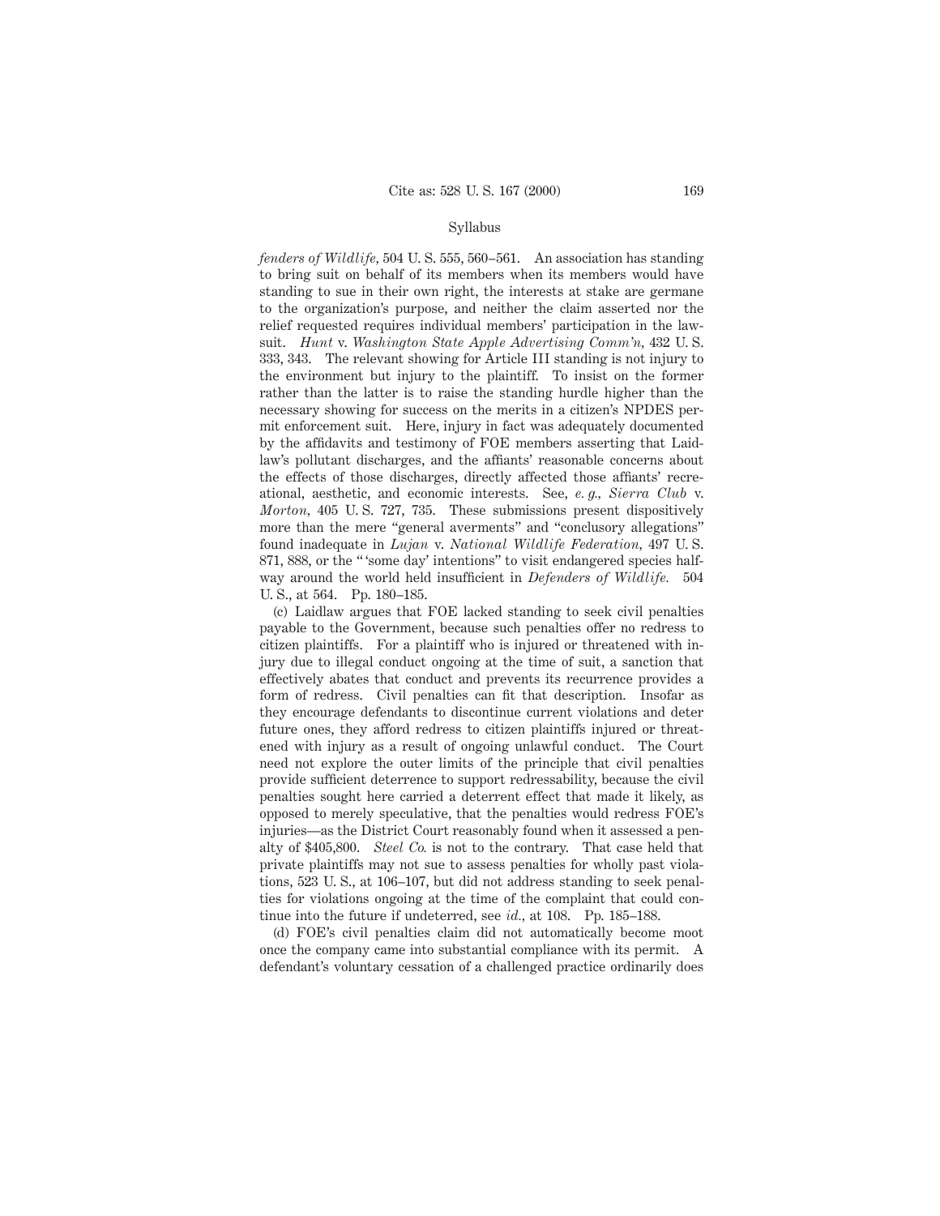*fenders of Wildlife*, 504 U. S. 555, 560–561. An association has standing to bring suit on behalf of its members when its members would have standing to sue in their own right, the interests at stake are germane to the organization's purpose, and neither the claim asserted nor the relief requested requires individual members' participation in the lawsuit. *Hunt* v. *Washington State Apple Advertising Comm'n*, 432 U. S. 333, 343. The relevant showing for Article III standing is not injury to the environment but injury to the plaintiff. To insist on the former rather than the latter is to raise the standing hurdle higher than the necessary showing for success on the merits in a citizen's NPDES permit enforcement suit. Here, injury in fact was adequately documented by the affidavits and testimony of FOE members asserting that Laidlaw's pollutant discharges, and the affiants' reasonable concerns about the effects of those discharges, directly affected those affiants' recreational, aesthetic, and economic interests. See, *e. g., Sierra Club* v. *Morton*, 405 U. S. 727, 735. These submissions present dispositively more than the mere "general averments" and "conclusory allegations" found inadequate in *Lujan* v. *National Wildlife Federation*, 497 U. S. 871, 888, or the "'some day' intentions" to visit endangered species halfway around the world held insufficient in *Defenders of Wildlife*. 504 U. S., at 564. Pp. 180–185.

(c) Laidlaw argues that FOE lacked standing to seek civil penalties payable to the Government, because such penalties offer no redress to citizen plaintiffs. For a plaintiff who is injured or threatened with injury due to illegal conduct ongoing at the time of suit, a sanction that effectively abates that conduct and prevents its recurrence provides a form of redress. Civil penalties can fit that description. Insofar as they encourage defendants to discontinue current violations and deter future ones, they afford redress to citizen plaintiffs injured or threatened with injury as a result of ongoing unlawful conduct. The Court need not explore the outer limits of the principle that civil penalties provide sufficient deterrence to support redressability, because the civil penalties sought here carried a deterrent effect that made it likely, as opposed to merely speculative, that the penalties would redress FOE's injuries—as the District Court reasonably found when it assessed a penalty of $405,800. *Steel Co.* is not to the contrary. That case held that private plaintiffs may not sue to assess penalties for wholly past violations, 523 U. S., at 106–107, but did not address standing to seek penalties for violations ongoing at the time of the complaint that could continue into the future if undeterred, see *id.*, at 108. Pp. 185–188.

(d) FOE's civil penalties claim did not automatically become moot once the company came into substantial compliance with its permit. A defendant's voluntary cessation of a challenged practice ordinarily does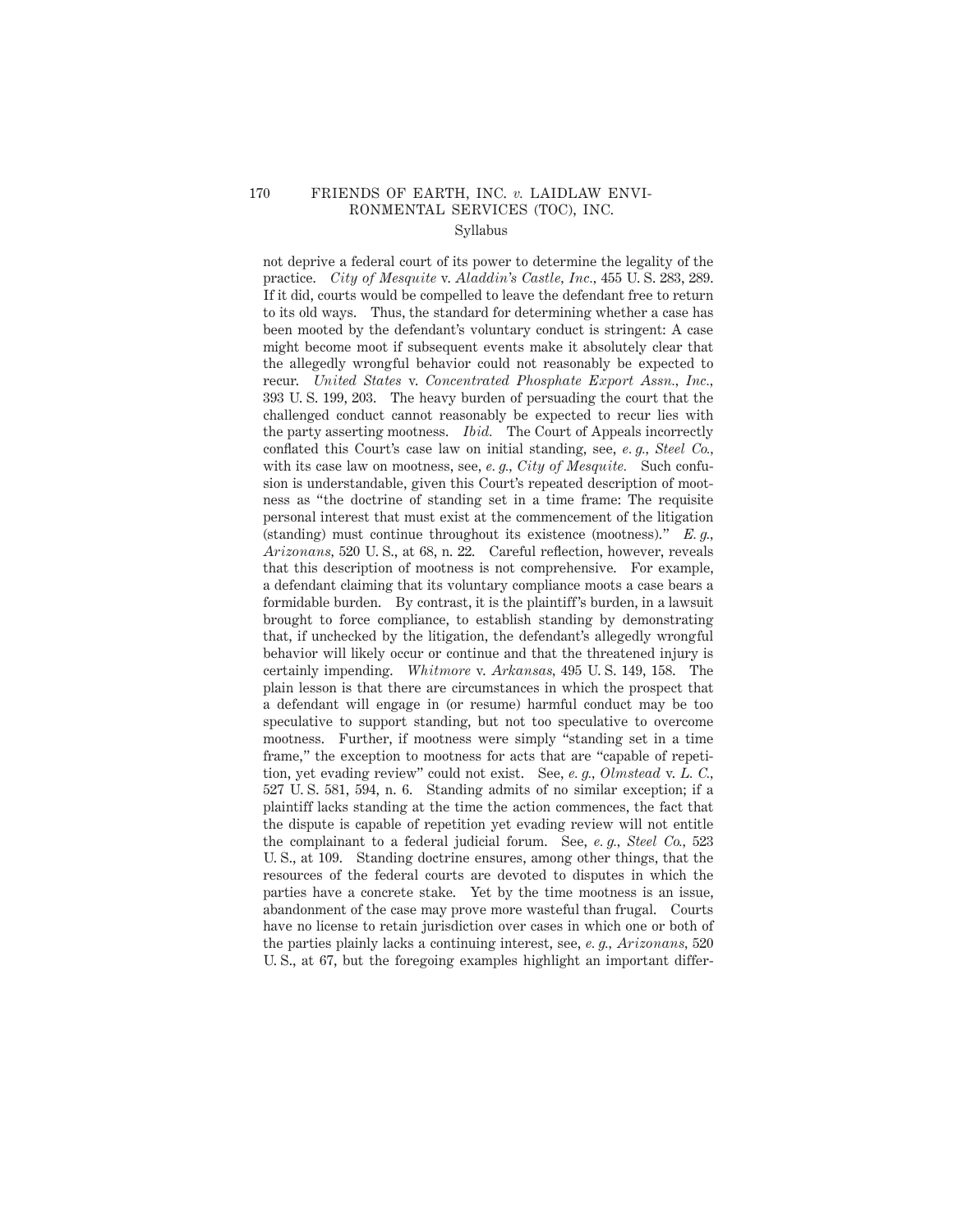not deprive a federal court of its power to determine the legality of the practice. *City of Mesquite* v. *Aladdin's Castle, Inc.*, 455 U. S. 283, 289. If it did, courts would be compelled to leave the defendant free to return to its old ways. Thus, the standard for determining whether a case has been mooted by the defendant's voluntary conduct is stringent: A case might become moot if subsequent events make it absolutely clear that the allegedly wrongful behavior could not reasonably be expected to recur. *United States* v. *Concentrated Phosphate Export Assn., Inc.*, 393 U. S. 199, 203. The heavy burden of persuading the court that the challenged conduct cannot reasonably be expected to recur lies with the party asserting mootness. *Ibid.* The Court of Appeals incorrectly conflated this Court's case law on initial standing, see, *e. g., Steel Co.*, with its case law on mootness, see, *e. g., City of Mesquite.* Such confusion is understandable, given this Court's repeated description of mootness as "the doctrine of standing set in a time frame: The requisite personal interest that must exist at the commencement of the litigation (standing) must continue throughout its existence (mootness)." *E. g., Arizonans*, 520 U. S., at 68, n. 22. Careful reflection, however, reveals that this description of mootness is not comprehensive. For example, a defendant claiming that its voluntary compliance moots a case bears a formidable burden. By contrast, it is the plaintiff's burden, in a lawsuit brought to force compliance, to establish standing by demonstrating that, if unchecked by the litigation, the defendant's allegedly wrongful behavior will likely occur or continue and that the threatened injury is certainly impending. *Whitmore* v. *Arkansas*, 495 U. S. 149, 158. The plain lesson is that there are circumstances in which the prospect that a defendant will engage in (or resume) harmful conduct may be too speculative to support standing, but not too speculative to overcome mootness. Further, if mootness were simply "standing set in a time frame," the exception to mootness for acts that are "capable of repetition, yet evading review" could not exist. See, *e. g., Olmstead* v. *L. C.*, 527 U. S. 581, 594, n. 6. Standing admits of no similar exception; if a plaintiff lacks standing at the time the action commences, the fact that the dispute is capable of repetition yet evading review will not entitle the complainant to a federal judicial forum. See, *e. g., Steel Co.*, 523 U. S., at 109. Standing doctrine ensures, among other things, that the resources of the federal courts are devoted to disputes in which the parties have a concrete stake. Yet by the time mootness is an issue, abandonment of the case may prove more wasteful than frugal. Courts have no license to retain jurisdiction over cases in which one or both of the parties plainly lacks a continuing interest, see, *e. g., Arizonans*, 520 U. S., at 67, but the foregoing examples highlight an important differ-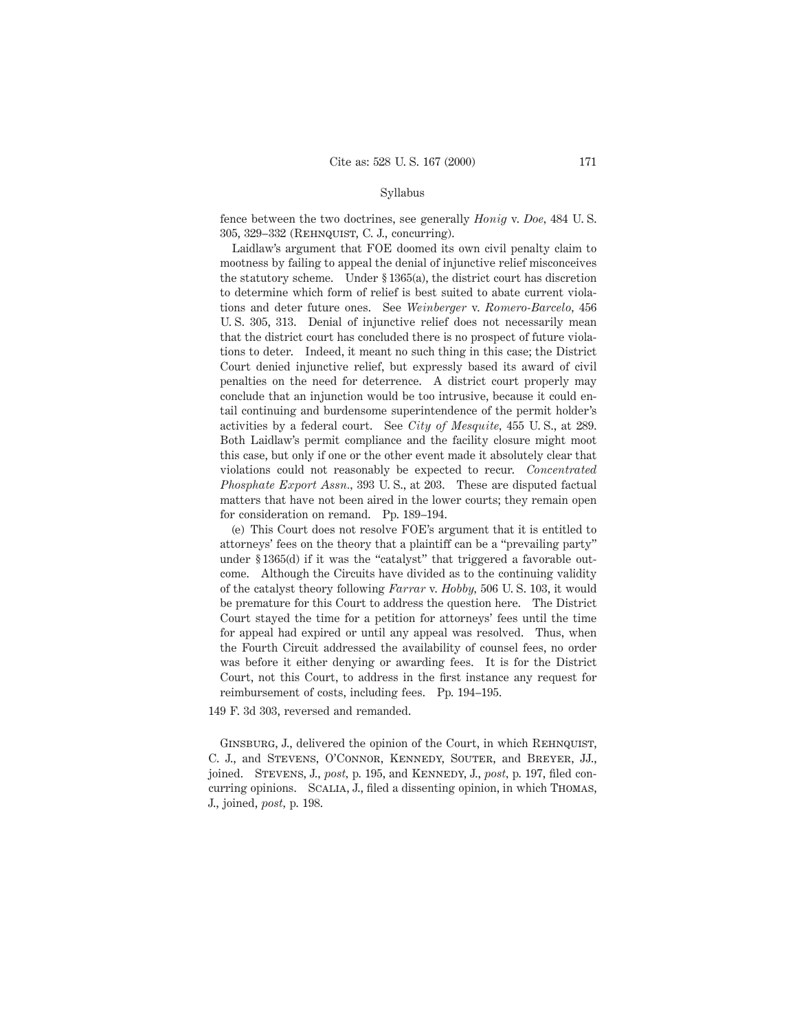fence between the two doctrines, see generally *Honig* v. *Doe,* 484 U. S. 305, 329–332 (Rehnquist, C. J., concurring).

Laidlaw's argument that FOE doomed its own civil penalty claim to mootness by failing to appeal the denial of injunctive relief misconceives the statutory scheme. Under § 1365(a), the district court has discretion to determine which form of relief is best suited to abate current violations and deter future ones. See *Weinberger* v. *Romero-Barcelo,* 456 U. S. 305, 313. Denial of injunctive relief does not necessarily mean that the district court has concluded there is no prospect of future violations to deter. Indeed, it meant no such thing in this case; the District Court denied injunctive relief, but expressly based its award of civil penalties on the need for deterrence. A district court properly may conclude that an injunction would be too intrusive, because it could entail continuing and burdensome superintendence of the permit holder's activities by a federal court. See *City of Mesquite,* 455 U. S., at 289. Both Laidlaw's permit compliance and the facility closure might moot this case, but only if one or the other event made it absolutely clear that violations could not reasonably be expected to recur. *Concentrated Phosphate Export Assn.,* 393 U. S., at 203. These are disputed factual matters that have not been aired in the lower courts; they remain open for consideration on remand. Pp. 189–194.

(e) This Court does not resolve FOE's argument that it is entitled to attorneys' fees on the theory that a plaintiff can be a "prevailing party" under § 1365(d) if it was the "catalyst" that triggered a favorable outcome. Although the Circuits have divided as to the continuing validity of the catalyst theory following *Farrar* v. *Hobby,* 506 U. S. 103, it would be premature for this Court to address the question here. The District Court stayed the time for a petition for attorneys' fees until the time for appeal had expired or until any appeal was resolved. Thus, when the Fourth Circuit addressed the availability of counsel fees, no order was before it either denying or awarding fees. It is for the District Court, not this Court, to address in the first instance any request for reimbursement of costs, including fees. Pp. 194–195.

149 F. 3d 303, reversed and remanded.

Ginsburg, J., delivered the opinion of the Court, in which Rehnquist, C. J., and Stevens, O'Connor, Kennedy, Souter, and Breyer, JJ., joined. Stevens, J., *post,* p. 195, and Kennedy, J., *post,* p. 197, filed concurring opinions. Scalia, J., filed a dissenting opinion, in which Thomas, J., joined, *post,* p. 198.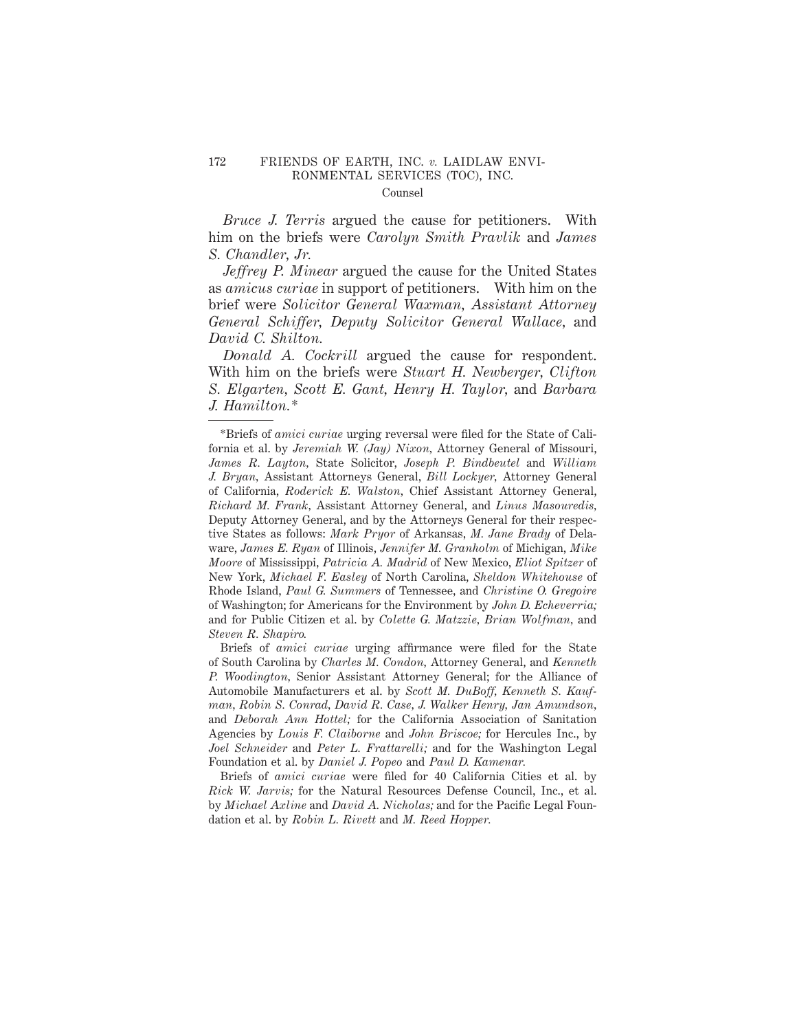*Bruce J. Terris* argued the cause for petitioners. With him on the briefs were *Carolyn Smith Pravlik* and *James S. Chandler, Jr.*

*Jeffrey P. Minear* argued the cause for the United States as *amicus curiae* in support of petitioners. With him on the brief were *Solicitor General Waxman, Assistant Attorney General Schiffer, Deputy Solicitor General Wallace,* and *David C. Shilton.*

*Donald A. Cockrill* argued the cause for respondent. With him on the briefs were *Stuart H. Newberger, Clifton S. Elgarten, Scott E. Gant, Henry H. Taylor,* and *Barbara J. Hamilton.**

---

*Briefs of *amici curiae* urging reversal were filed for the State of California et al. by *Jeremiah W. (Jay) Nixon,* Attorney General of Missouri, *James R. Layton,* State Solicitor, *Joseph P. Bindbeutel* and *William J. Bryan,* Assistant Attorneys General, *Bill Lockyer,* Attorney General of California, *Roderick E. Walston,* Chief Assistant Attorney General, *Richard M. Frank,* Assistant Attorney General, and *Linus Masouredis,* Deputy Attorney General, and by the Attorneys General for their respective States as follows: *Mark Pryor* of Arkansas, *M. Jane Brady* of Delaware, *James E. Ryan* of Illinois, *Jennifer M. Granholm* of Michigan, *Mike Moore* of Mississippi, *Patricia A. Madrid* of New Mexico, *Eliot Spitzer* of New York, *Michael F. Easley* of North Carolina, *Sheldon Whitehouse* of Rhode Island, *Paul G. Summers* of Tennessee, and *Christine O. Gregoire* of Washington; for Americans for the Environment by *John D. Echeverria;* and for Public Citizen et al. by *Colette G. Matzzie, Brian Wolfman,* and *Steven R. Shapiro.*

Briefs of *amici curiae* urging affirmance were filed for the State of South Carolina by *Charles M. Condon,* Attorney General, and *Kenneth P. Woodington,* Senior Assistant Attorney General; for the Alliance of Automobile Manufacturers et al. by *Scott M. DuBoff, Kenneth S. Kaufman, Robin S. Conrad, David R. Case, J. Walker Henry, Jan Amundson,* and *Deborah Ann Hottel;* for the California Association of Sanitation Agencies by *Louis F. Claiborne* and *John Briscoe;* for Hercules Inc., by *Joel Schneider* and *Peter L. Frattarelli;* and for the Washington Legal Foundation et al. by *Daniel J. Popeo* and *Paul D. Kamenar.*

Briefs of *amici curiae* were filed for 40 California Cities et al. by *Rick W. Jarvis;* for the Natural Resources Defense Council, Inc., et al. by *Michael Axline* and *David A. Nicholas;* and for the Pacific Legal Foundation et al. by *Robin L. Rivett* and *M. Reed Hopper.*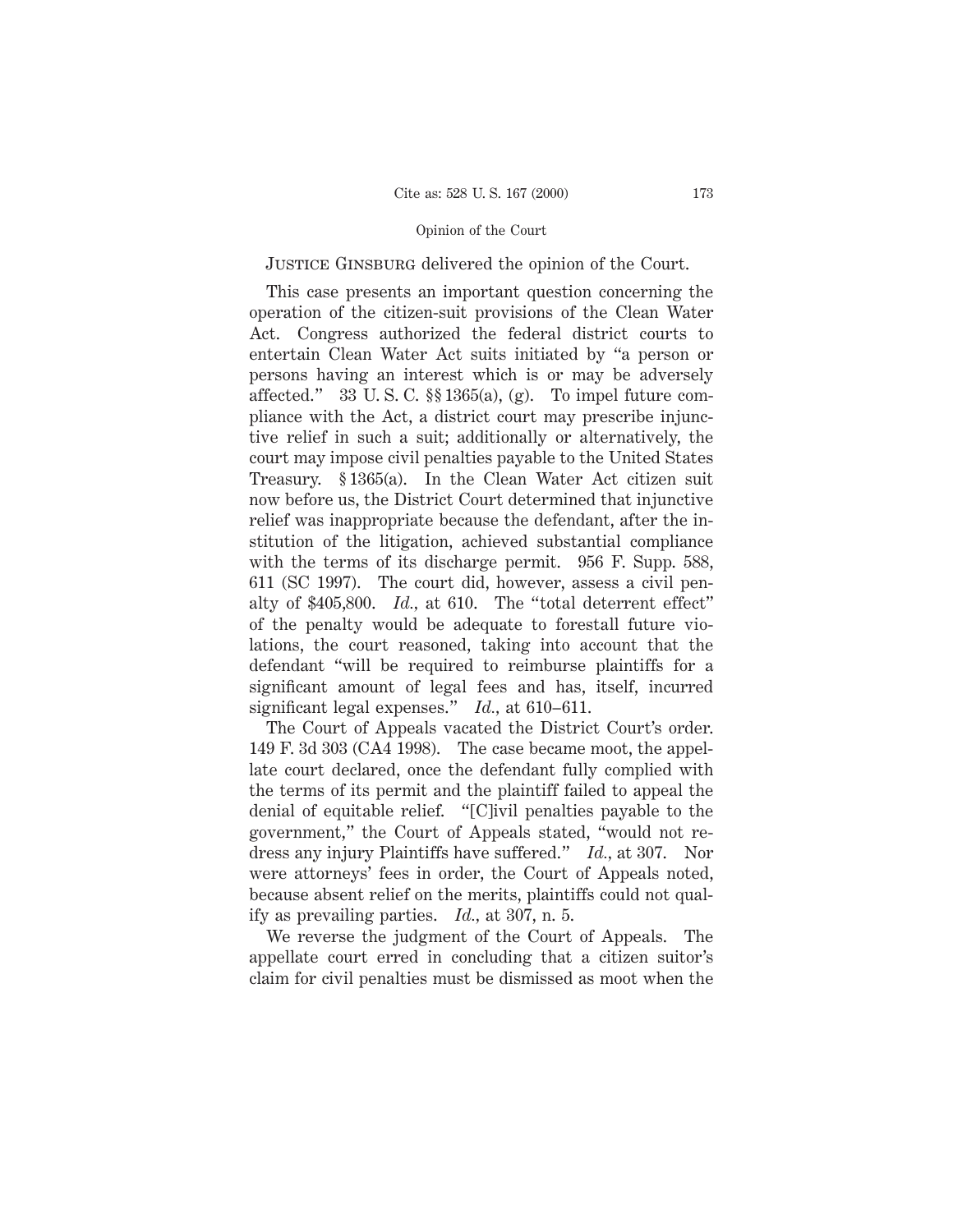Justice Ginsburg delivered the opinion of the Court.

This case presents an important question concerning the operation of the citizen-suit provisions of the Clean Water Act. Congress authorized the federal district courts to entertain Clean Water Act suits initiated by "a person or persons having an interest which is or may be adversely affected." 33 U. S. C. §§ 1365(a), (g). To impel future compliance with the Act, a district court may prescribe injunctive relief in such a suit; additionally or alternatively, the court may impose civil penalties payable to the United States Treasury. § 1365(a). In the Clean Water Act citizen suit now before us, the District Court determined that injunctive relief was inappropriate because the defendant, after the institution of the litigation, achieved substantial compliance with the terms of its discharge permit. 956 F. Supp. 588, 611 (SC 1997). The court did, however, assess a civil penalty of $405,800. *Id.*, at 610. The "total deterrent effect" of the penalty would be adequate to forestall future violations, the court reasoned, taking into account that the defendant "will be required to reimburse plaintiffs for a significant amount of legal fees and has, itself, incurred significant legal expenses." *Id.*, at 610–611.

The Court of Appeals vacated the District Court's order. 149 F. 3d 303 (CA4 1998). The case became moot, the appellate court declared, once the defendant fully complied with the terms of its permit and the plaintiff failed to appeal the denial of equitable relief. "[C]ivil penalties payable to the government," the Court of Appeals stated, "would not redress any injury Plaintiffs have suffered." *Id.*, at 307. Nor were attorneys' fees in order, the Court of Appeals noted, because absent relief on the merits, plaintiffs could not qualify as prevailing parties. *Id.*, at 307, n. 5.

We reverse the judgment of the Court of Appeals. The appellate court erred in concluding that a citizen suitor's claim for civil penalties must be dismissed as moot when the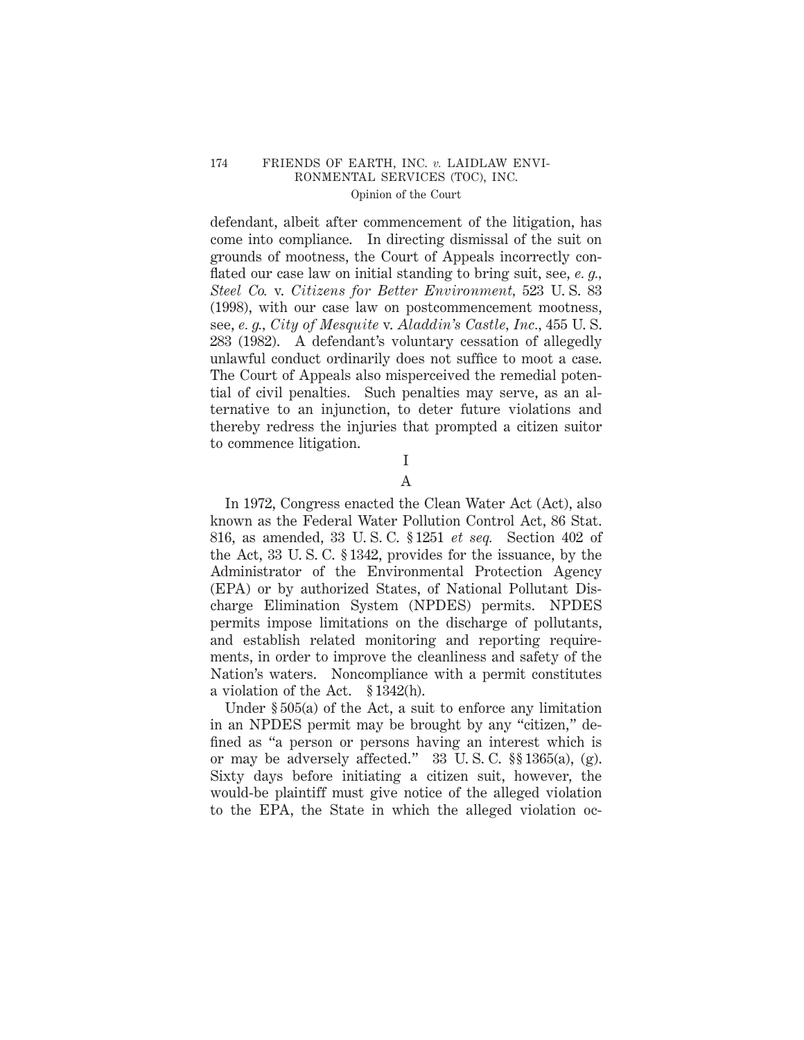defendant, albeit after commencement of the litigation, has come into compliance. In directing dismissal of the suit on grounds of mootness, the Court of Appeals incorrectly conflated our case law on initial standing to bring suit, see, *e. g., Steel Co.* v. *Citizens for Better Environment,* 523 U. S. 83 (1998), with our case law on postcommencement mootness, see, *e. g., City of Mesquite* v. *Aladdin's Castle, Inc.,* 455 U. S. 283 (1982). A defendant's voluntary cessation of allegedly unlawful conduct ordinarily does not suffice to moot a case. The Court of Appeals also misperceived the remedial potential of civil penalties. Such penalties may serve, as an alternative to an injunction, to deter future violations and thereby redress the injuries that prompted a citizen suitor to commence litigation.

## I

### A

In 1972, Congress enacted the Clean Water Act (Act), also known as the Federal Water Pollution Control Act, 86 Stat. 816, as amended, 33 U. S. C. § 1251 *et seq.* Section 402 of the Act, 33 U. S. C. § 1342, provides for the issuance, by the Administrator of the Environmental Protection Agency (EPA) or by authorized States, of National Pollutant Discharge Elimination System (NPDES) permits. NPDES permits impose limitations on the discharge of pollutants, and establish related monitoring and reporting requirements, in order to improve the cleanliness and safety of the Nation's waters. Noncompliance with a permit constitutes a violation of the Act. § 1342(h).

Under § 505(a) of the Act, a suit to enforce any limitation in an NPDES permit may be brought by any "citizen," defined as "a person or persons having an interest which is or may be adversely affected." 33 U. S. C. §§ 1365(a), (g). Sixty days before initiating a citizen suit, however, the would-be plaintiff must give notice of the alleged violation to the EPA, the State in which the alleged violation oc-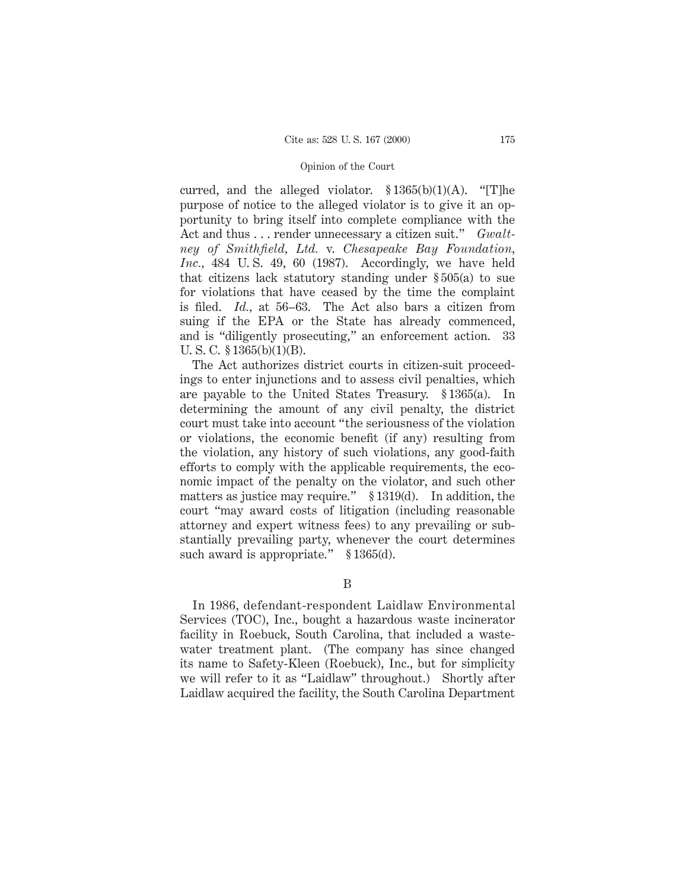curred, and the alleged violator. § 1365(b)(1)(A). "[T]he purpose of notice to the alleged violator is to give it an opportunity to bring itself into complete compliance with the Act and thus . . . render unnecessary a citizen suit." *Gwaltney of Smithfield, Ltd.* v. *Chesapeake Bay Foundation, Inc.*, 484 U. S. 49, 60 (1987). Accordingly, we have held that citizens lack statutory standing under § 505(a) to sue for violations that have ceased by the time the complaint is filed. *Id.*, at 56–63. The Act also bars a citizen from suing if the EPA or the State has already commenced, and is "diligently prosecuting," an enforcement action. 33 U. S. C. § 1365(b)(1)(B).

The Act authorizes district courts in citizen-suit proceedings to enter injunctions and to assess civil penalties, which are payable to the United States Treasury. § 1365(a). In determining the amount of any civil penalty, the district court must take into account "the seriousness of the violation or violations, the economic benefit (if any) resulting from the violation, any history of such violations, any good-faith efforts to comply with the applicable requirements, the economic impact of the penalty on the violator, and such other matters as justice may require." § 1319(d). In addition, the court "may award costs of litigation (including reasonable attorney and expert witness fees) to any prevailing or substantially prevailing party, whenever the court determines such award is appropriate." § 1365(d).

B

In 1986, defendant-respondent Laidlaw Environmental Services (TOC), Inc., bought a hazardous waste incinerator facility in Roebuck, South Carolina, that included a wastewater treatment plant. (The company has since changed its name to Safety-Kleen (Roebuck), Inc., but for simplicity we will refer to it as "Laidlaw" throughout.) Shortly after Laidlaw acquired the facility, the South Carolina Department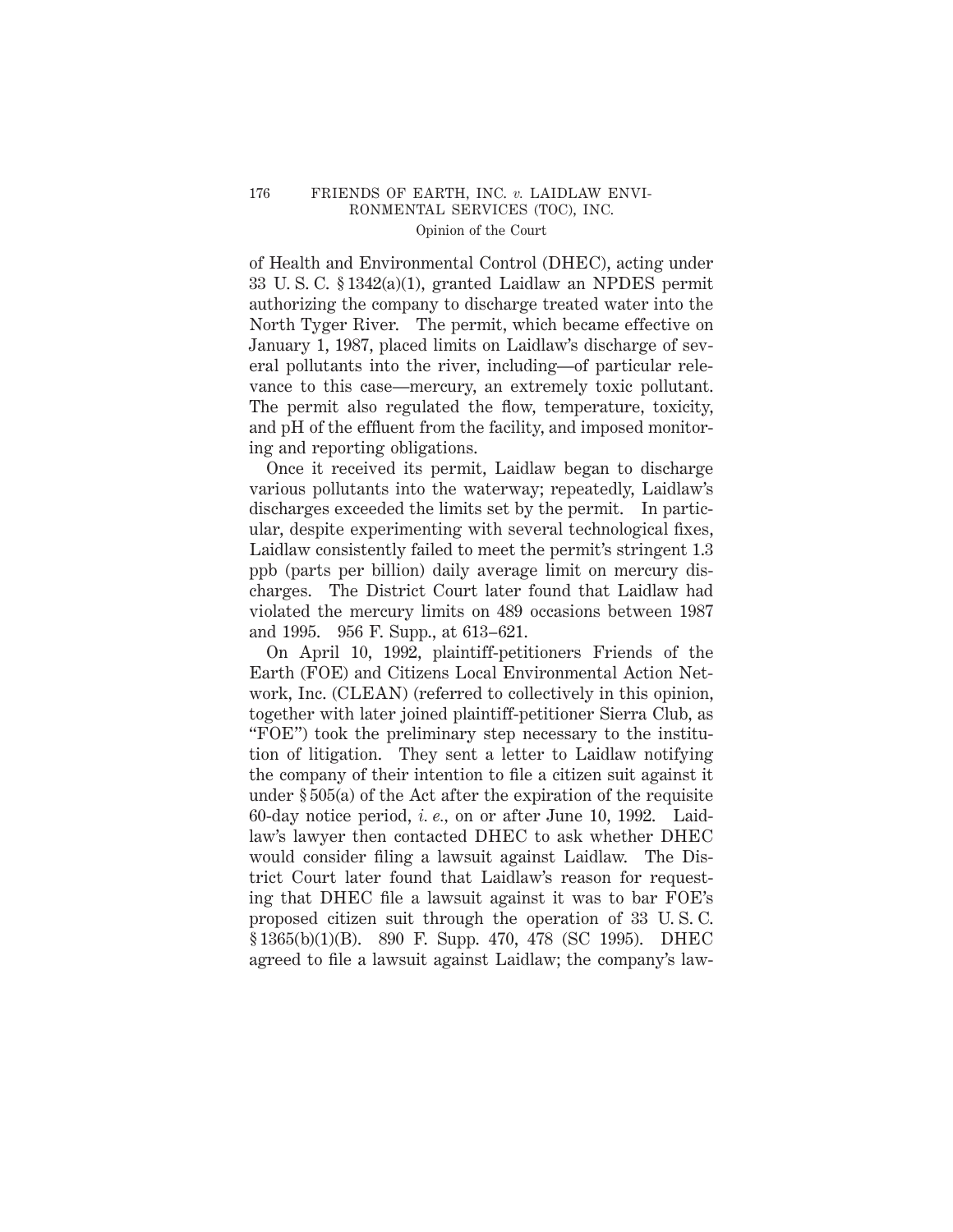of Health and Environmental Control (DHEC), acting under 33 U. S. C. § 1342(a)(1), granted Laidlaw an NPDES permit authorizing the company to discharge treated water into the North Tyger River. The permit, which became effective on January 1, 1987, placed limits on Laidlaw's discharge of several pollutants into the river, including—of particular relevance to this case—mercury, an extremely toxic pollutant. The permit also regulated the flow, temperature, toxicity, and pH of the effluent from the facility, and imposed monitoring and reporting obligations.

Once it received its permit, Laidlaw began to discharge various pollutants into the waterway; repeatedly, Laidlaw's discharges exceeded the limits set by the permit. In particular, despite experimenting with several technological fixes, Laidlaw consistently failed to meet the permit's stringent 1.3 ppb (parts per billion) daily average limit on mercury discharges. The District Court later found that Laidlaw had violated the mercury limits on 489 occasions between 1987 and 1995. 956 F. Supp., at 613–621.

On April 10, 1992, plaintiff-petitioners Friends of the Earth (FOE) and Citizens Local Environmental Action Network, Inc. (CLEAN) (referred to collectively in this opinion, together with later joined plaintiff-petitioner Sierra Club, as "FOE") took the preliminary step necessary to the institution of litigation. They sent a letter to Laidlaw notifying the company of their intention to file a citizen suit against it under § 505(a) of the Act after the expiration of the requisite 60-day notice period, *i. e.*, on or after June 10, 1992. Laidlaw's lawyer then contacted DHEC to ask whether DHEC would consider filing a lawsuit against Laidlaw. The District Court later found that Laidlaw's reason for requesting that DHEC file a lawsuit against it was to bar FOE's proposed citizen suit through the operation of 33 U. S. C. § 1365(b)(1)(B). 890 F. Supp. 470, 478 (SC 1995). DHEC agreed to file a lawsuit against Laidlaw; the company's law-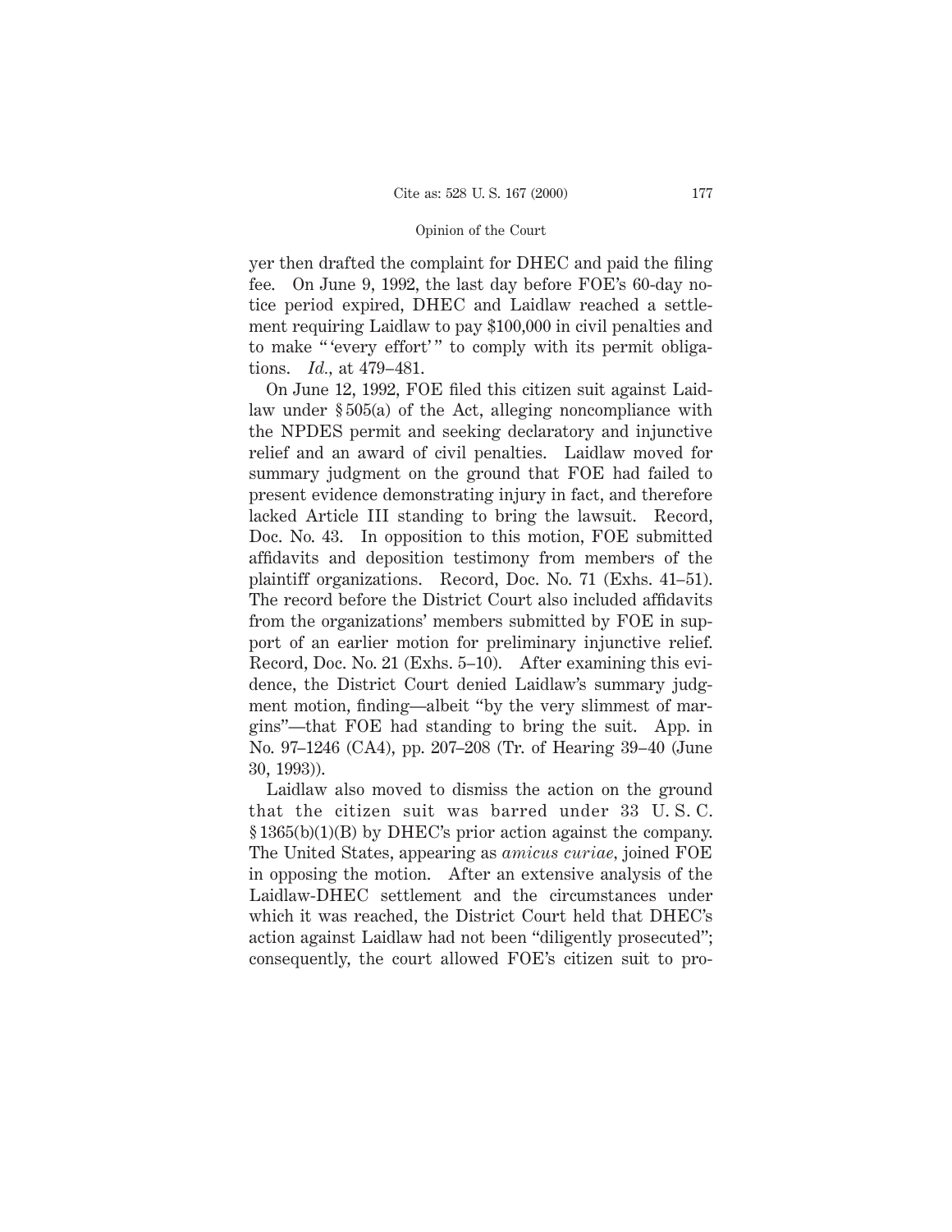yer then drafted the complaint for DHEC and paid the filing fee. On June 9, 1992, the last day before FOE's 60-day notice period expired, DHEC and Laidlaw reached a settlement requiring Laidlaw to pay $100,000 in civil penalties and to make " 'every effort' " to comply with its permit obligations. *Id.*, at 479–481.

On June 12, 1992, FOE filed this citizen suit against Laidlaw under § 505(a) of the Act, alleging noncompliance with the NPDES permit and seeking declaratory and injunctive relief and an award of civil penalties. Laidlaw moved for summary judgment on the ground that FOE had failed to present evidence demonstrating injury in fact, and therefore lacked Article III standing to bring the lawsuit. Record, Doc. No. 43. In opposition to this motion, FOE submitted affidavits and deposition testimony from members of the plaintiff organizations. Record, Doc. No. 71 (Exhs. 41–51). The record before the District Court also included affidavits from the organizations' members submitted by FOE in support of an earlier motion for preliminary injunctive relief. Record, Doc. No. 21 (Exhs. 5–10). After examining this evidence, the District Court denied Laidlaw's summary judgment motion, finding—albeit "by the very slimmest of margins"—that FOE had standing to bring the suit. App. in No. 97–1246 (CA4), pp. 207–208 (Tr. of Hearing 39–40 (June 30, 1993)).

Laidlaw also moved to dismiss the action on the ground that the citizen suit was barred under 33 U. S. C. § 1365(b)(1)(B) by DHEC's prior action against the company. The United States, appearing as *amicus curiae*, joined FOE in opposing the motion. After an extensive analysis of the Laidlaw-DHEC settlement and the circumstances under which it was reached, the District Court held that DHEC's action against Laidlaw had not been "diligently prosecuted"; consequently, the court allowed FOE's citizen suit to pro-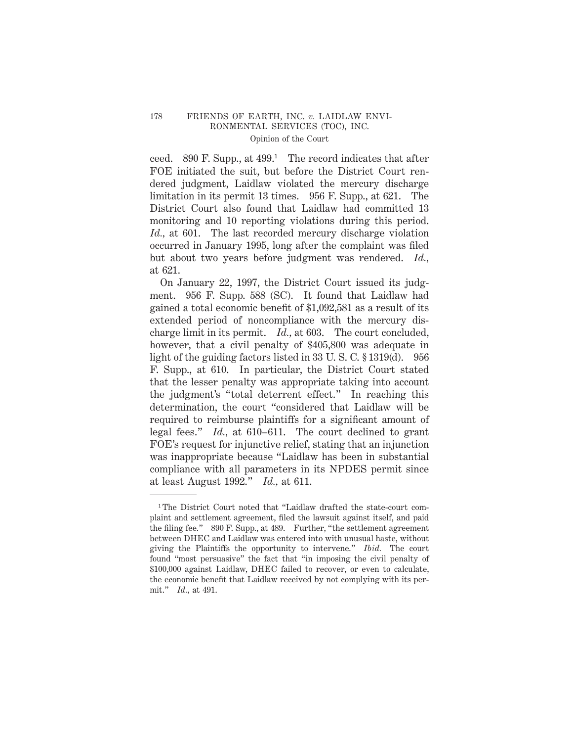ceed. 890 F. Supp., at 499.[1] The record indicates that after FOE initiated the suit, but before the District Court rendered judgment, Laidlaw violated the mercury discharge limitation in its permit 13 times. 956 F. Supp., at 621. The District Court also found that Laidlaw had committed 13 monitoring and 10 reporting violations during this period. *Id.*, at 601. The last recorded mercury discharge violation occurred in January 1995, long after the complaint was filed but about two years before judgment was rendered. *Id.*, at 621.

On January 22, 1997, the District Court issued its judgment. 956 F. Supp. 588 (SC). It found that Laidlaw had gained a total economic benefit of $1,092,581 as a result of its extended period of noncompliance with the mercury discharge limit in its permit. *Id.*, at 603. The court concluded, however, that a civil penalty of $405,800 was adequate in light of the guiding factors listed in 33 U. S. C. § 1319(d). 956 F. Supp., at 610. In particular, the District Court stated that the lesser penalty was appropriate taking into account the judgment's "total deterrent effect." In reaching this determination, the court "considered that Laidlaw will be required to reimburse plaintiffs for a significant amount of legal fees." *Id.*, at 610–611. The court declined to grant FOE's request for injunctive relief, stating that an injunction was inappropriate because "Laidlaw has been in substantial compliance with all parameters in its NPDES permit since at least August 1992." *Id.*, at 611.

---

[1] The District Court noted that "Laidlaw drafted the state-court complaint and settlement agreement, filed the lawsuit against itself, and paid the filing fee." 890 F. Supp., at 489. Further, "the settlement agreement between DHEC and Laidlaw was entered into with unusual haste, without giving the Plaintiffs the opportunity to intervene." *Ibid.* The court found "most persuasive" the fact that "in imposing the civil penalty of $100,000 against Laidlaw, DHEC failed to recover, or even to calculate, the economic benefit that Laidlaw received by not complying with its permit." *Id.*, at 491.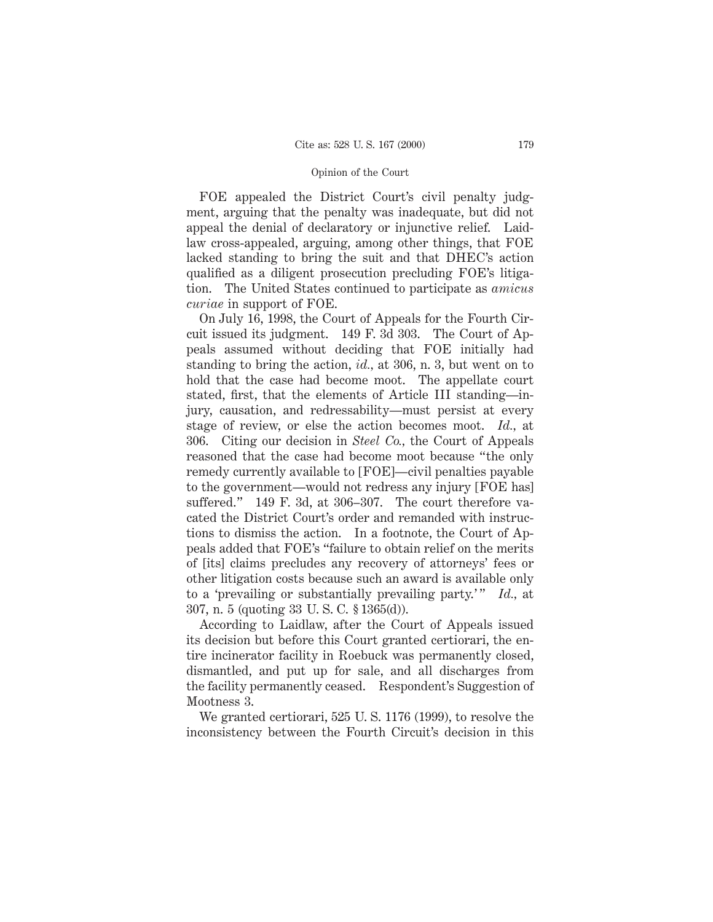FOE appealed the District Court's civil penalty judgment, arguing that the penalty was inadequate, but did not appeal the denial of declaratory or injunctive relief. Laidlaw cross-appealed, arguing, among other things, that FOE lacked standing to bring the suit and that DHEC's action qualified as a diligent prosecution precluding FOE's litigation. The United States continued to participate as *amicus curiae* in support of FOE.

On July 16, 1998, the Court of Appeals for the Fourth Circuit issued its judgment. 149 F. 3d 303. The Court of Appeals assumed without deciding that FOE initially had standing to bring the action, *id.*, at 306, n. 3, but went on to hold that the case had become moot. The appellate court stated, first, that the elements of Article III standing—injury, causation, and redressability—must persist at every stage of review, or else the action becomes moot. *Id.*, at 306. Citing our decision in *Steel Co.*, the Court of Appeals reasoned that the case had become moot because "the only remedy currently available to [FOE]—civil penalties payable to the government—would not redress any injury [FOE has] suffered." 149 F. 3d, at 306–307. The court therefore vacated the District Court's order and remanded with instructions to dismiss the action. In a footnote, the Court of Appeals added that FOE's "failure to obtain relief on the merits of [its] claims precludes any recovery of attorneys' fees or other litigation costs because such an award is available only to a 'prevailing or substantially prevailing party.'" *Id.*, at 307, n. 5 (quoting 33 U. S. C. § 1365(d)).

According to Laidlaw, after the Court of Appeals issued its decision but before this Court granted certiorari, the entire incinerator facility in Roebuck was permanently closed, dismantled, and put up for sale, and all discharges from the facility permanently ceased. Respondent's Suggestion of Mootness 3.

We granted certiorari, 525 U. S. 1176 (1999), to resolve the inconsistency between the Fourth Circuit's decision in this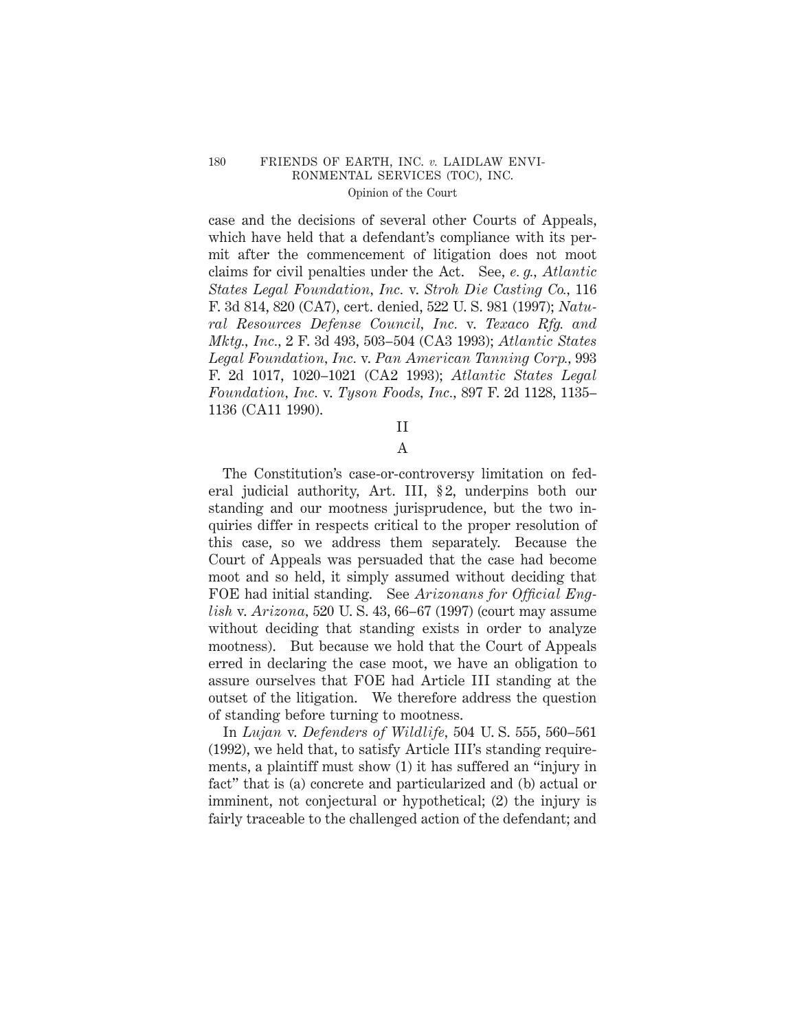case and the decisions of several other Courts of Appeals, which have held that a defendant's compliance with its permit after the commencement of litigation does not moot claims for civil penalties under the Act. See, *e. g., Atlantic States Legal Foundation, Inc.* v. *Stroh Die Casting Co.*, 116 F. 3d 814, 820 (CA7), cert. denied, 522 U. S. 981 (1997); *Natural Resources Defense Council, Inc.* v. *Texaco Rfg. and Mktg., Inc.*, 2 F. 3d 493, 503–504 (CA3 1993); *Atlantic States Legal Foundation, Inc.* v. *Pan American Tanning Corp.*, 993 F. 2d 1017, 1020–1021 (CA2 1993); *Atlantic States Legal Foundation, Inc.* v. *Tyson Foods, Inc.*, 897 F. 2d 1128, 1135–1136 (CA11 1990).

## II

### A

The Constitution's case-or-controversy limitation on federal judicial authority, Art. III, § 2, underpins both our standing and our mootness jurisprudence, but the two inquiries differ in respects critical to the proper resolution of this case, so we address them separately. Because the Court of Appeals was persuaded that the case had become moot and so held, it simply assumed without deciding that FOE had initial standing. See *Arizonans for Official English* v. *Arizona*, 520 U. S. 43, 66–67 (1997) (court may assume without deciding that standing exists in order to analyze mootness). But because we hold that the Court of Appeals erred in declaring the case moot, we have an obligation to assure ourselves that FOE had Article III standing at the outset of the litigation. We therefore address the question of standing before turning to mootness.

In *Lujan* v. *Defenders of Wildlife*, 504 U. S. 555, 560–561 (1992), we held that, to satisfy Article III's standing requirements, a plaintiff must show (1) it has suffered an "injury in fact" that is (a) concrete and particularized and (b) actual or imminent, not conjectural or hypothetical; (2) the injury is fairly traceable to the challenged action of the defendant; and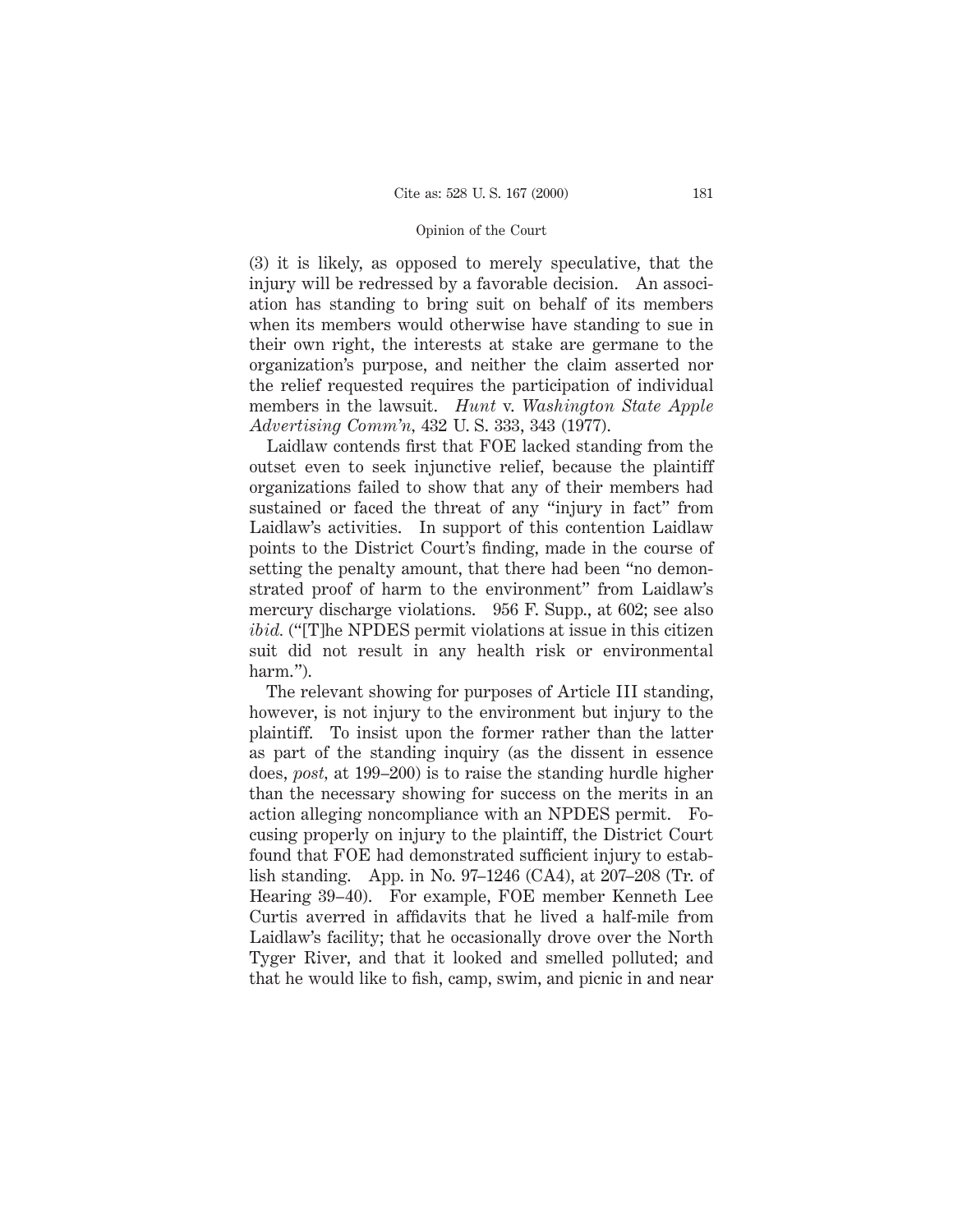(3) it is likely, as opposed to merely speculative, that the injury will be redressed by a favorable decision. An association has standing to bring suit on behalf of its members when its members would otherwise have standing to sue in their own right, the interests at stake are germane to the organization's purpose, and neither the claim asserted nor the relief requested requires the participation of individual members in the lawsuit. *Hunt* v. *Washington State Apple Advertising Comm'n,* 432 U. S. 333, 343 (1977).

Laidlaw contends first that FOE lacked standing from the outset even to seek injunctive relief, because the plaintiff organizations failed to show that any of their members had sustained or faced the threat of any "injury in fact" from Laidlaw's activities. In support of this contention Laidlaw points to the District Court's finding, made in the course of setting the penalty amount, that there had been "no demonstrated proof of harm to the environment" from Laidlaw's mercury discharge violations. 956 F. Supp., at 602; see also *ibid.* ("[T]he NPDES permit violations at issue in this citizen suit did not result in any health risk or environmental harm.").

The relevant showing for purposes of Article III standing, however, is not injury to the environment but injury to the plaintiff. To insist upon the former rather than the latter as part of the standing inquiry (as the dissent in essence does, *post,* at 199–200) is to raise the standing hurdle higher than the necessary showing for success on the merits in an action alleging noncompliance with an NPDES permit. Focusing properly on injury to the plaintiff, the District Court found that FOE had demonstrated sufficient injury to establish standing. App. in No. 97–1246 (CA4), at 207–208 (Tr. of Hearing 39–40). For example, FOE member Kenneth Lee Curtis averred in affidavits that he lived a half-mile from Laidlaw's facility; that he occasionally drove over the North Tyger River, and that it looked and smelled polluted; and that he would like to fish, camp, swim, and picnic in and near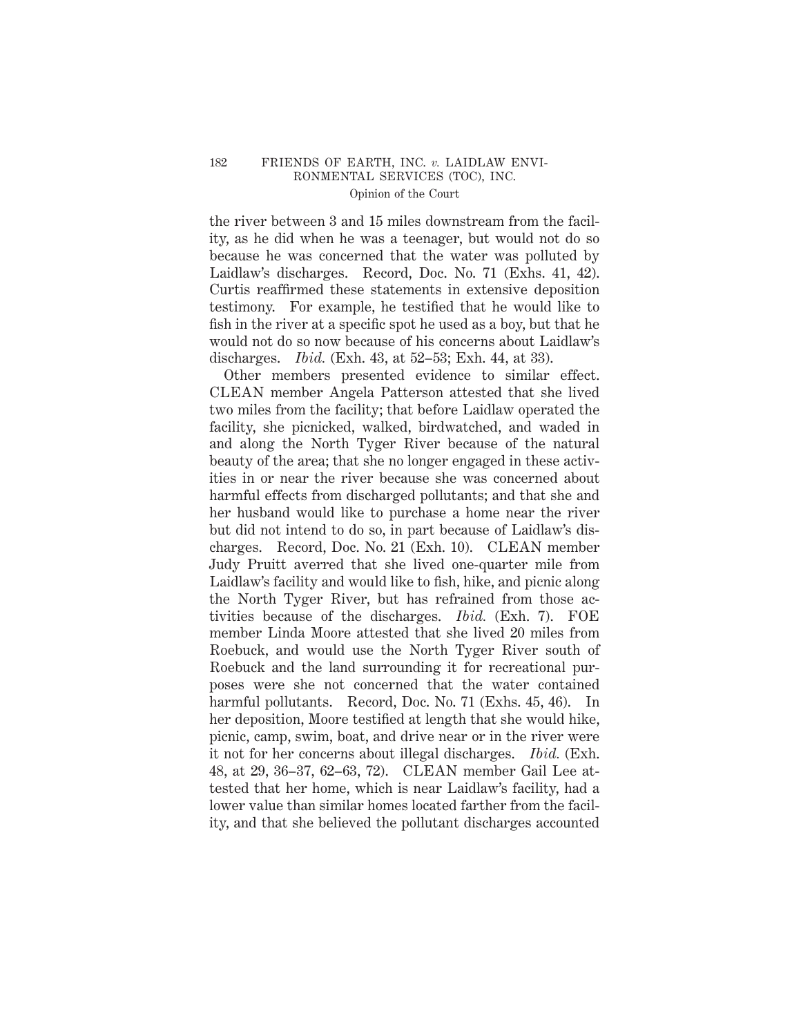the river between 3 and 15 miles downstream from the facility, as he did when he was a teenager, but would not do so because he was concerned that the water was polluted by Laidlaw's discharges. Record, Doc. No. 71 (Exhs. 41, 42). Curtis reaffirmed these statements in extensive deposition testimony. For example, he testified that he would like to fish in the river at a specific spot he used as a boy, but that he would not do so now because of his concerns about Laidlaw's discharges. *Ibid.* (Exh. 43, at 52–53; Exh. 44, at 33).

Other members presented evidence to similar effect. CLEAN member Angela Patterson attested that she lived two miles from the facility; that before Laidlaw operated the facility, she picnicked, walked, birdwatched, and waded in and along the North Tyger River because of the natural beauty of the area; that she no longer engaged in these activities in or near the river because she was concerned about harmful effects from discharged pollutants; and that she and her husband would like to purchase a home near the river but did not intend to do so, in part because of Laidlaw's discharges. Record, Doc. No. 21 (Exh. 10). CLEAN member Judy Pruitt averred that she lived one-quarter mile from Laidlaw's facility and would like to fish, hike, and picnic along the North Tyger River, but has refrained from those activities because of the discharges. *Ibid.* (Exh. 7). FOE member Linda Moore attested that she lived 20 miles from Roebuck, and would use the North Tyger River south of Roebuck and the land surrounding it for recreational purposes were she not concerned that the water contained harmful pollutants. Record, Doc. No. 71 (Exhs. 45, 46). In her deposition, Moore testified at length that she would hike, picnic, camp, swim, boat, and drive near or in the river were it not for her concerns about illegal discharges. *Ibid.* (Exh. 48, at 29, 36–37, 62–63, 72). CLEAN member Gail Lee attested that her home, which is near Laidlaw's facility, had a lower value than similar homes located farther from the facility, and that she believed the pollutant discharges accounted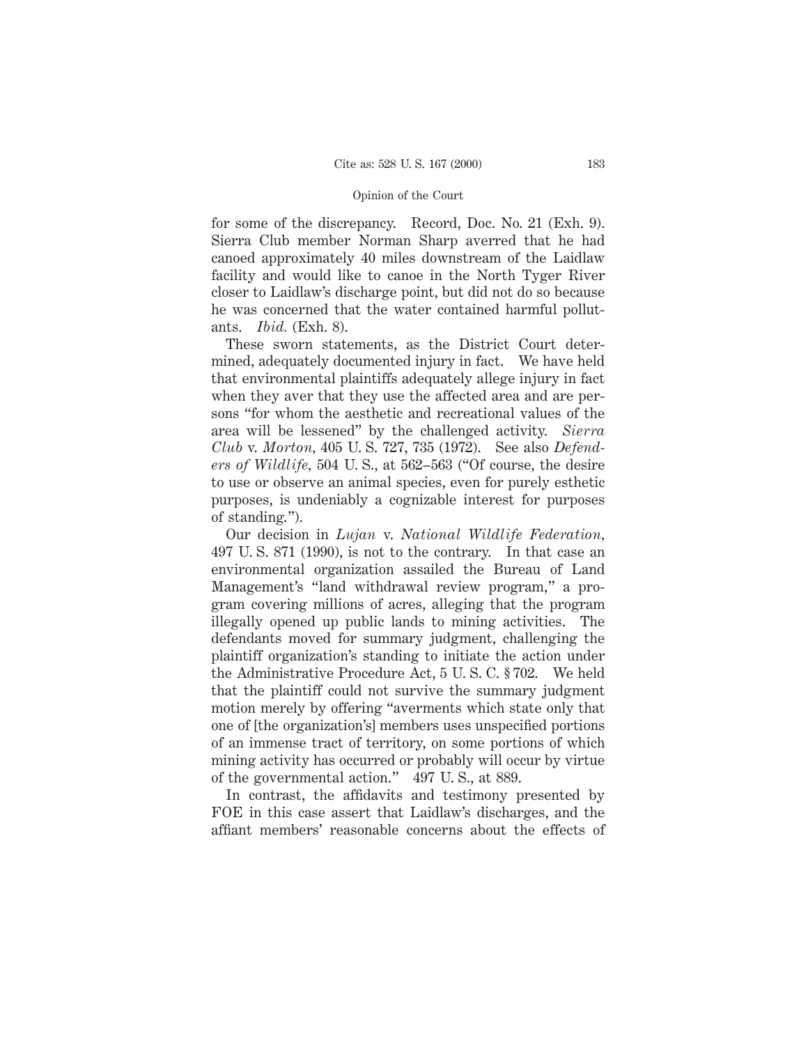for some of the discrepancy. Record, Doc. No. 21 (Exh. 9). Sierra Club member Norman Sharp averred that he had canoed approximately 40 miles downstream of the Laidlaw facility and would like to canoe in the North Tyger River closer to Laidlaw's discharge point, but did not do so because he was concerned that the water contained harmful pollutants. *Ibid.* (Exh. 8).

These sworn statements, as the District Court determined, adequately documented injury in fact. We have held that environmental plaintiffs adequately allege injury in fact when they aver that they use the affected area and are persons "for whom the aesthetic and recreational values of the area will be lessened" by the challenged activity. *Sierra Club* v. *Morton*, 405 U. S. 727, 735 (1972). See also *Defenders of Wildlife*, 504 U. S., at 562–563 ("Of course, the desire to use or observe an animal species, even for purely esthetic purposes, is undeniably a cognizable interest for purposes of standing.").

Our decision in *Lujan* v. *National Wildlife Federation*, 497 U. S. 871 (1990), is not to the contrary. In that case an environmental organization assailed the Bureau of Land Management's "land withdrawal review program," a program covering millions of acres, alleging that the program illegally opened up public lands to mining activities. The defendants moved for summary judgment, challenging the plaintiff organization's standing to initiate the action under the Administrative Procedure Act, 5 U. S. C. § 702. We held that the plaintiff could not survive the summary judgment motion merely by offering "averments which state only that one of [the organization's] members uses unspecified portions of an immense tract of territory, on some portions of which mining activity has occurred or probably will occur by virtue of the governmental action." 497 U. S., at 889.

In contrast, the affidavits and testimony presented by FOE in this case assert that Laidlaw's discharges, and the affiant members' reasonable concerns about the effects of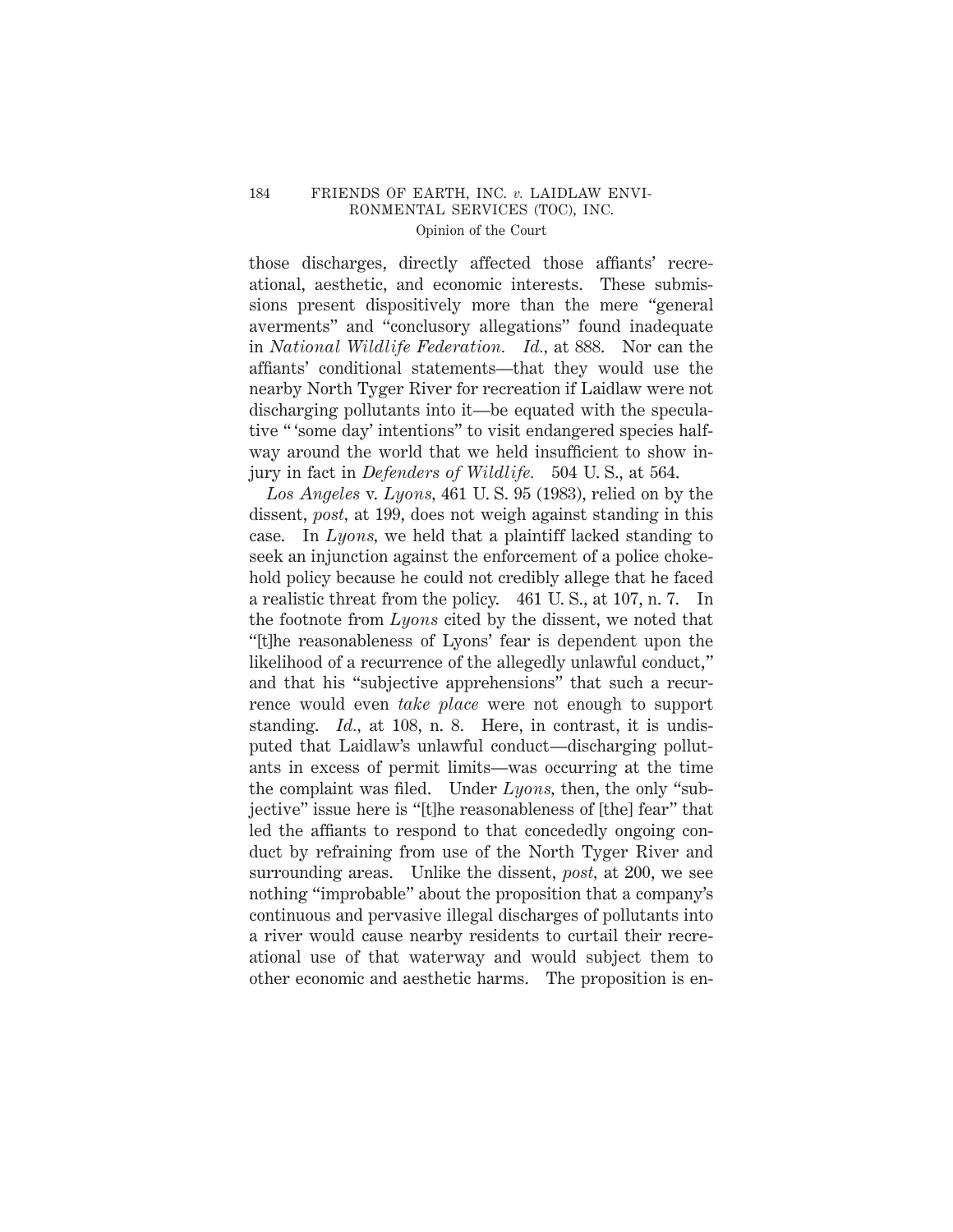those discharges, directly affected those affiants' recreational, aesthetic, and economic interests. These submissions present dispositively more than the mere "general averments" and "conclusory allegations" found inadequate in *National Wildlife Federation*. *Id.*, at 888. Nor can the affiants' conditional statements—that they would use the nearby North Tyger River for recreation if Laidlaw were not discharging pollutants into it—be equated with the speculative " 'some day' intentions" to visit endangered species halfway around the world that we held insufficient to show injury in fact in *Defenders of Wildlife*. 504 U. S., at 564.

*Los Angeles* v. *Lyons*, 461 U. S. 95 (1983), relied on by the dissent, *post*, at 199, does not weigh against standing in this case. In *Lyons*, we held that a plaintiff lacked standing to seek an injunction against the enforcement of a police chokehold policy because he could not credibly allege that he faced a realistic threat from the policy. 461 U. S., at 107, n. 7. In the footnote from *Lyons* cited by the dissent, we noted that "[t]he reasonableness of Lyons' fear is dependent upon the likelihood of a recurrence of the allegedly unlawful conduct," and that his "subjective apprehensions" that such a recurrence would even *take place* were not enough to support standing. *Id.*, at 108, n. 8. Here, in contrast, it is undisputed that Laidlaw's unlawful conduct—discharging pollutants in excess of permit limits—was occurring at the time the complaint was filed. Under *Lyons*, then, the only "subjective" issue here is "[t]he reasonableness of [the] fear" that led the affiants to respond to that concededly ongoing conduct by refraining from use of the North Tyger River and surrounding areas. Unlike the dissent, *post*, at 200, we see nothing "improbable" about the proposition that a company's continuous and pervasive illegal discharges of pollutants into a river would cause nearby residents to curtail their recreational use of that waterway and would subject them to other economic and aesthetic harms. The proposition is en-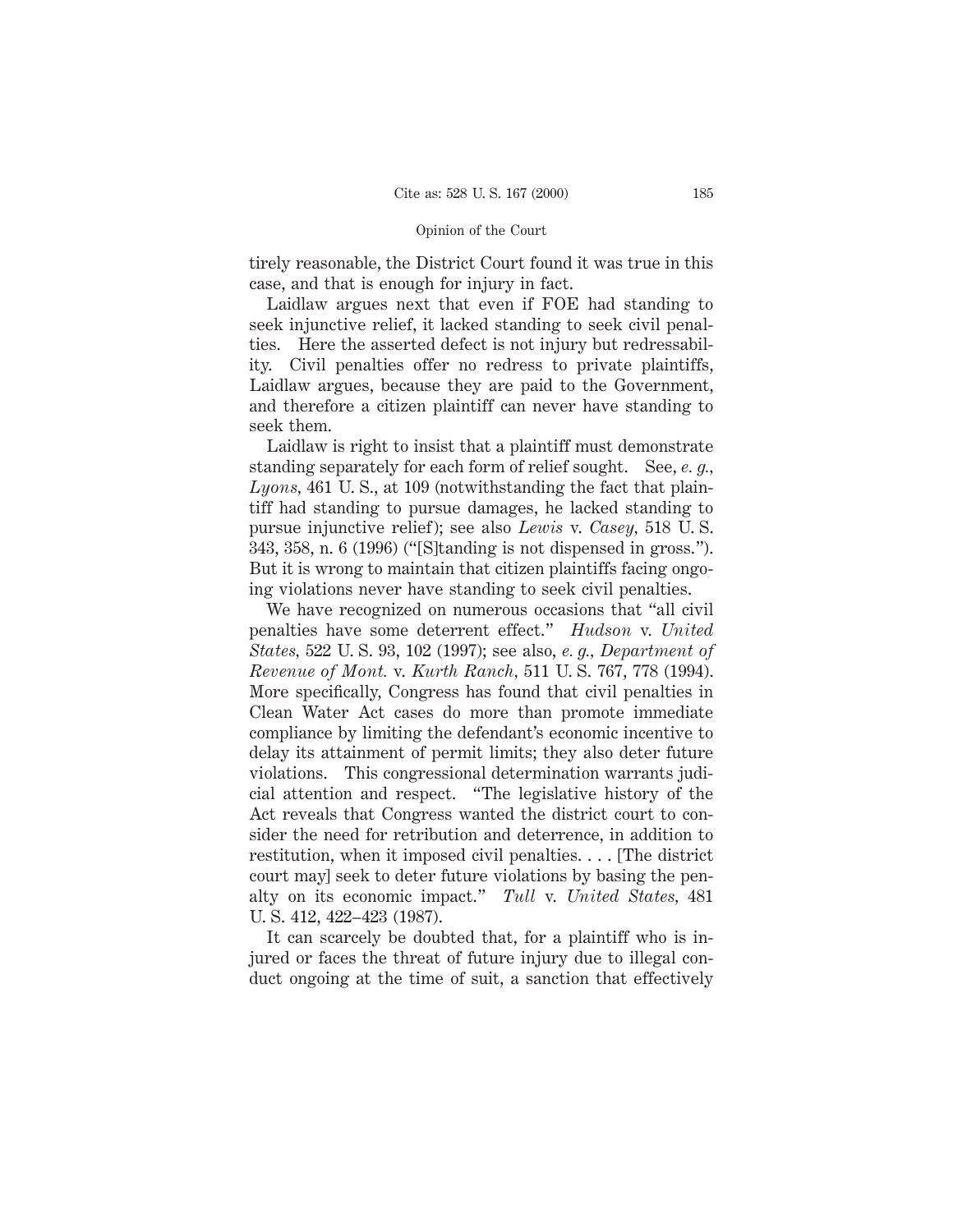tirely reasonable, the District Court found it was true in this case, and that is enough for injury in fact.

Laidlaw argues next that even if FOE had standing to seek injunctive relief, it lacked standing to seek civil penalties. Here the asserted defect is not injury but redressability. Civil penalties offer no redress to private plaintiffs, Laidlaw argues, because they are paid to the Government, and therefore a citizen plaintiff can never have standing to seek them.

Laidlaw is right to insist that a plaintiff must demonstrate standing separately for each form of relief sought. See, *e. g., Lyons,* 461 U. S., at 109 (notwithstanding the fact that plaintiff had standing to pursue damages, he lacked standing to pursue injunctive relief); see also *Lewis* v. *Casey,* 518 U. S. 343, 358, n. 6 (1996) ("[S]tanding is not dispensed in gross."). But it is wrong to maintain that citizen plaintiffs facing ongoing violations never have standing to seek civil penalties.

We have recognized on numerous occasions that "all civil penalties have some deterrent effect." *Hudson* v. *United States,* 522 U. S. 93, 102 (1997); see also, *e. g., Department of Revenue of Mont.* v. *Kurth Ranch,* 511 U. S. 767, 778 (1994). More specifically, Congress has found that civil penalties in Clean Water Act cases do more than promote immediate compliance by limiting the defendant's economic incentive to delay its attainment of permit limits; they also deter future violations. This congressional determination warrants judicial attention and respect. "The legislative history of the Act reveals that Congress wanted the district court to consider the need for retribution and deterrence, in addition to restitution, when it imposed civil penalties. . . . [The district court may] seek to deter future violations by basing the penalty on its economic impact." *Tull* v. *United States,* 481 U. S. 412, 422–423 (1987).

It can scarcely be doubted that, for a plaintiff who is injured or faces the threat of future injury due to illegal conduct ongoing at the time of suit, a sanction that effectively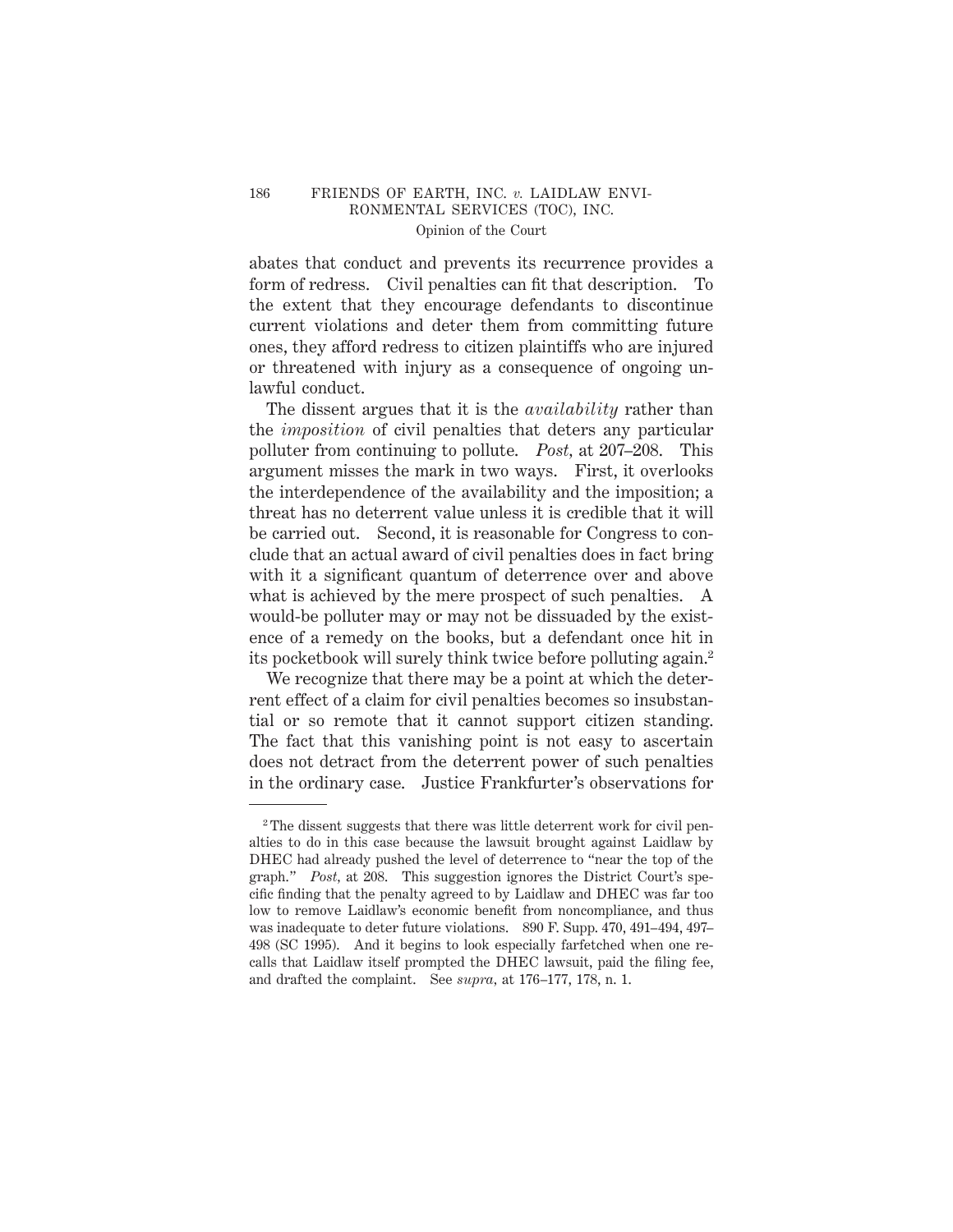abates that conduct and prevents its recurrence provides a form of redress. Civil penalties can fit that description. To the extent that they encourage defendants to discontinue current violations and deter them from committing future ones, they afford redress to citizen plaintiffs who are injured or threatened with injury as a consequence of ongoing unlawful conduct.

The dissent argues that it is the *availability* rather than the *imposition* of civil penalties that deters any particular polluter from continuing to pollute. *Post,* at 207–208. This argument misses the mark in two ways. First, it overlooks the interdependence of the availability and the imposition; a threat has no deterrent value unless it is credible that it will be carried out. Second, it is reasonable for Congress to conclude that an actual award of civil penalties does in fact bring with it a significant quantum of deterrence over and above what is achieved by the mere prospect of such penalties. A would-be polluter may or may not be dissuaded by the existence of a remedy on the books, but a defendant once hit in its pocketbook will surely think twice before polluting again.[2]

We recognize that there may be a point at which the deterrent effect of a claim for civil penalties becomes so insubstantial or so remote that it cannot support citizen standing. The fact that this vanishing point is not easy to ascertain does not detract from the deterrent power of such penalties in the ordinary case. Justice Frankfurter's observations for

---

[2] The dissent suggests that there was little deterrent work for civil penalties to do in this case because the lawsuit brought against Laidlaw by DHEC had already pushed the level of deterrence to "near the top of the graph." *Post,* at 208. This suggestion ignores the District Court's specific finding that the penalty agreed to by Laidlaw and DHEC was far too low to remove Laidlaw's economic benefit from noncompliance, and thus was inadequate to deter future violations. 890 F. Supp. 470, 491–494, 497–498 (SC 1995). And it begins to look especially farfetched when one recalls that Laidlaw itself prompted the DHEC lawsuit, paid the filing fee, and drafted the complaint. See *supra,* at 176–177, 178, n. 1.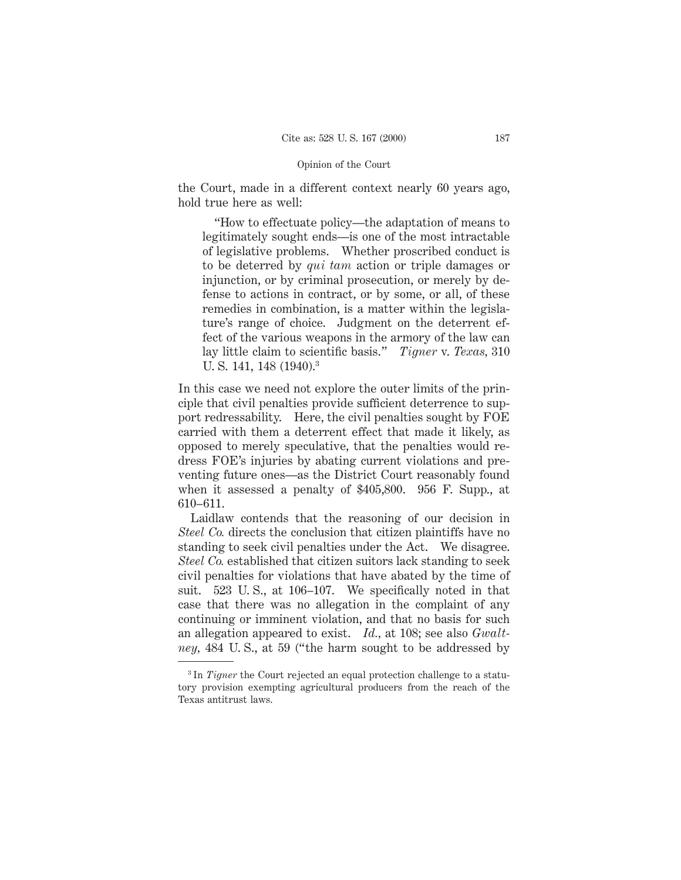the Court, made in a different context nearly 60 years ago, hold true here as well:

> "How to effectuate policy—the adaptation of means to legitimately sought ends—is one of the most intractable of legislative problems. Whether proscribed conduct is to be deterred by *qui tam* action or triple damages or injunction, or by criminal prosecution, or merely by defense to actions in contract, or by some, or all, of these remedies in combination, is a matter within the legislature's range of choice. Judgment on the deterrent effect of the various weapons in the armory of the law can lay little claim to scientific basis." *Tigner* v. *Texas*, 310 U. S. 141, 148 (1940).[3]

In this case we need not explore the outer limits of the principle that civil penalties provide sufficient deterrence to support redressability. Here, the civil penalties sought by FOE carried with them a deterrent effect that made it likely, as opposed to merely speculative, that the penalties would redress FOE's injuries by abating current violations and preventing future ones—as the District Court reasonably found when it assessed a penalty of $405,800. 956 F. Supp., at 610–611.

Laidlaw contends that the reasoning of our decision in *Steel Co.* directs the conclusion that citizen plaintiffs have no standing to seek civil penalties under the Act. We disagree. *Steel Co.* established that citizen suitors lack standing to seek civil penalties for violations that have abated by the time of suit. 523 U. S., at 106–107. We specifically noted in that case that there was no allegation in the complaint of any continuing or imminent violation, and that no basis for such an allegation appeared to exist. *Id.*, at 108; see also *Gwaltney*, 484 U. S., at 59 ("the harm sought to be addressed by

---

[3] In *Tigner* the Court rejected an equal protection challenge to a statutory provision exempting agricultural producers from the reach of the Texas antitrust laws.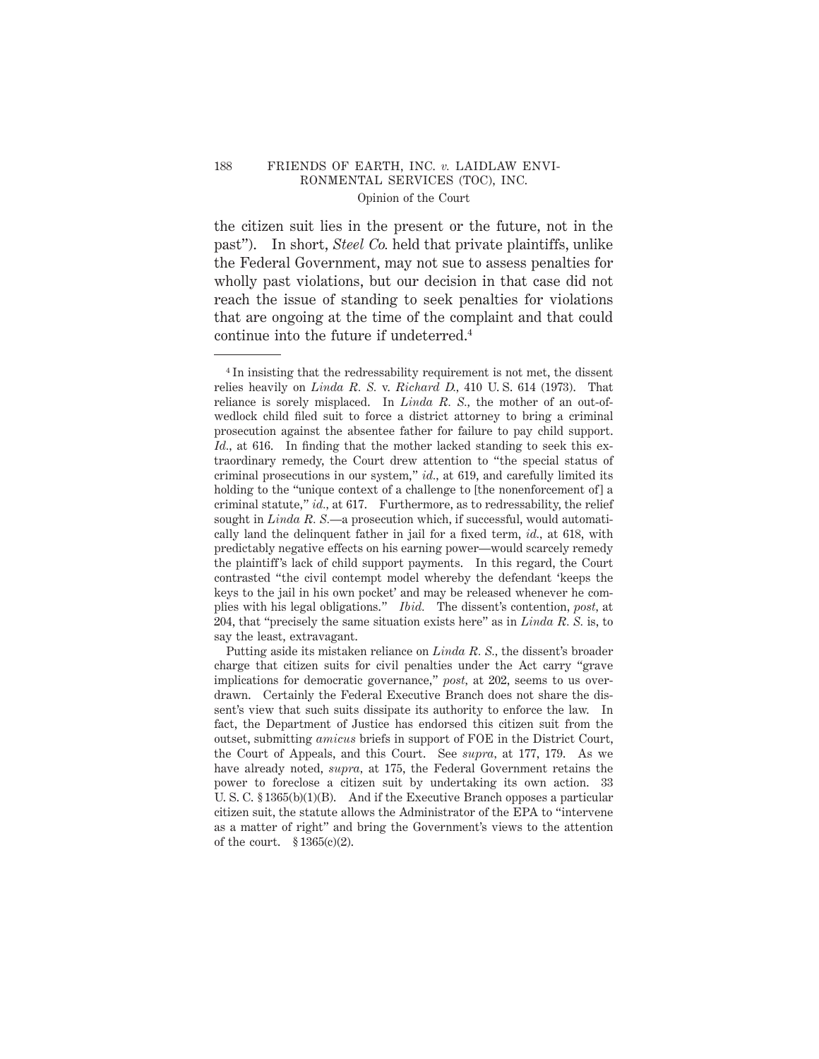the citizen suit lies in the present or the future, not in the past"). In short, *Steel Co.* held that private plaintiffs, unlike the Federal Government, may not sue to assess penalties for wholly past violations, but our decision in that case did not reach the issue of standing to seek penalties for violations that are ongoing at the time of the complaint and that could continue into the future if undeterred.[4]

---

[4] In insisting that the redressability requirement is not met, the dissent relies heavily on *Linda R. S.* v. *Richard D.*, 410 U. S. 614 (1973). That reliance is sorely misplaced. In *Linda R. S.*, the mother of an out-of-wedlock child filed suit to force a district attorney to bring a criminal prosecution against the absentee father for failure to pay child support. *Id.*, at 616. In finding that the mother lacked standing to seek this extraordinary remedy, the Court drew attention to "the special status of criminal prosecutions in our system," *id.*, at 619, and carefully limited its holding to the "unique context of a challenge to [the nonenforcement of] a criminal statute," *id.*, at 617. Furthermore, as to redressability, the relief sought in *Linda R. S.*—a prosecution which, if successful, would automatically land the delinquent father in jail for a fixed term, *id.*, at 618, with predictably negative effects on his earning power—would scarcely remedy the plaintiff's lack of child support payments. In this regard, the Court contrasted "the civil contempt model whereby the defendant 'keeps the keys to the jail in his own pocket' and may be released whenever he complies with his legal obligations." *Ibid.* The dissent's contention, *post*, at 204, that "precisely the same situation exists here" as in *Linda R. S.* is, to say the least, extravagant.

Putting aside its mistaken reliance on *Linda R. S.*, the dissent's broader charge that citizen suits for civil penalties under the Act carry "grave implications for democratic governance," *post*, at 202, seems to us overdrawn. Certainly the Federal Executive Branch does not share the dissent's view that such suits dissipate its authority to enforce the law. In fact, the Department of Justice has endorsed this citizen suit from the outset, submitting *amicus* briefs in support of FOE in the District Court, the Court of Appeals, and this Court. See *supra*, at 177, 179. As we have already noted, *supra*, at 175, the Federal Government retains the power to foreclose a citizen suit by undertaking its own action. 33 U. S. C. § 1365(b)(1)(B). And if the Executive Branch opposes a particular citizen suit, the statute allows the Administrator of the EPA to "intervene as a matter of right" and bring the Government's views to the attention of the court. § 1365(c)(2).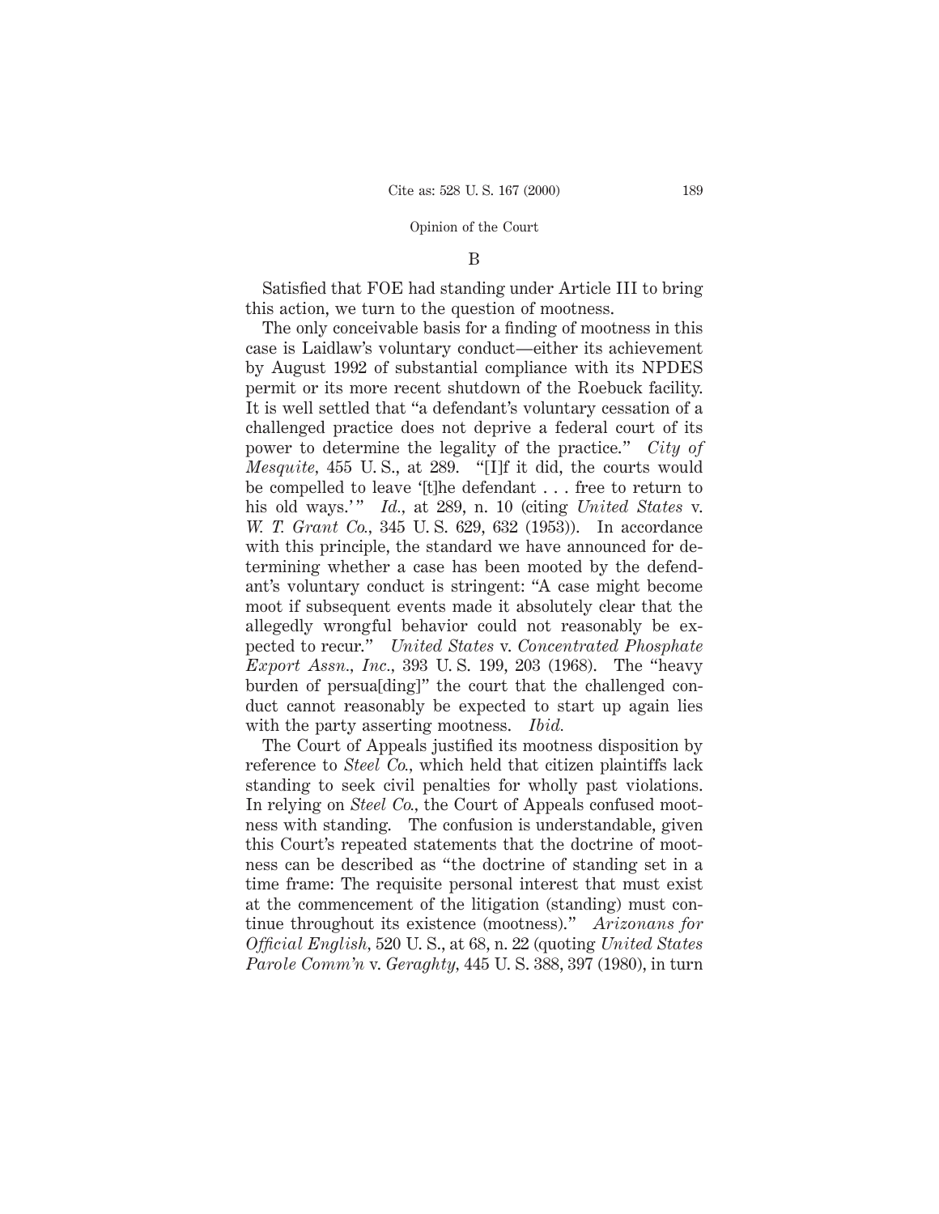### B

Satisfied that FOE had standing under Article III to bring this action, we turn to the question of mootness.

The only conceivable basis for a finding of mootness in this case is Laidlaw's voluntary conduct—either its achievement by August 1992 of substantial compliance with its NPDES permit or its more recent shutdown of the Roebuck facility. It is well settled that "a defendant's voluntary cessation of a challenged practice does not deprive a federal court of its power to determine the legality of the practice." *City of Mesquite*, 455 U. S., at 289. "[I]f it did, the courts would be compelled to leave '[t]he defendant . . . free to return to his old ways.'" *Id.*, at 289, n. 10 (citing *United States* v. *W. T. Grant Co.*, 345 U. S. 629, 632 (1953)). In accordance with this principle, the standard we have announced for determining whether a case has been mooted by the defendant's voluntary conduct is stringent: "A case might become moot if subsequent events made it absolutely clear that the allegedly wrongful behavior could not reasonably be expected to recur." *United States* v. *Concentrated Phosphate Export Assn., Inc.*, 393 U. S. 199, 203 (1968). The "heavy burden of persua[ding]" the court that the challenged conduct cannot reasonably be expected to start up again lies with the party asserting mootness. *Ibid.*

The Court of Appeals justified its mootness disposition by reference to *Steel Co.*, which held that citizen plaintiffs lack standing to seek civil penalties for wholly past violations. In relying on *Steel Co.*, the Court of Appeals confused mootness with standing. The confusion is understandable, given this Court's repeated statements that the doctrine of mootness can be described as "the doctrine of standing set in a time frame: The requisite personal interest that must exist at the commencement of the litigation (standing) must continue throughout its existence (mootness)." *Arizonans for Official English*, 520 U. S., at 68, n. 22 (quoting *United States Parole Comm'n* v. *Geraghty*, 445 U. S. 388, 397 (1980), in turn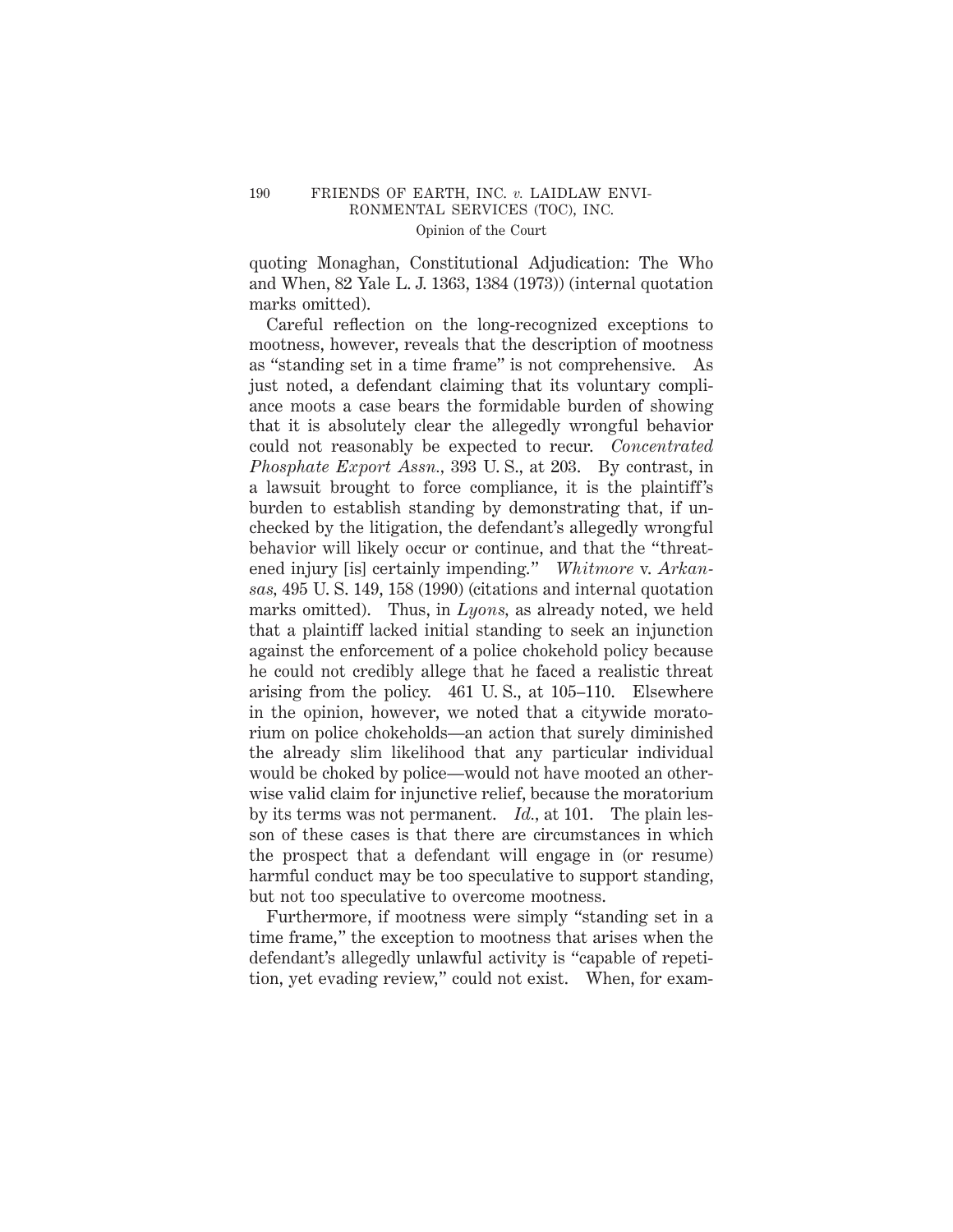quoting Monaghan, Constitutional Adjudication: The Who and When, 82 Yale L. J. 1363, 1384 (1973)) (internal quotation marks omitted).

Careful reflection on the long-recognized exceptions to mootness, however, reveals that the description of mootness as "standing set in a time frame" is not comprehensive. As just noted, a defendant claiming that its voluntary compliance moots a case bears the formidable burden of showing that it is absolutely clear the allegedly wrongful behavior could not reasonably be expected to recur. *Concentrated Phosphate Export Assn.*, 393 U. S., at 203. By contrast, in a lawsuit brought to force compliance, it is the plaintiff's burden to establish standing by demonstrating that, if unchecked by the litigation, the defendant's allegedly wrongful behavior will likely occur or continue, and that the "threatened injury [is] certainly impending." *Whitmore* v. *Arkansas*, 495 U. S. 149, 158 (1990) (citations and internal quotation marks omitted). Thus, in *Lyons*, as already noted, we held that a plaintiff lacked initial standing to seek an injunction against the enforcement of a police chokehold policy because he could not credibly allege that he faced a realistic threat arising from the policy. 461 U. S., at 105–110. Elsewhere in the opinion, however, we noted that a citywide moratorium on police chokeholds—an action that surely diminished the already slim likelihood that any particular individual would be choked by police—would not have mooted an otherwise valid claim for injunctive relief, because the moratorium by its terms was not permanent. *Id.*, at 101. The plain lesson of these cases is that there are circumstances in which the prospect that a defendant will engage in (or resume) harmful conduct may be too speculative to support standing, but not too speculative to overcome mootness.

Furthermore, if mootness were simply "standing set in a time frame," the exception to mootness that arises when the defendant's allegedly unlawful activity is "capable of repetition, yet evading review," could not exist. When, for exam-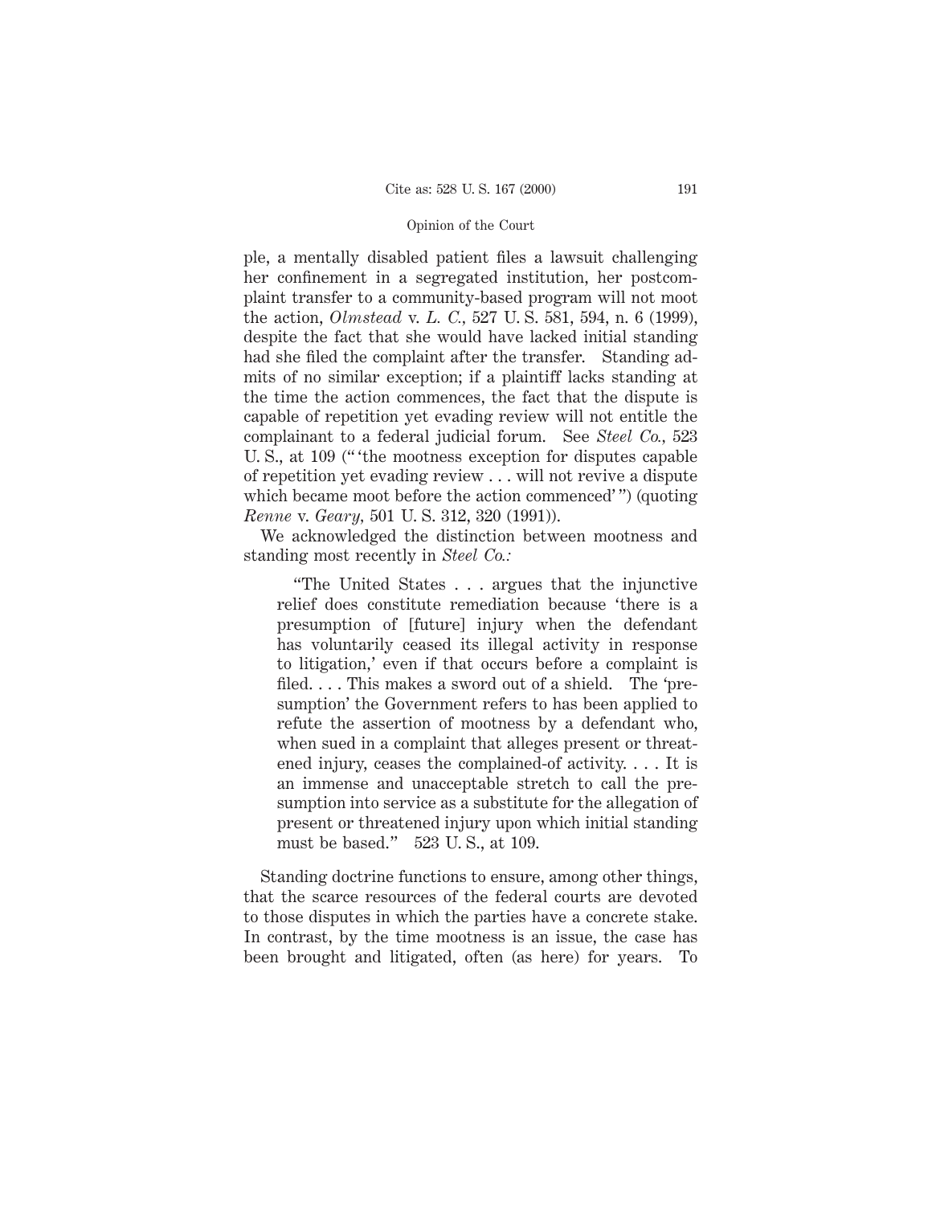ple, a mentally disabled patient files a lawsuit challenging her confinement in a segregated institution, her postcomplaint transfer to a community-based program will not moot the action, *Olmstead* v. *L. C.*, 527 U. S. 581, 594, n. 6 (1999), despite the fact that she would have lacked initial standing had she filed the complaint after the transfer. Standing admits of no similar exception; if a plaintiff lacks standing at the time the action commences, the fact that the dispute is capable of repetition yet evading review will not entitle the complainant to a federal judicial forum. See *Steel Co.*, 523 U. S., at 109 ("'the mootness exception for disputes capable of repetition yet evading review . . . will not revive a dispute which became moot before the action commenced'") (quoting *Renne* v. *Geary*, 501 U. S. 312, 320 (1991)).

We acknowledged the distinction between mootness and standing most recently in *Steel Co.:*

> "The United States . . . argues that the injunctive relief does constitute remediation because 'there is a presumption of [future] injury when the defendant has voluntarily ceased its illegal activity in response to litigation,' even if that occurs before a complaint is filed. . . . This makes a sword out of a shield. The 'presumption' the Government refers to has been applied to refute the assertion of mootness by a defendant who, when sued in a complaint that alleges present or threatened injury, ceases the complained-of activity. . . . It is an immense and unacceptable stretch to call the presumption into service as a substitute for the allegation of present or threatened injury upon which initial standing must be based." 523 U. S., at 109.

Standing doctrine functions to ensure, among other things, that the scarce resources of the federal courts are devoted to those disputes in which the parties have a concrete stake. In contrast, by the time mootness is an issue, the case has been brought and litigated, often (as here) for years. To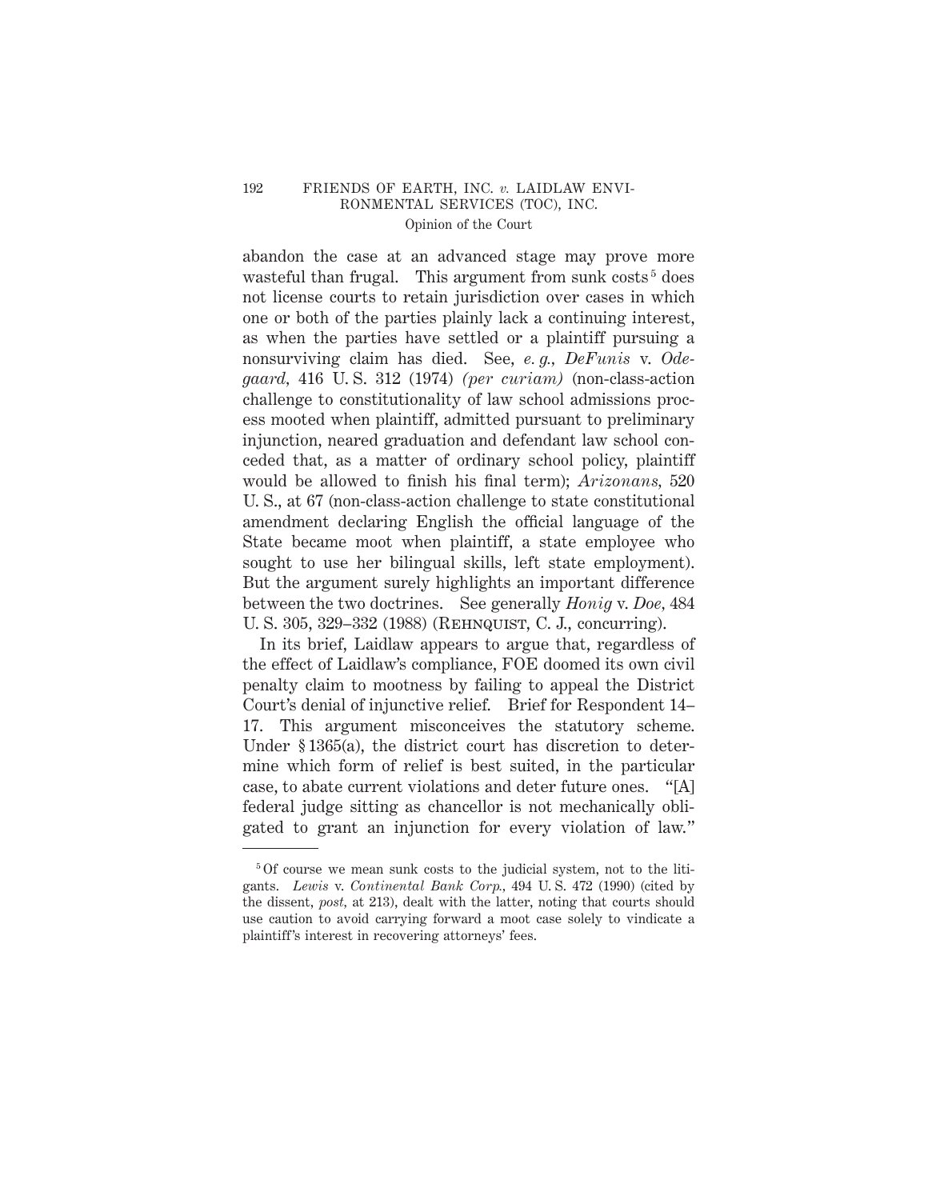abandon the case at an advanced stage may prove more wasteful than frugal. This argument from sunk costs[5] does not license courts to retain jurisdiction over cases in which one or both of the parties plainly lack a continuing interest, as when the parties have settled or a plaintiff pursuing a nonsurviving claim has died. See, *e. g., DeFunis* v. *Odegaard,* 416 U. S. 312 (1974) *(per curiam)* (non-class-action challenge to constitutionality of law school admissions process mooted when plaintiff, admitted pursuant to preliminary injunction, neared graduation and defendant law school conceded that, as a matter of ordinary school policy, plaintiff would be allowed to finish his final term); *Arizonans,* 520 U. S., at 67 (non-class-action challenge to state constitutional amendment declaring English the official language of the State became moot when plaintiff, a state employee who sought to use her bilingual skills, left state employment). But the argument surely highlights an important difference between the two doctrines. See generally *Honig* v. *Doe*, 484 U. S. 305, 329–332 (1988) (Rehnquist, C. J., concurring).

In its brief, Laidlaw appears to argue that, regardless of the effect of Laidlaw's compliance, FOE doomed its own civil penalty claim to mootness by failing to appeal the District Court's denial of injunctive relief. Brief for Respondent 14–17. This argument misconceives the statutory scheme. Under § 1365(a), the district court has discretion to determine which form of relief is best suited, in the particular case, to abate current violations and deter future ones. "[A] federal judge sitting as chancellor is not mechanically obligated to grant an injunction for every violation of law."

---

[5] Of course we mean sunk costs to the judicial system, not to the litigants. *Lewis* v. *Continental Bank Corp.*, 494 U. S. 472 (1990) (cited by the dissent, *post*, at 213), dealt with the latter, noting that courts should use caution to avoid carrying forward a moot case solely to vindicate a plaintiff's interest in recovering attorneys' fees.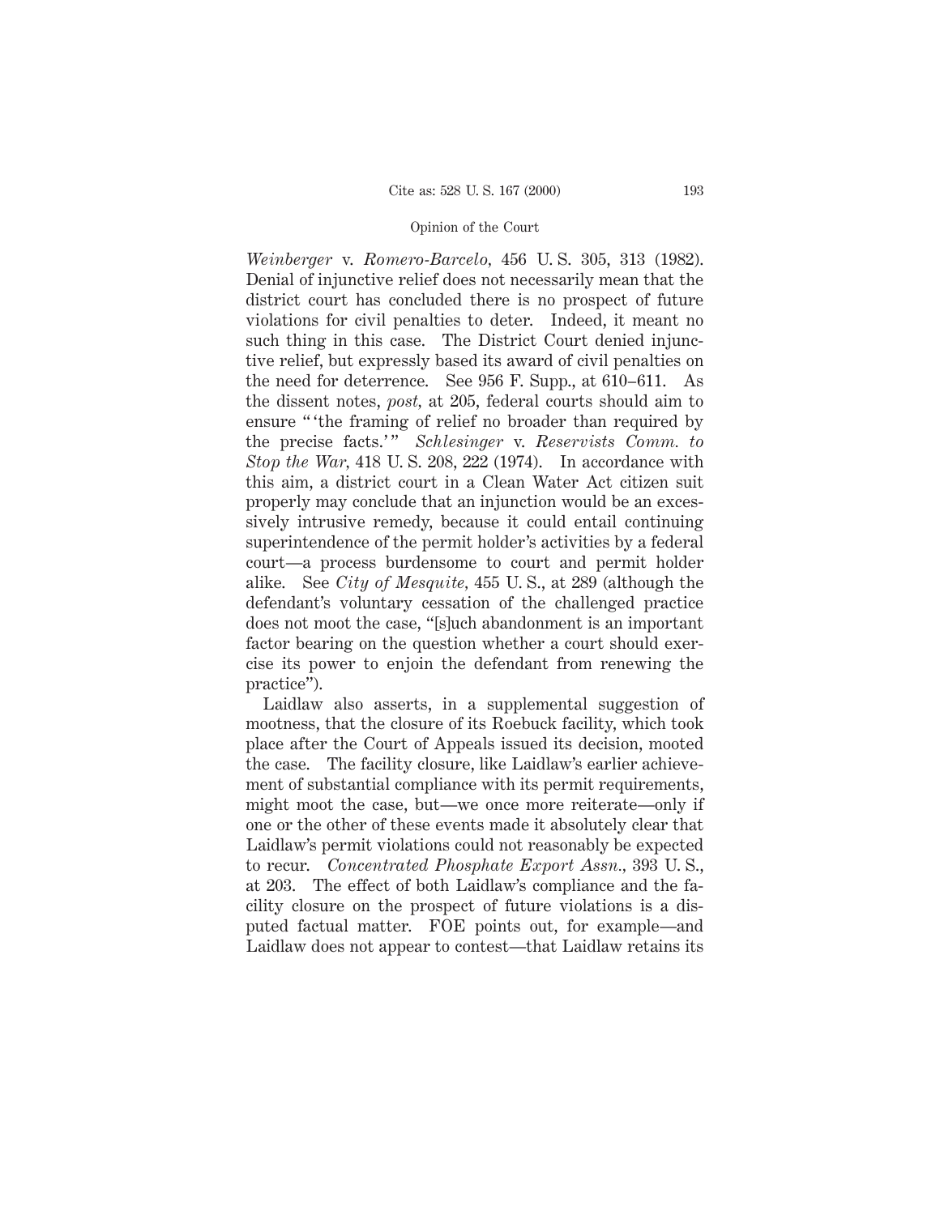*Weinberger* v. *Romero-Barcelo*, 456 U. S. 305, 313 (1982). Denial of injunctive relief does not necessarily mean that the district court has concluded there is no prospect of future violations for civil penalties to deter. Indeed, it meant no such thing in this case. The District Court denied injunctive relief, but expressly based its award of civil penalties on the need for deterrence. See 956 F. Supp., at 610–611. As the dissent notes, *post*, at 205, federal courts should aim to ensure "'the framing of relief no broader than required by the precise facts.'" *Schlesinger* v. *Reservists Comm. to Stop the War*, 418 U. S. 208, 222 (1974). In accordance with this aim, a district court in a Clean Water Act citizen suit properly may conclude that an injunction would be an excessively intrusive remedy, because it could entail continuing superintendence of the permit holder's activities by a federal court—a process burdensome to court and permit holder alike. See *City of Mesquite*, 455 U. S., at 289 (although the defendant's voluntary cessation of the challenged practice does not moot the case, "[s]uch abandonment is an important factor bearing on the question whether a court should exercise its power to enjoin the defendant from renewing the practice").

Laidlaw also asserts, in a supplemental suggestion of mootness, that the closure of its Roebuck facility, which took place after the Court of Appeals issued its decision, mooted the case. The facility closure, like Laidlaw's earlier achievement of substantial compliance with its permit requirements, might moot the case, but—we once more reiterate—only if one or the other of these events made it absolutely clear that Laidlaw's permit violations could not reasonably be expected to recur. *Concentrated Phosphate Export Assn.*, 393 U. S., at 203. The effect of both Laidlaw's compliance and the facility closure on the prospect of future violations is a disputed factual matter. FOE points out, for example—and Laidlaw does not appear to contest—that Laidlaw retains its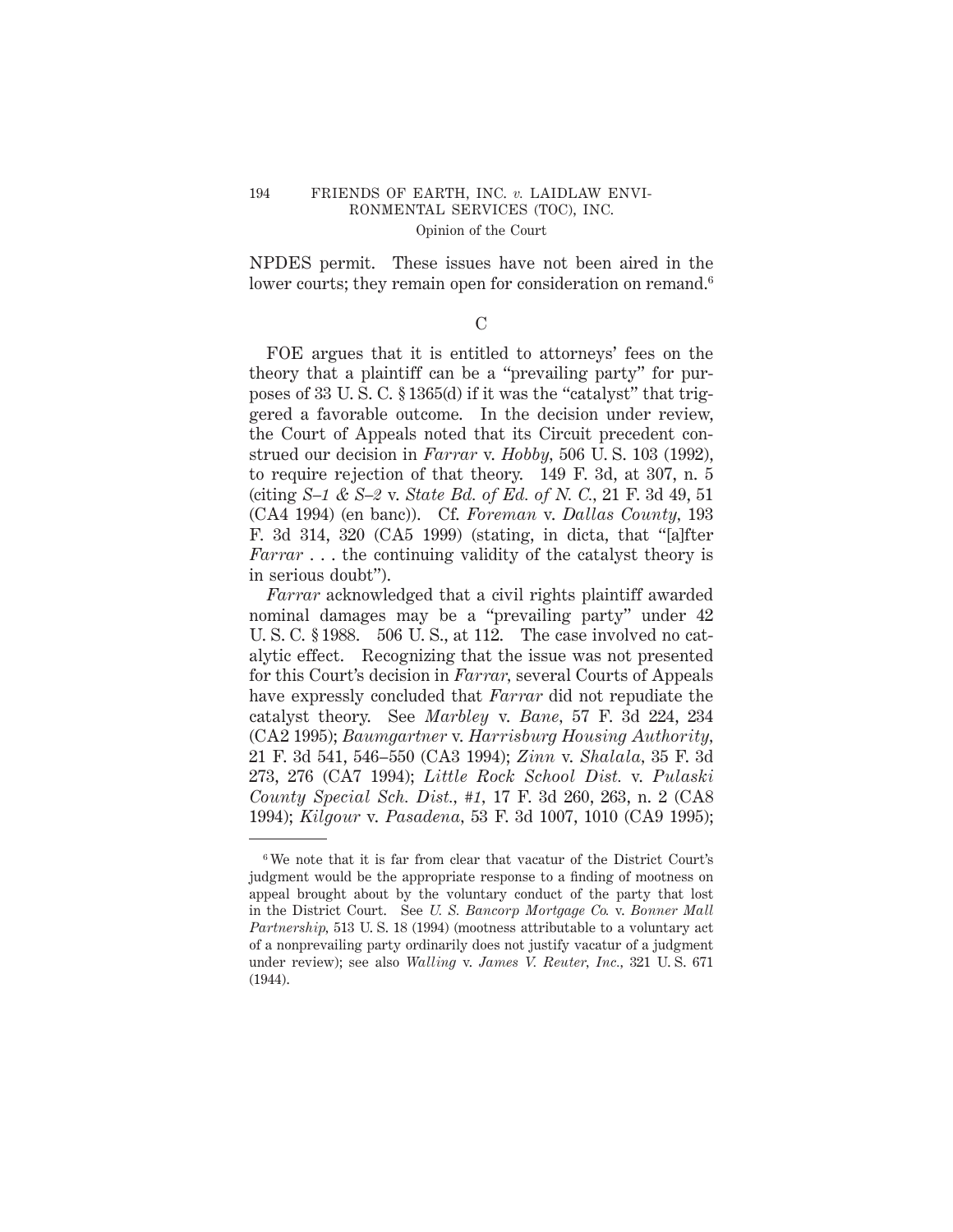NPDES permit. These issues have not been aired in the lower courts; they remain open for consideration on remand.[6]

C

FOE argues that it is entitled to attorneys' fees on the theory that a plaintiff can be a "prevailing party" for purposes of 33 U. S. C. § 1365(d) if it was the "catalyst" that triggered a favorable outcome. In the decision under review, the Court of Appeals noted that its Circuit precedent construed our decision in *Farrar* v. *Hobby,* 506 U. S. 103 (1992), to require rejection of that theory. 149 F. 3d, at 307, n. 5 (citing *S–1 & S–2* v. *State Bd. of Ed. of N. C.,* 21 F. 3d 49, 51 (CA4 1994) (en banc)). Cf. *Foreman* v. *Dallas County,* 193 F. 3d 314, 320 (CA5 1999) (stating, in dicta, that "[a]fter *Farrar* . . . the continuing validity of the catalyst theory is in serious doubt").

*Farrar* acknowledged that a civil rights plaintiff awarded nominal damages may be a "prevailing party" under 42 U. S. C. § 1988. 506 U. S., at 112. The case involved no catalytic effect. Recognizing that the issue was not presented for this Court's decision in *Farrar,* several Courts of Appeals have expressly concluded that *Farrar* did not repudiate the catalyst theory. See *Marbley* v. *Bane,* 57 F. 3d 224, 234 (CA2 1995); *Baumgartner* v. *Harrisburg Housing Authority,* 21 F. 3d 541, 546–550 (CA3 1994); *Zinn* v. *Shalala,* 35 F. 3d 273, 276 (CA7 1994); *Little Rock School Dist.* v. *Pulaski County Special Sch. Dist., #1,* 17 F. 3d 260, 263, n. 2 (CA8 1994); *Kilgour* v. *Pasadena,* 53 F. 3d 1007, 1010 (CA9 1995);

---

[6] We note that it is far from clear that vacatur of the District Court's judgment would be the appropriate response to a finding of mootness on appeal brought about by the voluntary conduct of the party that lost in the District Court. See *U. S. Bancorp Mortgage Co.* v. *Bonner Mall Partnership,* 513 U. S. 18 (1994) (mootness attributable to a voluntary act of a nonprevailing party ordinarily does not justify vacatur of a judgment under review); see also *Walling* v. *James V. Reuter, Inc.,* 321 U. S. 671 (1944).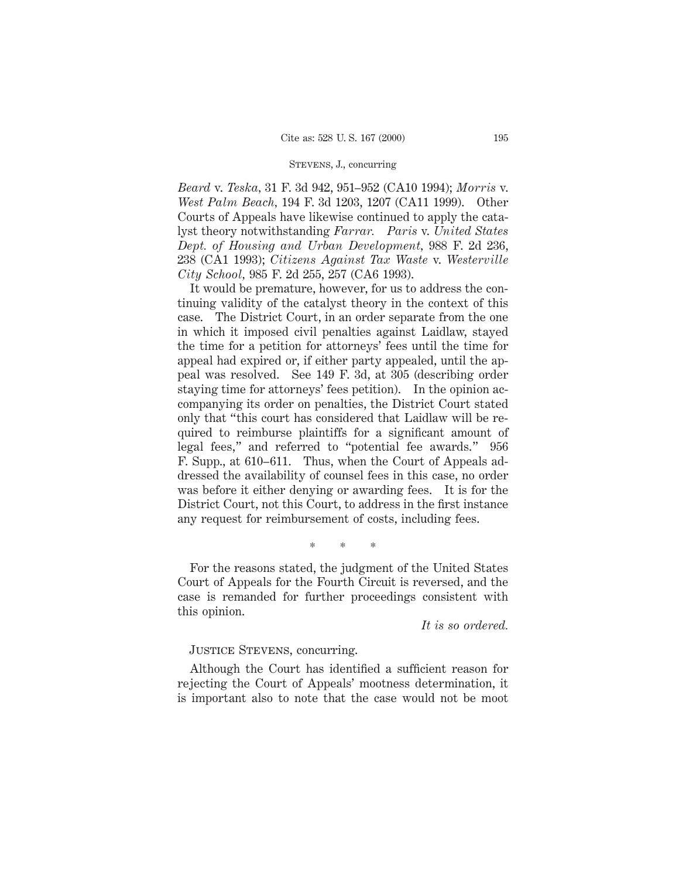*Beard* v. *Teska*, 31 F. 3d 942, 951–952 (CA10 1994); *Morris* v. *West Palm Beach*, 194 F. 3d 1203, 1207 (CA11 1999). Other Courts of Appeals have likewise continued to apply the catalyst theory notwithstanding *Farrar*. *Paris* v. *United States Dept. of Housing and Urban Development*, 988 F. 2d 236, 238 (CA1 1993); *Citizens Against Tax Waste* v. *Westerville City School*, 985 F. 2d 255, 257 (CA6 1993).

It would be premature, however, for us to address the continuing validity of the catalyst theory in the context of this case. The District Court, in an order separate from the one in which it imposed civil penalties against Laidlaw, stayed the time for a petition for attorneys' fees until the time for appeal had expired or, if either party appealed, until the appeal was resolved. See 149 F. 3d, at 305 (describing order staying time for attorneys' fees petition). In the opinion accompanying its order on penalties, the District Court stated only that "this court has considered that Laidlaw will be required to reimburse plaintiffs for a significant amount of legal fees," and referred to "potential fee awards." 956 F. Supp., at 610–611. Thus, when the Court of Appeals addressed the availability of counsel fees in this case, no order was before it either denying or awarding fees. It is for the District Court, not this Court, to address in the first instance any request for reimbursement of costs, including fees.

\* \* \*

For the reasons stated, the judgment of the United States Court of Appeals for the Fourth Circuit is reversed, and the case is remanded for further proceedings consistent with this opinion.

*It is so ordered.*

Justice Stevens, concurring.

Although the Court has identified a sufficient reason for rejecting the Court of Appeals' mootness determination, it is important also to note that the case would not be moot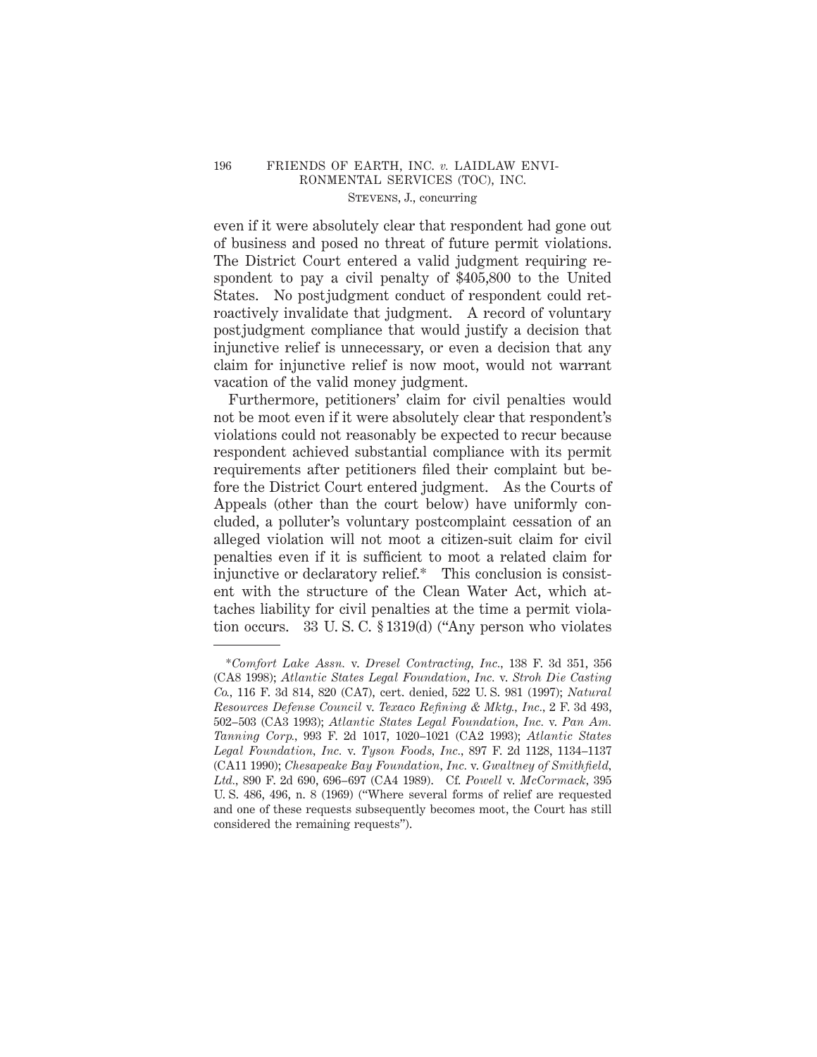even if it were absolutely clear that respondent had gone out of business and posed no threat of future permit violations. The District Court entered a valid judgment requiring respondent to pay a civil penalty of $405,800 to the United States. No postjudgment conduct of respondent could retroactively invalidate that judgment. A record of voluntary postjudgment compliance that would justify a decision that injunctive relief is unnecessary, or even a decision that any claim for injunctive relief is now moot, would not warrant vacation of the valid money judgment.

Furthermore, petitioners' claim for civil penalties would not be moot even if it were absolutely clear that respondent's violations could not reasonably be expected to recur because respondent achieved substantial compliance with its permit requirements after petitioners filed their complaint but before the District Court entered judgment. As the Courts of Appeals (other than the court below) have uniformly concluded, a polluter's voluntary postcomplaint cessation of an alleged violation will not moot a citizen-suit claim for civil penalties even if it is sufficient to moot a related claim for injunctive or declaratory relief.* This conclusion is consistent with the structure of the Clean Water Act, which attaches liability for civil penalties at the time a permit violation occurs. 33 U. S. C. § 1319(d) ("Any person who violates

---

**\*** *Comfort Lake Assn.* v. *Dresel Contracting, Inc.*, 138 F. 3d 351, 356 (CA8 1998); *Atlantic States Legal Foundation, Inc.* v. *Stroh Die Casting Co.*, 116 F. 3d 814, 820 (CA7), cert. denied, 522 U. S. 981 (1997); *Natural Resources Defense Council* v. *Texaco Refining & Mktg., Inc.*, 2 F. 3d 493, 502–503 (CA3 1993); *Atlantic States Legal Foundation, Inc.* v. *Pan Am. Tanning Corp.*, 993 F. 2d 1017, 1020–1021 (CA2 1993); *Atlantic States Legal Foundation, Inc.* v. *Tyson Foods, Inc.*, 897 F. 2d 1128, 1134–1137 (CA11 1990); *Chesapeake Bay Foundation, Inc.* v. *Gwaltney of Smithfield, Ltd.*, 890 F. 2d 690, 696–697 (CA4 1989). Cf. *Powell* v. *McCormack*, 395 U. S. 486, 496, n. 8 (1969) ("Where several forms of relief are requested and one of these requests subsequently becomes moot, the Court has still considered the remaining requests").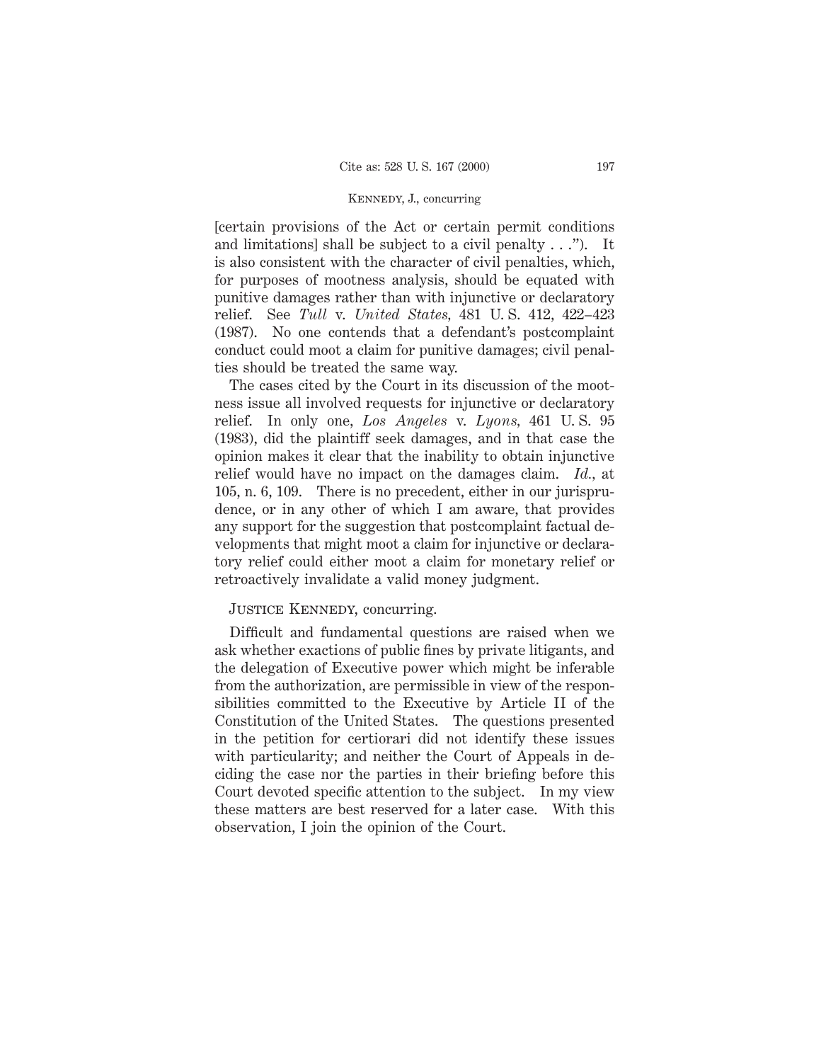[certain provisions of the Act or certain permit conditions and limitations] shall be subject to a civil penalty . . ."). It is also consistent with the character of civil penalties, which, for purposes of mootness analysis, should be equated with punitive damages rather than with injunctive or declaratory relief. See *Tull* v. *United States*, 481 U. S. 412, 422–423 (1987). No one contends that a defendant's postcomplaint conduct could moot a claim for punitive damages; civil penalties should be treated the same way.

The cases cited by the Court in its discussion of the mootness issue all involved requests for injunctive or declaratory relief. In only one, *Los Angeles* v. *Lyons*, 461 U. S. 95 (1983), did the plaintiff seek damages, and in that case the opinion makes it clear that the inability to obtain injunctive relief would have no impact on the damages claim. *Id.*, at 105, n. 6, 109. There is no precedent, either in our jurisprudence, or in any other of which I am aware, that provides any support for the suggestion that postcomplaint factual developments that might moot a claim for injunctive or declaratory relief could either moot a claim for monetary relief or retroactively invalidate a valid money judgment.

JUSTICE KENNEDY, concurring.

Difficult and fundamental questions are raised when we ask whether exactions of public fines by private litigants, and the delegation of Executive power which might be inferable from the authorization, are permissible in view of the responsibilities committed to the Executive by Article II of the Constitution of the United States. The questions presented in the petition for certiorari did not identify these issues with particularity; and neither the Court of Appeals in deciding the case nor the parties in their briefing before this Court devoted specific attention to the subject. In my view these matters are best reserved for a later case. With this observation, I join the opinion of the Court.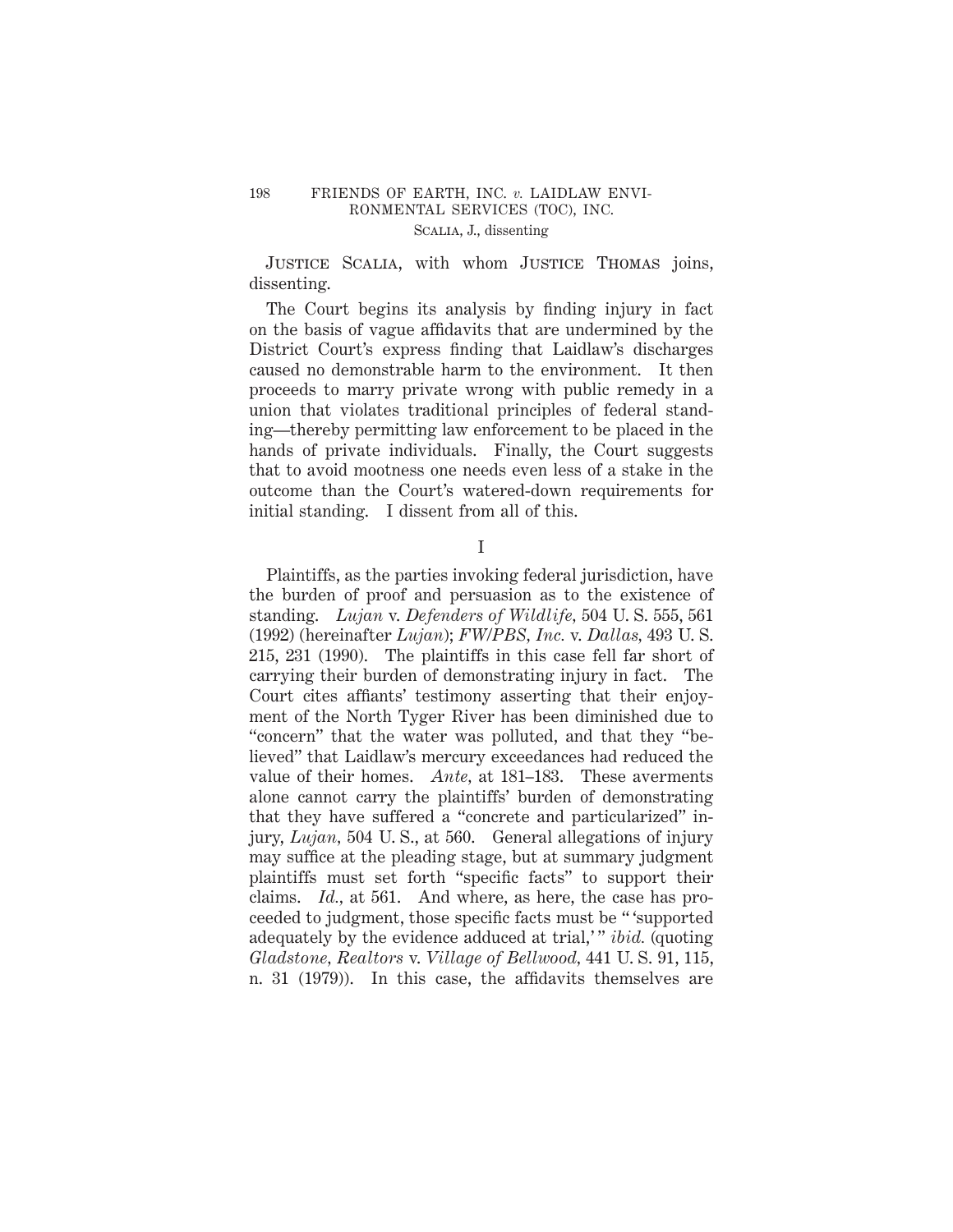JUSTICE SCALIA, with whom JUSTICE THOMAS joins, dissenting.

The Court begins its analysis by finding injury in fact on the basis of vague affidavits that are undermined by the District Court's express finding that Laidlaw's discharges caused no demonstrable harm to the environment. It then proceeds to marry private wrong with public remedy in a union that violates traditional principles of federal standing—thereby permitting law enforcement to be placed in the hands of private individuals. Finally, the Court suggests that to avoid mootness one needs even less of a stake in the outcome than the Court's watered-down requirements for initial standing. I dissent from all of this.

I

Plaintiffs, as the parties invoking federal jurisdiction, have the burden of proof and persuasion as to the existence of standing. *Lujan* v. *Defenders of Wildlife*, 504 U. S. 555, 561 (1992) (hereinafter *Lujan*); *FW/PBS, Inc.* v. *Dallas*, 493 U. S. 215, 231 (1990). The plaintiffs in this case fell far short of carrying their burden of demonstrating injury in fact. The Court cites affiants' testimony asserting that their enjoyment of the North Tyger River has been diminished due to "concern" that the water was polluted, and that they "believed" that Laidlaw's mercury exceedances had reduced the value of their homes. *Ante*, at 181–183. These averments alone cannot carry the plaintiffs' burden of demonstrating that they have suffered a "concrete and particularized" injury, *Lujan*, 504 U. S., at 560. General allegations of injury may suffice at the pleading stage, but at summary judgment plaintiffs must set forth "specific facts" to support their claims. *Id.*, at 561. And where, as here, the case has proceeded to judgment, those specific facts must be " 'supported adequately by the evidence adduced at trial,' " *ibid.* (quoting *Gladstone, Realtors* v. *Village of Bellwood*, 441 U. S. 91, 115, n. 31 (1979)). In this case, the affidavits themselves are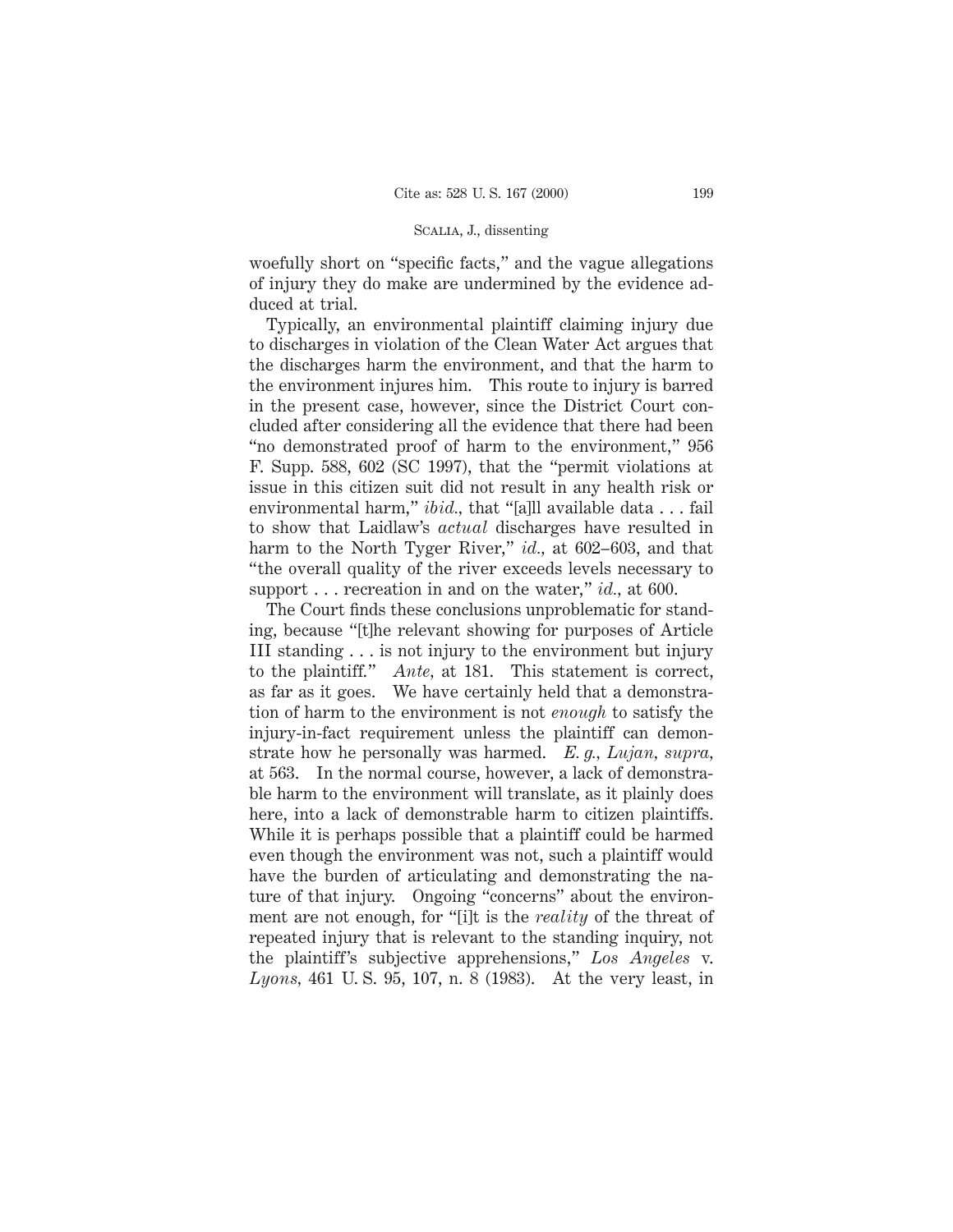woefully short on "specific facts," and the vague allegations of injury they do make are undermined by the evidence adduced at trial.

Typically, an environmental plaintiff claiming injury due to discharges in violation of the Clean Water Act argues that the discharges harm the environment, and that the harm to the environment injures him. This route to injury is barred in the present case, however, since the District Court concluded after considering all the evidence that there had been "no demonstrated proof of harm to the environment," 956 F. Supp. 588, 602 (SC 1997), that the "permit violations at issue in this citizen suit did not result in any health risk or environmental harm," *ibid.*, that "[a]ll available data . . . fail to show that Laidlaw's *actual* discharges have resulted in harm to the North Tyger River," *id.*, at 602–603, and that "the overall quality of the river exceeds levels necessary to support . . . recreation in and on the water," *id.*, at 600.

The Court finds these conclusions unproblematic for standing, because "[t]he relevant showing for purposes of Article III standing . . . is not injury to the environment but injury to the plaintiff." *Ante*, at 181. This statement is correct, as far as it goes. We have certainly held that a demonstration of harm to the environment is not *enough* to satisfy the injury-in-fact requirement unless the plaintiff can demonstrate how he personally was harmed. *E. g.*, *Lujan*, *supra*, at 563. In the normal course, however, a lack of demonstrable harm to the environment will translate, as it plainly does here, into a lack of demonstrable harm to citizen plaintiffs. While it is perhaps possible that a plaintiff could be harmed even though the environment was not, such a plaintiff would have the burden of articulating and demonstrating the nature of that injury. Ongoing "concerns" about the environment are not enough, for "[i]t is the *reality* of the threat of repeated injury that is relevant to the standing inquiry, not the plaintiff's subjective apprehensions," *Los Angeles* v. *Lyons*, 461 U. S. 95, 107, n. 8 (1983). At the very least, in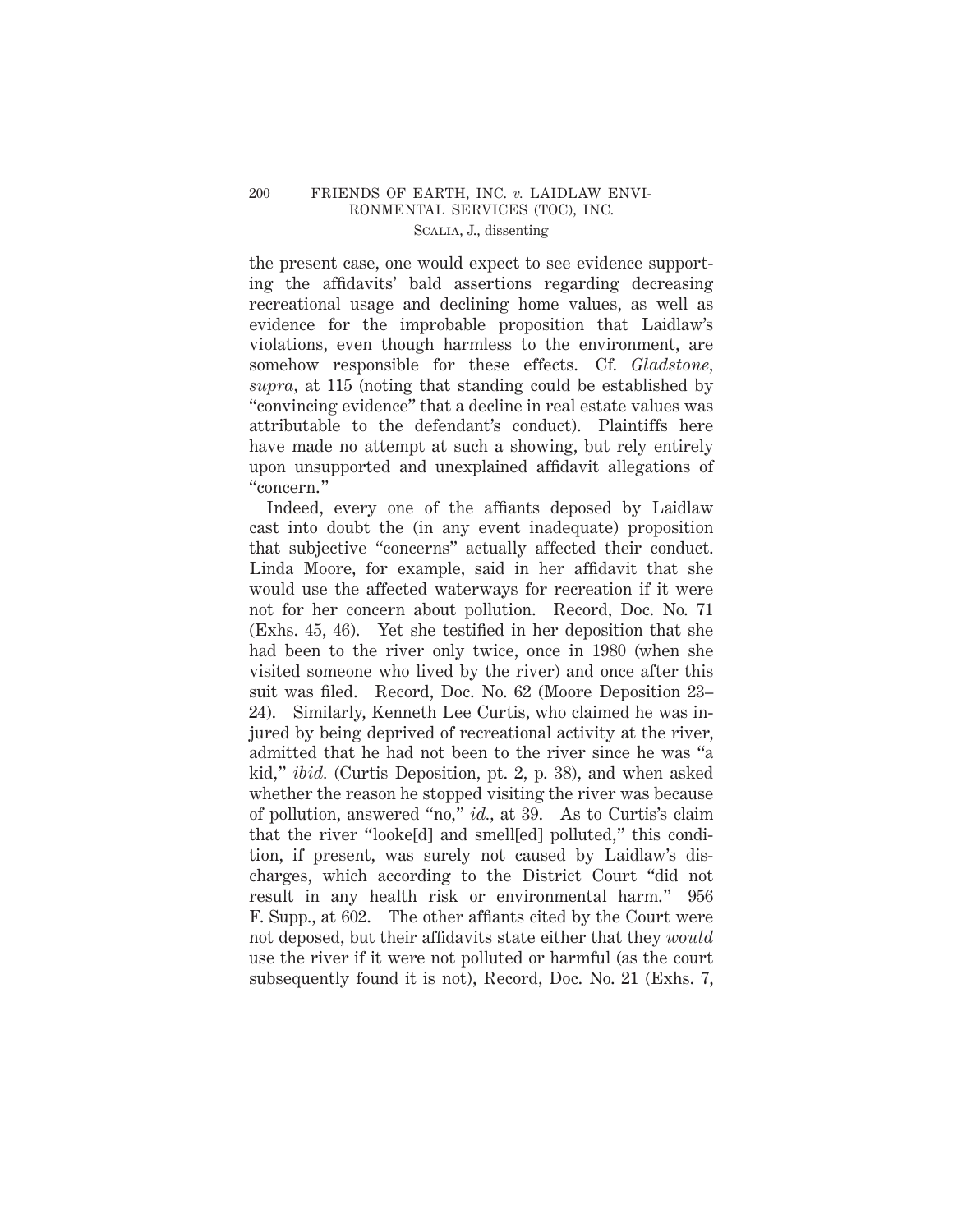the present case, one would expect to see evidence supporting the affidavits' bald assertions regarding decreasing recreational usage and declining home values, as well as evidence for the improbable proposition that Laidlaw's violations, even though harmless to the environment, are somehow responsible for these effects. Cf. *Gladstone*, *supra*, at 115 (noting that standing could be established by "convincing evidence" that a decline in real estate values was attributable to the defendant's conduct). Plaintiffs here have made no attempt at such a showing, but rely entirely upon unsupported and unexplained affidavit allegations of "concern."

Indeed, every one of the affiants deposed by Laidlaw cast into doubt the (in any event inadequate) proposition that subjective "concerns" actually affected their conduct. Linda Moore, for example, said in her affidavit that she would use the affected waterways for recreation if it were not for her concern about pollution. Record, Doc. No. 71 (Exhs. 45, 46). Yet she testified in her deposition that she had been to the river only twice, once in 1980 (when she visited someone who lived by the river) and once after this suit was filed. Record, Doc. No. 62 (Moore Deposition 23–24). Similarly, Kenneth Lee Curtis, who claimed he was injured by being deprived of recreational activity at the river, admitted that he had not been to the river since he was "a kid," *ibid.* (Curtis Deposition, pt. 2, p. 38), and when asked whether the reason he stopped visiting the river was because of pollution, answered "no," *id.*, at 39. As to Curtis's claim that the river "looke[d] and smell[ed] polluted," this condition, if present, was surely not caused by Laidlaw's discharges, which according to the District Court "did not result in any health risk or environmental harm." 956 F. Supp., at 602. The other affiants cited by the Court were not deposed, but their affidavits state either that they *would* use the river if it were not polluted or harmful (as the court subsequently found it is not), Record, Doc. No. 21 (Exhs. 7,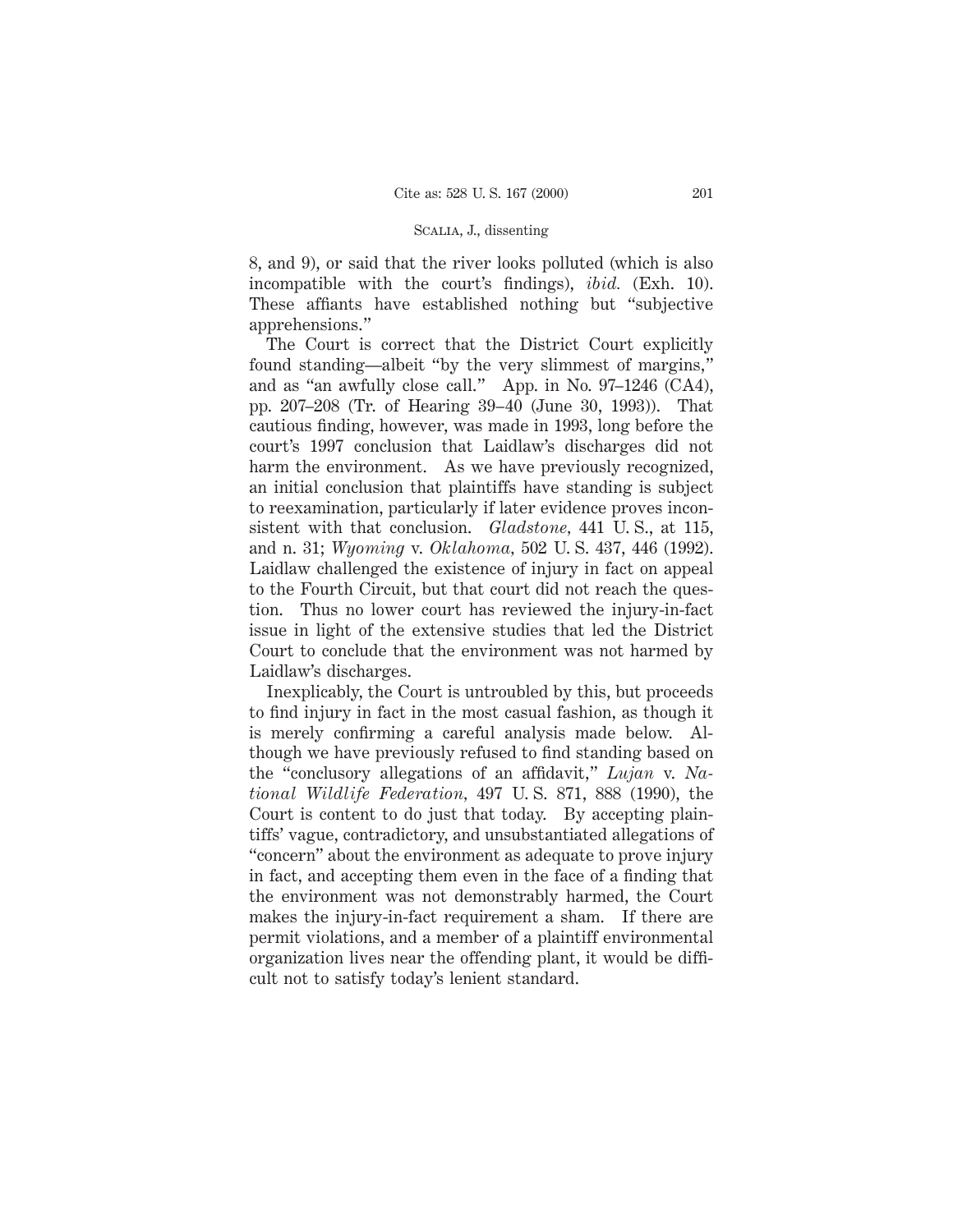8, and 9), or said that the river looks polluted (which is also incompatible with the court's findings), *ibid.* (Exh. 10). These affiants have established nothing but "subjective apprehensions."

The Court is correct that the District Court explicitly found standing—albeit "by the very slimmest of margins," and as "an awfully close call." App. in No. 97–1246 (CA4), pp. 207–208 (Tr. of Hearing 39–40 (June 30, 1993)). That cautious finding, however, was made in 1993, long before the court's 1997 conclusion that Laidlaw's discharges did not harm the environment. As we have previously recognized, an initial conclusion that plaintiffs have standing is subject to reexamination, particularly if later evidence proves inconsistent with that conclusion. *Gladstone,* 441 U. S., at 115, and n. 31; *Wyoming* v. *Oklahoma,* 502 U. S. 437, 446 (1992). Laidlaw challenged the existence of injury in fact on appeal to the Fourth Circuit, but that court did not reach the question. Thus no lower court has reviewed the injury-in-fact issue in light of the extensive studies that led the District Court to conclude that the environment was not harmed by Laidlaw's discharges.

Inexplicably, the Court is untroubled by this, but proceeds to find injury in fact in the most casual fashion, as though it is merely confirming a careful analysis made below. Although we have previously refused to find standing based on the "conclusory allegations of an affidavit," *Lujan* v. *National Wildlife Federation,* 497 U. S. 871, 888 (1990), the Court is content to do just that today. By accepting plaintiffs' vague, contradictory, and unsubstantiated allegations of "concern" about the environment as adequate to prove injury in fact, and accepting them even in the face of a finding that the environment was not demonstrably harmed, the Court makes the injury-in-fact requirement a sham. If there are permit violations, and a member of a plaintiff environmental organization lives near the offending plant, it would be difficult not to satisfy today's lenient standard.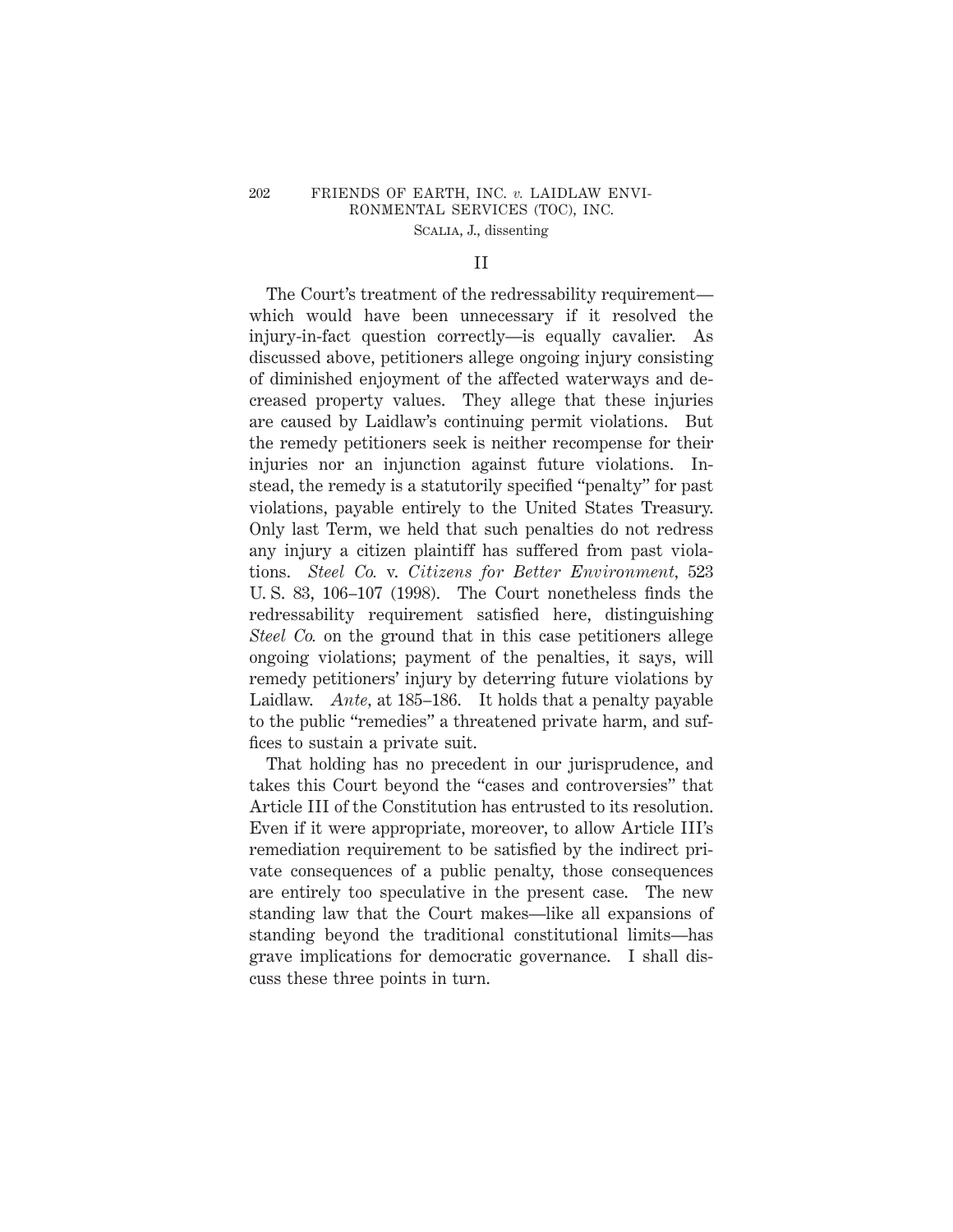## II

The Court's treatment of the redressability requirement—which would have been unnecessary if it resolved the injury-in-fact question correctly—is equally cavalier. As discussed above, petitioners allege ongoing injury consisting of diminished enjoyment of the affected waterways and decreased property values. They allege that these injuries are caused by Laidlaw's continuing permit violations. But the remedy petitioners seek is neither recompense for their injuries nor an injunction against future violations. Instead, the remedy is a statutorily specified "penalty" for past violations, payable entirely to the United States Treasury. Only last Term, we held that such penalties do not redress any injury a citizen plaintiff has suffered from past violations. *Steel Co.* v. *Citizens for Better Environment*, 523 U. S. 83, 106–107 (1998). The Court nonetheless finds the redressability requirement satisfied here, distinguishing *Steel Co.* on the ground that in this case petitioners allege ongoing violations; payment of the penalties, it says, will remedy petitioners' injury by deterring future violations by Laidlaw. *Ante*, at 185–186. It holds that a penalty payable to the public "remedies" a threatened private harm, and suffices to sustain a private suit.

That holding has no precedent in our jurisprudence, and takes this Court beyond the "cases and controversies" that Article III of the Constitution has entrusted to its resolution. Even if it were appropriate, moreover, to allow Article III's remediation requirement to be satisfied by the indirect private consequences of a public penalty, those consequences are entirely too speculative in the present case. The new standing law that the Court makes—like all expansions of standing beyond the traditional constitutional limits—has grave implications for democratic governance. I shall discuss these three points in turn.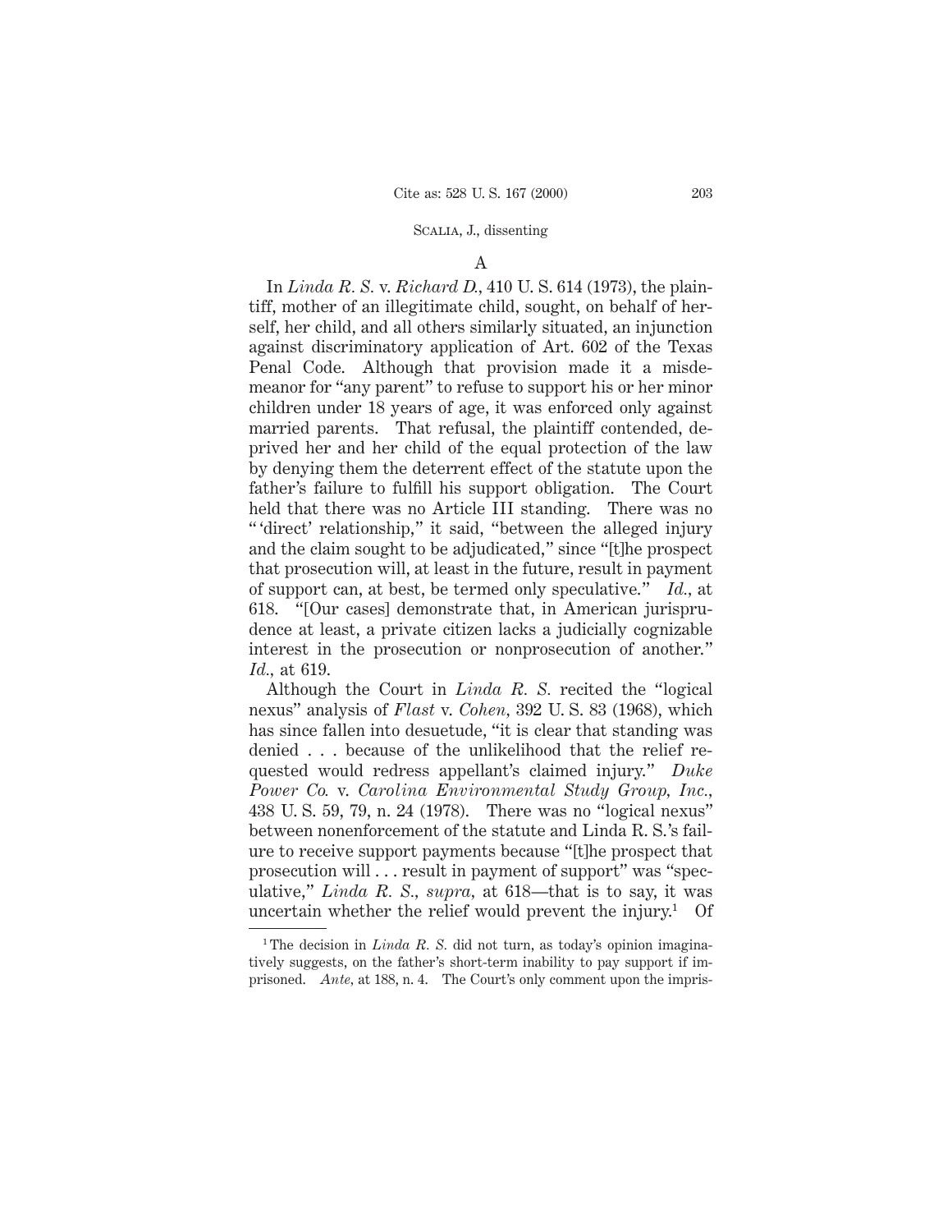A

In *Linda R. S.* v. *Richard D.*, 410 U. S. 614 (1973), the plaintiff, mother of an illegitimate child, sought, on behalf of herself, her child, and all others similarly situated, an injunction against discriminatory application of Art. 602 of the Texas Penal Code. Although that provision made it a misdemeanor for "any parent" to refuse to support his or her minor children under 18 years of age, it was enforced only against married parents. That refusal, the plaintiff contended, deprived her and her child of the equal protection of the law by denying them the deterrent effect of the statute upon the father's failure to fulfill his support obligation. The Court held that there was no Article III standing. There was no "'direct' relationship," it said, "between the alleged injury and the claim sought to be adjudicated," since "[t]he prospect that prosecution will, at least in the future, result in payment of support can, at best, be termed only speculative." *Id.*, at 618. "[Our cases] demonstrate that, in American jurisprudence at least, a private citizen lacks a judicially cognizable interest in the prosecution or nonprosecution of another." *Id.*, at 619.

Although the Court in *Linda R. S.* recited the "logical nexus" analysis of *Flast* v. *Cohen*, 392 U. S. 83 (1968), which has since fallen into desuetude, "it is clear that standing was denied . . . because of the unlikelihood that the relief requested would redress appellant's claimed injury." *Duke Power Co.* v. *Carolina Environmental Study Group, Inc.*, 438 U. S. 59, 79, n. 24 (1978). There was no "logical nexus" between nonenforcement of the statute and Linda R. S.'s failure to receive support payments because "[t]he prospect that prosecution will . . . result in payment of support" was "speculative," *Linda R. S.*, *supra*, at 618—that is to say, it was uncertain whether the relief would prevent the injury.[1] Of

[1] The decision in *Linda R. S.* did not turn, as today's opinion imaginatively suggests, on the father's short-term inability to pay support if imprisoned. *Ante*, at 188, n. 4. The Court's only comment upon the impris-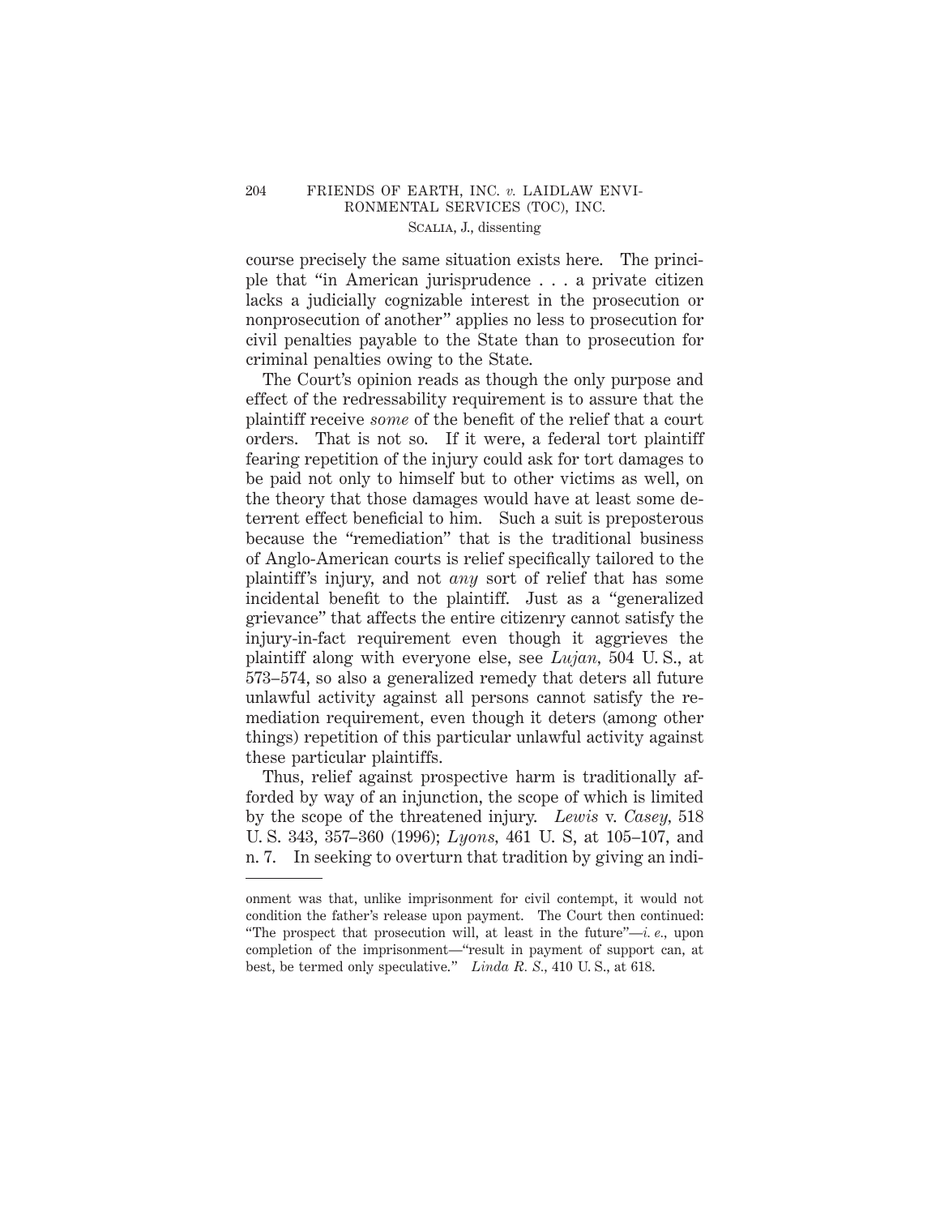course precisely the same situation exists here. The principle that "in American jurisprudence . . . a private citizen lacks a judicially cognizable interest in the prosecution or nonprosecution of another" applies no less to prosecution for civil penalties payable to the State than to prosecution for criminal penalties owing to the State.

The Court's opinion reads as though the only purpose and effect of the redressability requirement is to assure that the plaintiff receive *some* of the benefit of the relief that a court orders. That is not so. If it were, a federal tort plaintiff fearing repetition of the injury could ask for tort damages to be paid not only to himself but to other victims as well, on the theory that those damages would have at least some deterrent effect beneficial to him. Such a suit is preposterous because the "remediation" that is the traditional business of Anglo-American courts is relief specifically tailored to the plaintiff's injury, and not *any* sort of relief that has some incidental benefit to the plaintiff. Just as a "generalized grievance" that affects the entire citizenry cannot satisfy the injury-in-fact requirement even though it aggrieves the plaintiff along with everyone else, see *Lujan*, 504 U. S., at 573–574, so also a generalized remedy that deters all future unlawful activity against all persons cannot satisfy the remediation requirement, even though it deters (among other things) repetition of this particular unlawful activity against these particular plaintiffs.

Thus, relief against prospective harm is traditionally afforded by way of an injunction, the scope of which is limited by the scope of the threatened injury. *Lewis* v. *Casey*, 518 U. S. 343, 357–360 (1996); *Lyons*, 461 U. S, at 105–107, and n. 7. In seeking to overturn that tradition by giving an indi-

---

onment was that, unlike imprisonment for civil contempt, it would not condition the father's release upon payment. The Court then continued: "The prospect that prosecution will, at least in the future"—*i. e.*, upon completion of the imprisonment—"result in payment of support can, at best, be termed only speculative." *Linda R. S.*, 410 U. S., at 618.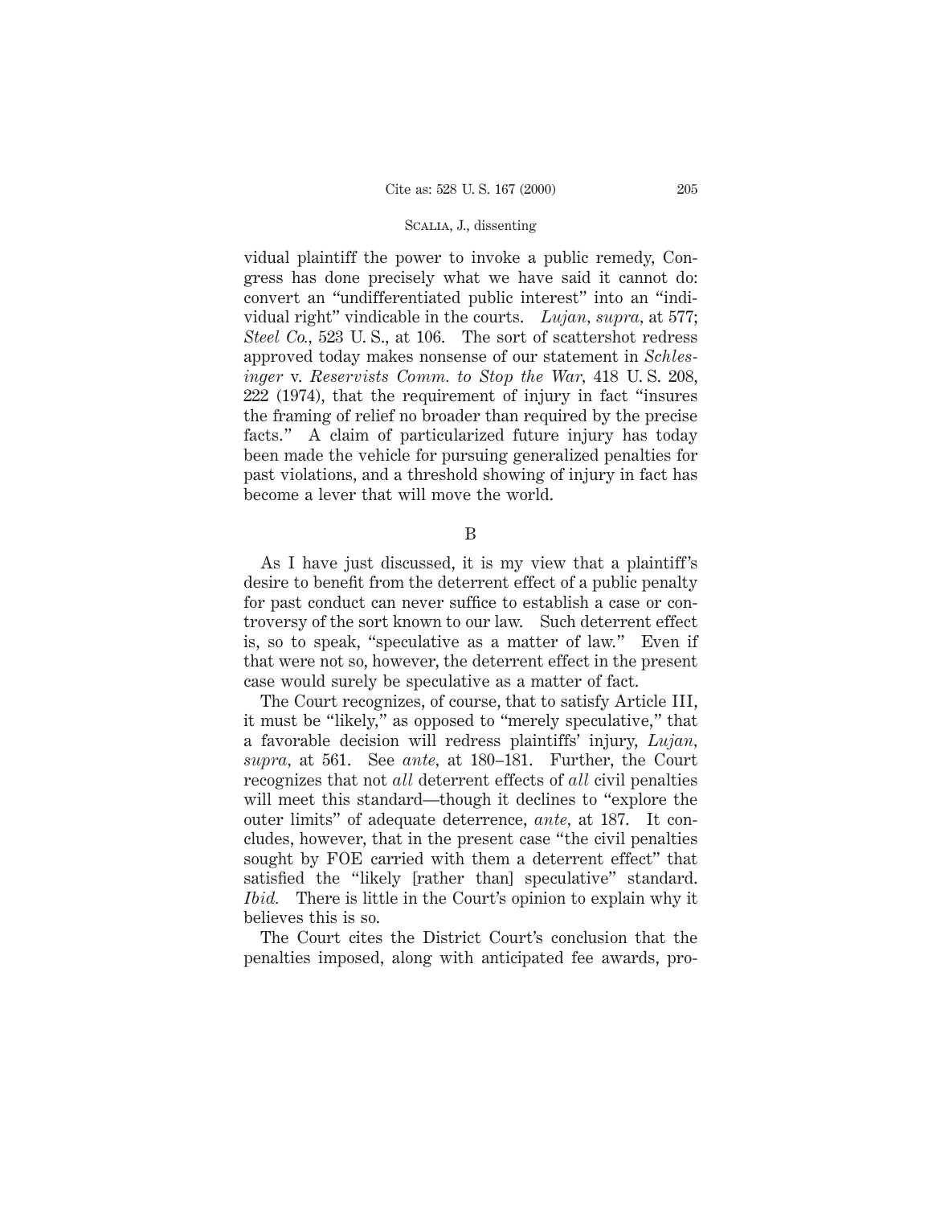vidual plaintiff the power to invoke a public remedy, Congress has done precisely what we have said it cannot do: convert an "undifferentiated public interest" into an "individual right" vindicable in the courts. *Lujan, supra,* at 577; *Steel Co.,* 523 U. S., at 106. The sort of scattershot redress approved today makes nonsense of our statement in *Schlesinger* v. *Reservists Comm. to Stop the War,* 418 U. S. 208, 222 (1974), that the requirement of injury in fact "insures the framing of relief no broader than required by the precise facts." A claim of particularized future injury has today been made the vehicle for pursuing generalized penalties for past violations, and a threshold showing of injury in fact has become a lever that will move the world.

B

As I have just discussed, it is my view that a plaintiff's desire to benefit from the deterrent effect of a public penalty for past conduct can never suffice to establish a case or controversy of the sort known to our law. Such deterrent effect is, so to speak, "speculative as a matter of law." Even if that were not so, however, the deterrent effect in the present case would surely be speculative as a matter of fact.

The Court recognizes, of course, that to satisfy Article III, it must be "likely," as opposed to "merely speculative," that a favorable decision will redress plaintiffs' injury, *Lujan, supra,* at 561. See *ante,* at 180–181. Further, the Court recognizes that not *all* deterrent effects of *all* civil penalties will meet this standard—though it declines to "explore the outer limits" of adequate deterrence, *ante,* at 187. It concludes, however, that in the present case "the civil penalties sought by FOE carried with them a deterrent effect" that satisfied the "likely [rather than] speculative" standard. *Ibid.* There is little in the Court's opinion to explain why it believes this is so.

The Court cites the District Court's conclusion that the penalties imposed, along with anticipated fee awards, pro-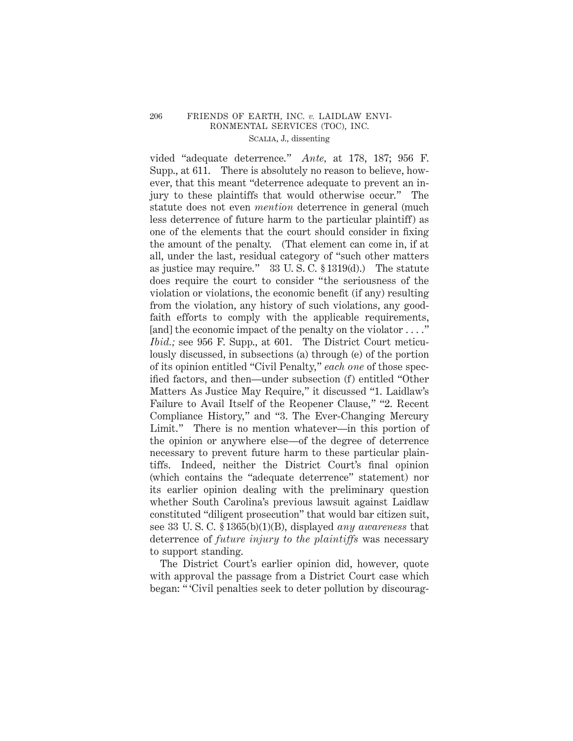vided "adequate deterrence." *Ante*, at 178, 187; 956 F. Supp., at 611. There is absolutely no reason to believe, however, that this meant "deterrence adequate to prevent an injury to these plaintiffs that would otherwise occur." The statute does not even *mention* deterrence in general (much less deterrence of future harm to the particular plaintiff) as one of the elements that the court should consider in fixing the amount of the penalty. (That element can come in, if at all, under the last, residual category of "such other matters as justice may require." 33 U. S. C. § 1319(d).) The statute does require the court to consider "the seriousness of the violation or violations, the economic benefit (if any) resulting from the violation, any history of such violations, any good-faith efforts to comply with the applicable requirements, [and] the economic impact of the penalty on the violator . . . ." *Ibid.;* see 956 F. Supp., at 601. The District Court meticulously discussed, in subsections (a) through (e) of the portion of its opinion entitled "Civil Penalty," *each one* of those specified factors, and then—under subsection (f) entitled "Other Matters As Justice May Require," it discussed "1. Laidlaw's Failure to Avail Itself of the Reopener Clause," "2. Recent Compliance History," and "3. The Ever-Changing Mercury Limit." There is no mention whatever—in this portion of the opinion or anywhere else—of the degree of deterrence necessary to prevent future harm to these particular plaintiffs. Indeed, neither the District Court's final opinion (which contains the "adequate deterrence" statement) nor its earlier opinion dealing with the preliminary question whether South Carolina's previous lawsuit against Laidlaw constituted "diligent prosecution" that would bar citizen suit, see 33 U. S. C. § 1365(b)(1)(B), displayed *any awareness* that deterrence of *future injury to the plaintiffs* was necessary to support standing.

The District Court's earlier opinion did, however, quote with approval the passage from a District Court case which began: " 'Civil penalties seek to deter pollution by discourag-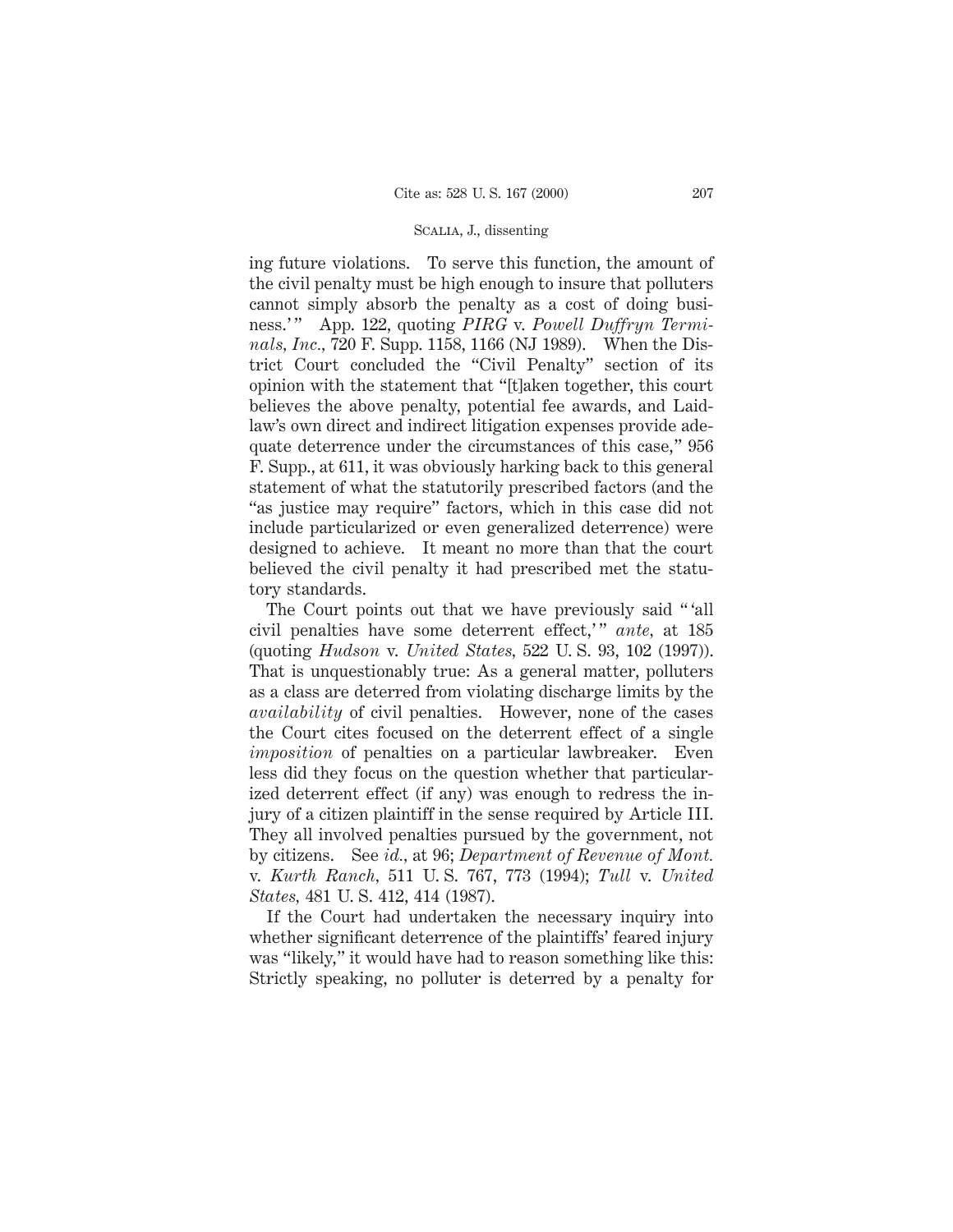ing future violations. To serve this function, the amount of the civil penalty must be high enough to insure that polluters cannot simply absorb the penalty as a cost of doing business.'" App. 122, quoting *PIRG* v. *Powell Duffryn Terminals, Inc.*, 720 F. Supp. 1158, 1166 (NJ 1989). When the District Court concluded the "Civil Penalty" section of its opinion with the statement that "[t]aken together, this court believes the above penalty, potential fee awards, and Laidlaw's own direct and indirect litigation expenses provide adequate deterrence under the circumstances of this case," 956 F. Supp., at 611, it was obviously harking back to this general statement of what the statutorily prescribed factors (and the "as justice may require" factors, which in this case did not include particularized or even generalized deterrence) were designed to achieve. It meant no more than that the court believed the civil penalty it had prescribed met the statutory standards.

The Court points out that we have previously said "'all civil penalties have some deterrent effect,'" *ante,* at 185 (quoting *Hudson* v. *United States,* 522 U. S. 93, 102 (1997)). That is unquestionably true: As a general matter, polluters as a class are deterred from violating discharge limits by the *availability* of civil penalties. However, none of the cases the Court cites focused on the deterrent effect of a single *imposition* of penalties on a particular lawbreaker. Even less did they focus on the question whether that particularized deterrent effect (if any) was enough to redress the injury of a citizen plaintiff in the sense required by Article III. They all involved penalties pursued by the government, not by citizens. See *id.*, at 96; *Department of Revenue of Mont.* v. *Kurth Ranch,* 511 U. S. 767, 773 (1994); *Tull* v. *United States,* 481 U. S. 412, 414 (1987).

If the Court had undertaken the necessary inquiry into whether significant deterrence of the plaintiffs' feared injury was "likely," it would have had to reason something like this: Strictly speaking, no polluter is deterred by a penalty for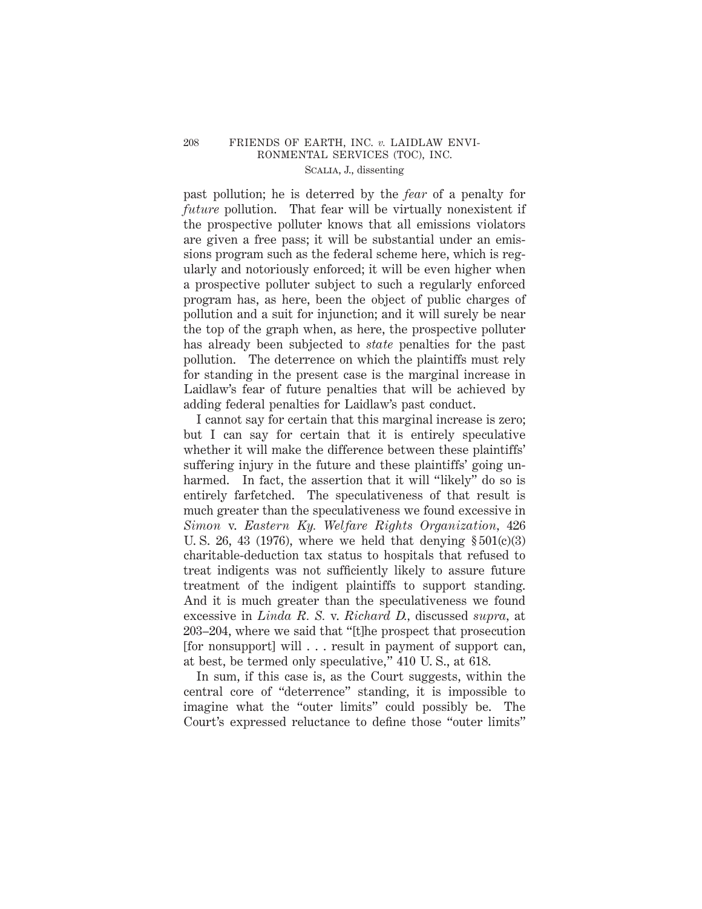past pollution; he is deterred by the *fear* of a penalty for *future* pollution. That fear will be virtually nonexistent if the prospective polluter knows that all emissions violators are given a free pass; it will be substantial under an emissions program such as the federal scheme here, which is regularly and notoriously enforced; it will be even higher when a prospective polluter subject to such a regularly enforced program has, as here, been the object of public charges of pollution and a suit for injunction; and it will surely be near the top of the graph when, as here, the prospective polluter has already been subjected to *state* penalties for the past pollution. The deterrence on which the plaintiffs must rely for standing in the present case is the marginal increase in Laidlaw's fear of future penalties that will be achieved by adding federal penalties for Laidlaw's past conduct.

I cannot say for certain that this marginal increase is zero; but I can say for certain that it is entirely speculative whether it will make the difference between these plaintiffs' suffering injury in the future and these plaintiffs' going unharmed. In fact, the assertion that it will "likely" do so is entirely farfetched. The speculativeness of that result is much greater than the speculativeness we found excessive in *Simon* v. *Eastern Ky. Welfare Rights Organization*, 426 U. S. 26, 43 (1976), where we held that denying § 501(c)(3) charitable-deduction tax status to hospitals that refused to treat indigents was not sufficiently likely to assure future treatment of the indigent plaintiffs to support standing. And it is much greater than the speculativeness we found excessive in *Linda R. S.* v. *Richard D.*, discussed *supra*, at 203–204, where we said that "[t]he prospect that prosecution [for nonsupport] will . . . result in payment of support can, at best, be termed only speculative," 410 U. S., at 618.

In sum, if this case is, as the Court suggests, within the central core of "deterrence" standing, it is impossible to imagine what the "outer limits" could possibly be. The Court's expressed reluctance to define those "outer limits"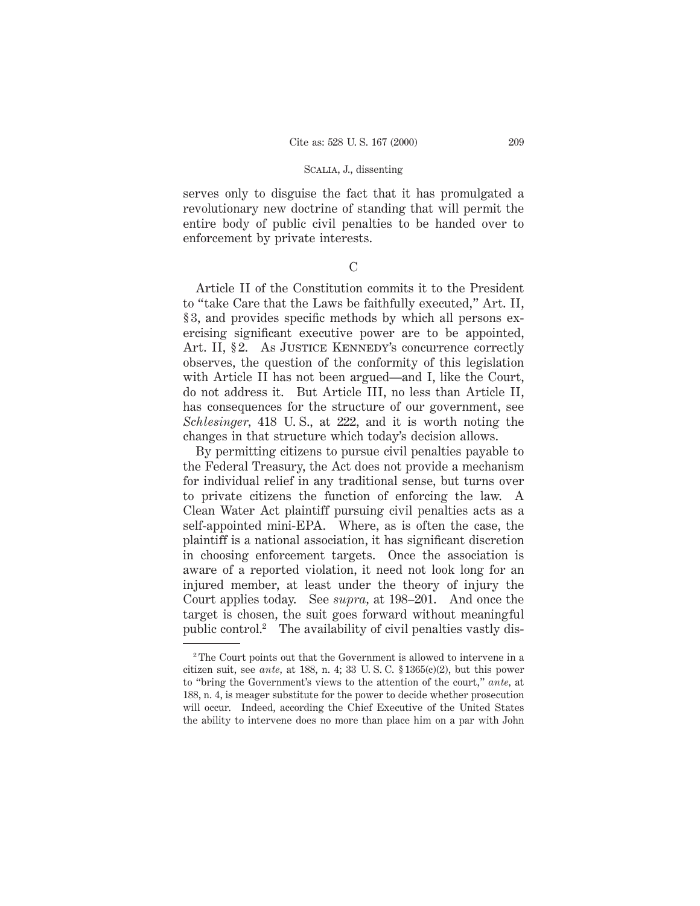serves only to disguise the fact that it has promulgated a revolutionary new doctrine of standing that will permit the entire body of public civil penalties to be handed over to enforcement by private interests.

C

Article II of the Constitution commits it to the President to "take Care that the Laws be faithfully executed," Art. II, § 3, and provides specific methods by which all persons exercising significant executive power are to be appointed, Art. II, § 2. As JUSTICE KENNEDY's concurrence correctly observes, the question of the conformity of this legislation with Article II has not been argued—and I, like the Court, do not address it. But Article III, no less than Article II, has consequences for the structure of our government, see *Schlesinger*, 418 U. S., at 222, and it is worth noting the changes in that structure which today's decision allows.

By permitting citizens to pursue civil penalties payable to the Federal Treasury, the Act does not provide a mechanism for individual relief in any traditional sense, but turns over to private citizens the function of enforcing the law. A Clean Water Act plaintiff pursuing civil penalties acts as a self-appointed mini-EPA. Where, as is often the case, the plaintiff is a national association, it has significant discretion in choosing enforcement targets. Once the association is aware of a reported violation, it need not look long for an injured member, at least under the theory of injury the Court applies today. See *supra*, at 198–201. And once the target is chosen, the suit goes forward without meaningful public control.[2] The availability of civil penalties vastly dis-

---

[2] The Court points out that the Government is allowed to intervene in a citizen suit, see *ante*, at 188, n. 4; 33 U. S. C. § 1365(c)(2), but this power to "bring the Government's views to the attention of the court," *ante*, at 188, n. 4, is meager substitute for the power to decide whether prosecution will occur. Indeed, according the Chief Executive of the United States the ability to intervene does no more than place him on a par with John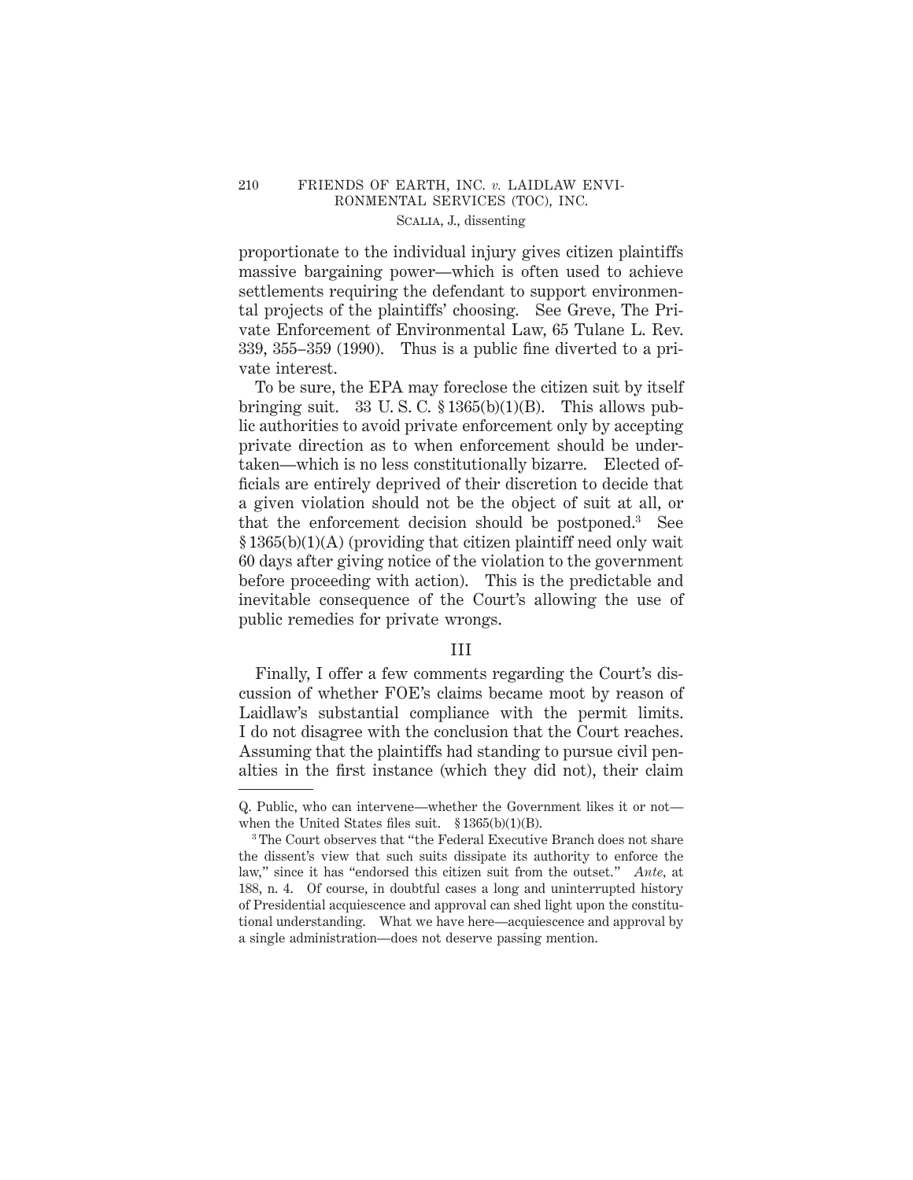proportionate to the individual injury gives citizen plaintiffs massive bargaining power—which is often used to achieve settlements requiring the defendant to support environmental projects of the plaintiffs' choosing. See Greve, The Private Enforcement of Environmental Law, 65 Tulane L. Rev. 339, 355–359 (1990). Thus is a public fine diverted to a private interest.

To be sure, the EPA may foreclose the citizen suit by itself bringing suit. 33 U. S. C. § 1365(b)(1)(B). This allows public authorities to avoid private enforcement only by accepting private direction as to when enforcement should be undertaken—which is no less constitutionally bizarre. Elected officials are entirely deprived of their discretion to decide that a given violation should not be the object of suit at all, or that the enforcement decision should be postponed.[3] See § 1365(b)(1)(A) (providing that citizen plaintiff need only wait 60 days after giving notice of the violation to the government before proceeding with action). This is the predictable and inevitable consequence of the Court's allowing the use of public remedies for private wrongs.

## III

Finally, I offer a few comments regarding the Court's discussion of whether FOE's claims became moot by reason of Laidlaw's substantial compliance with the permit limits. I do not disagree with the conclusion that the Court reaches. Assuming that the plaintiffs had standing to pursue civil penalties in the first instance (which they did not), their claim

---

Q. Public, who can intervene—whether the Government likes it or not—when the United States files suit. § 1365(b)(1)(B).

[3] The Court observes that "the Federal Executive Branch does not share the dissent's view that such suits dissipate its authority to enforce the law," since it has "endorsed this citizen suit from the outset." *Ante*, at 188, n. 4. Of course, in doubtful cases a long and uninterrupted history of Presidential acquiescence and approval can shed light upon the constitutional understanding. What we have here—acquiescence and approval by a single administration—does not deserve passing mention.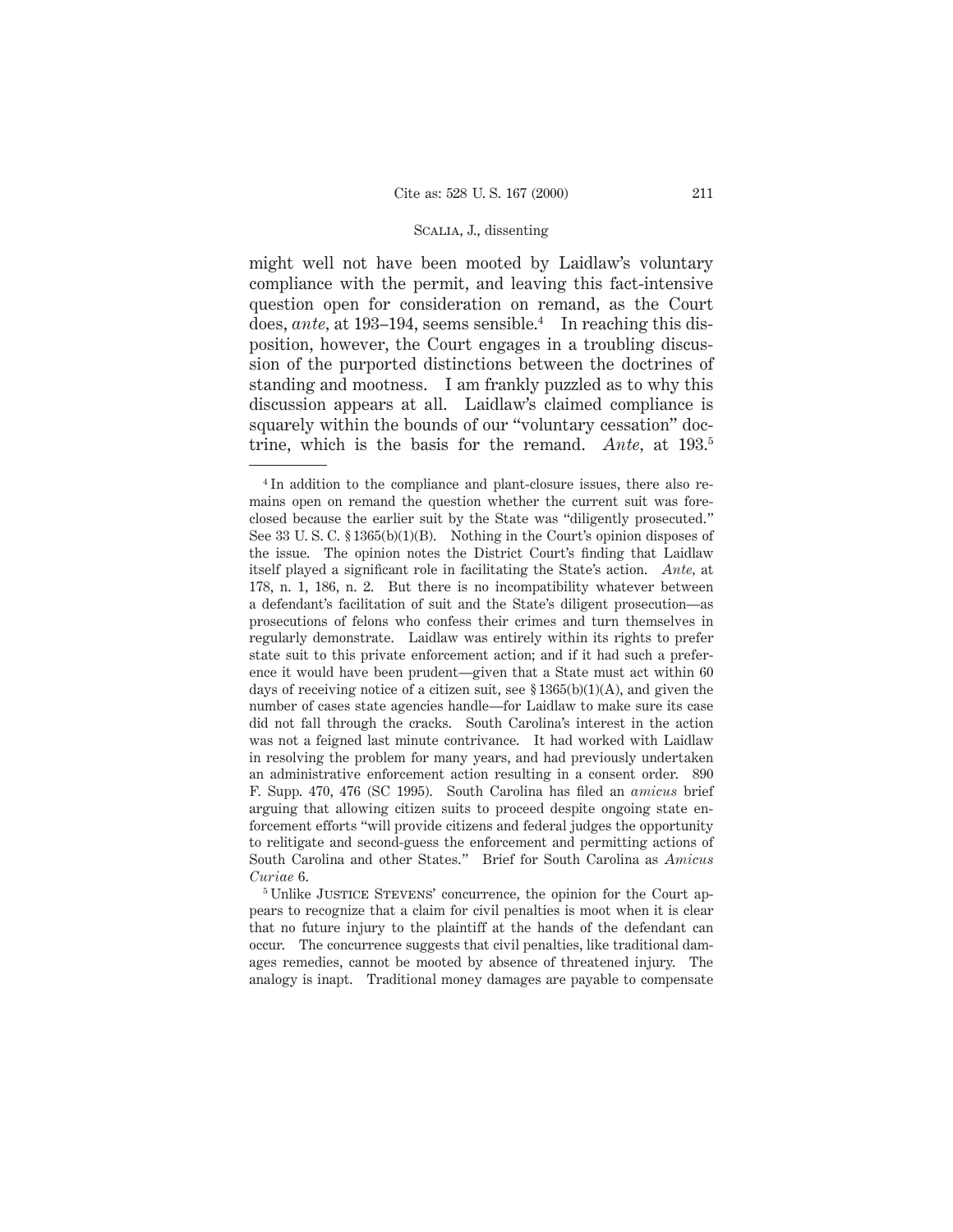might well not have been mooted by Laidlaw's voluntary compliance with the permit, and leaving this fact-intensive question open for consideration on remand, as the Court does, *ante*, at 193–194, seems sensible.[4] In reaching this disposition, however, the Court engages in a troubling discussion of the purported distinctions between the doctrines of standing and mootness. I am frankly puzzled as to why this discussion appears at all. Laidlaw's claimed compliance is squarely within the bounds of our "voluntary cessation" doctrine, which is the basis for the remand. *Ante*, at 193.[5]

---

[4] In addition to the compliance and plant-closure issues, there also remains open on remand the question whether the current suit was foreclosed because the earlier suit by the State was "diligently prosecuted." See 33 U. S. C. § 1365(b)(1)(B). Nothing in the Court's opinion disposes of the issue. The opinion notes the District Court's finding that Laidlaw itself played a significant role in facilitating the State's action. *Ante*, at 178, n. 1, 186, n. 2. But there is no incompatibility whatever between a defendant's facilitation of suit and the State's diligent prosecution—as prosecutions of felons who confess their crimes and turn themselves in regularly demonstrate. Laidlaw was entirely within its rights to prefer state suit to this private enforcement action; and if it had such a preference it would have been prudent—given that a State must act within 60 days of receiving notice of a citizen suit, see § 1365(b)(1)(A), and given the number of cases state agencies handle—for Laidlaw to make sure its case did not fall through the cracks. South Carolina's interest in the action was not a feigned last minute contrivance. It had worked with Laidlaw in resolving the problem for many years, and had previously undertaken an administrative enforcement action resulting in a consent order. 890 F. Supp. 470, 476 (SC 1995). South Carolina has filed an *amicus* brief arguing that allowing citizen suits to proceed despite ongoing state enforcement efforts "will provide citizens and federal judges the opportunity to relitigate and second-guess the enforcement and permitting actions of South Carolina and other States." Brief for South Carolina as *Amicus Curiae* 6.

[5] Unlike Justice Stevens' concurrence, the opinion for the Court appears to recognize that a claim for civil penalties is moot when it is clear that no future injury to the plaintiff at the hands of the defendant can occur. The concurrence suggests that civil penalties, like traditional damages remedies, cannot be mooted by absence of threatened injury. The analogy is inapt. Traditional money damages are payable to compensate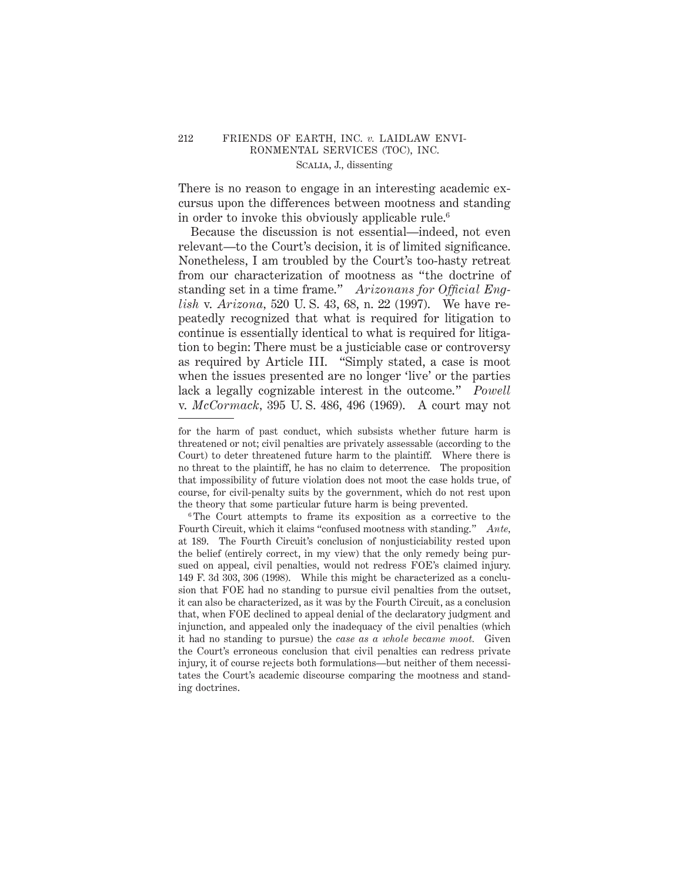There is no reason to engage in an interesting academic excursus upon the differences between mootness and standing in order to invoke this obviously applicable rule.[6]

Because the discussion is not essential—indeed, not even relevant—to the Court's decision, it is of limited significance. Nonetheless, I am troubled by the Court's too-hasty retreat from our characterization of mootness as "the doctrine of standing set in a time frame." *Arizonans for Official English* v. *Arizona*, 520 U. S. 43, 68, n. 22 (1997). We have repeatedly recognized that what is required for litigation to continue is essentially identical to what is required for litigation to begin: There must be a justiciable case or controversy as required by Article III. "Simply stated, a case is moot when the issues presented are no longer 'live' or the parties lack a legally cognizable interest in the outcome." *Powell* v. *McCormack*, 395 U. S. 486, 496 (1969). A court may not

---

for the harm of past conduct, which subsists whether future harm is threatened or not; civil penalties are privately assessable (according to the Court) to deter threatened future harm to the plaintiff. Where there is no threat to the plaintiff, he has no claim to deterrence. The proposition that impossibility of future violation does not moot the case holds true, of course, for civil-penalty suits by the government, which do not rest upon the theory that some particular future harm is being prevented.

[6] The Court attempts to frame its exposition as a corrective to the Fourth Circuit, which it claims "confused mootness with standing." *Ante*, at 189. The Fourth Circuit's conclusion of nonjusticiability rested upon the belief (entirely correct, in my view) that the only remedy being pursued on appeal, civil penalties, would not redress FOE's claimed injury. 149 F. 3d 303, 306 (1998). While this might be characterized as a conclusion that FOE had no standing to pursue civil penalties from the outset, it can also be characterized, as it was by the Fourth Circuit, as a conclusion that, when FOE declined to appeal denial of the declaratory judgment and injunction, and appealed only the inadequacy of the civil penalties (which it had no standing to pursue) the *case as a whole became moot.* Given the Court's erroneous conclusion that civil penalties can redress private injury, it of course rejects both formulations—but neither of them necessitates the Court's academic discourse comparing the mootness and standing doctrines.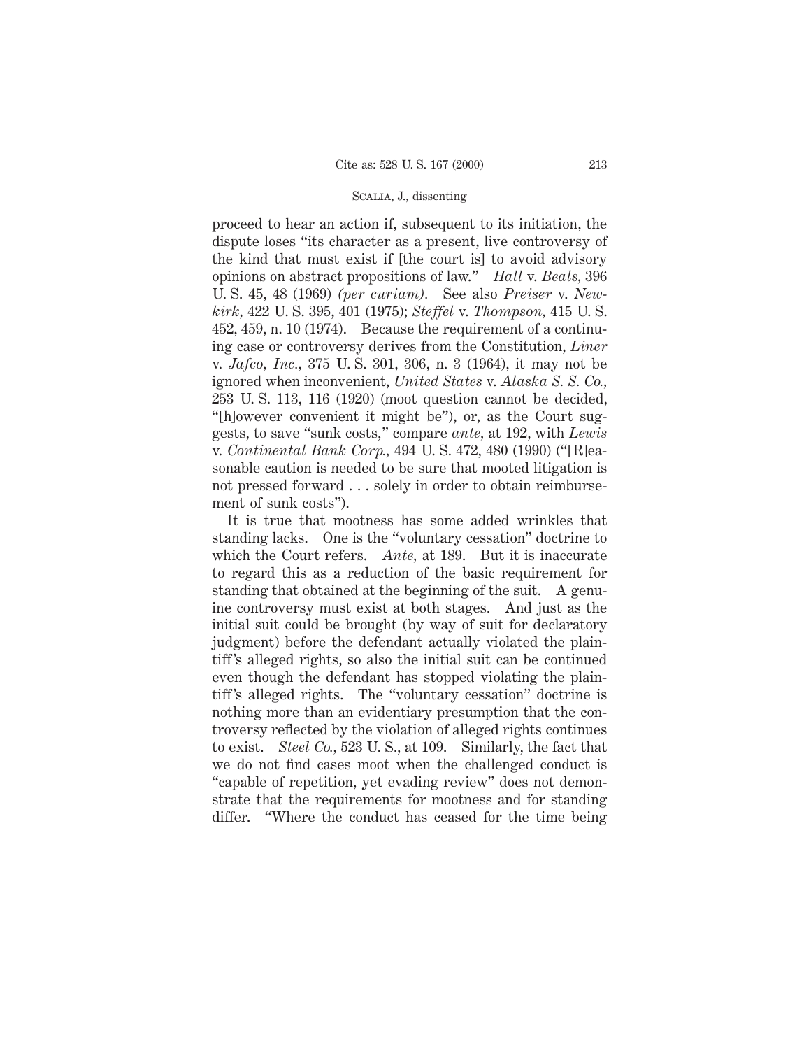proceed to hear an action if, subsequent to its initiation, the dispute loses "its character as a present, live controversy of the kind that must exist if [the court is] to avoid advisory opinions on abstract propositions of law." *Hall* v. *Beals*, 396 U. S. 45, 48 (1969) *(per curiam)*. See also *Preiser* v. *Newkirk*, 422 U. S. 395, 401 (1975); *Steffel* v. *Thompson*, 415 U. S. 452, 459, n. 10 (1974). Because the requirement of a continuing case or controversy derives from the Constitution, *Liner* v. *Jafco, Inc.*, 375 U. S. 301, 306, n. 3 (1964), it may not be ignored when inconvenient, *United States* v. *Alaska S. S. Co.*, 253 U. S. 113, 116 (1920) (moot question cannot be decided, "[h]owever convenient it might be"), or, as the Court suggests, to save "sunk costs," compare *ante*, at 192, with *Lewis* v. *Continental Bank Corp.*, 494 U. S. 472, 480 (1990) ("[R]easonable caution is needed to be sure that mooted litigation is not pressed forward . . . solely in order to obtain reimbursement of sunk costs").

It is true that mootness has some added wrinkles that standing lacks. One is the "voluntary cessation" doctrine to which the Court refers. *Ante*, at 189. But it is inaccurate to regard this as a reduction of the basic requirement for standing that obtained at the beginning of the suit. A genuine controversy must exist at both stages. And just as the initial suit could be brought (by way of suit for declaratory judgment) before the defendant actually violated the plaintiff's alleged rights, so also the initial suit can be continued even though the defendant has stopped violating the plaintiff's alleged rights. The "voluntary cessation" doctrine is nothing more than an evidentiary presumption that the controversy reflected by the violation of alleged rights continues to exist. *Steel Co.*, 523 U. S., at 109. Similarly, the fact that we do not find cases moot when the challenged conduct is "capable of repetition, yet evading review" does not demonstrate that the requirements for mootness and for standing differ. "Where the conduct has ceased for the time being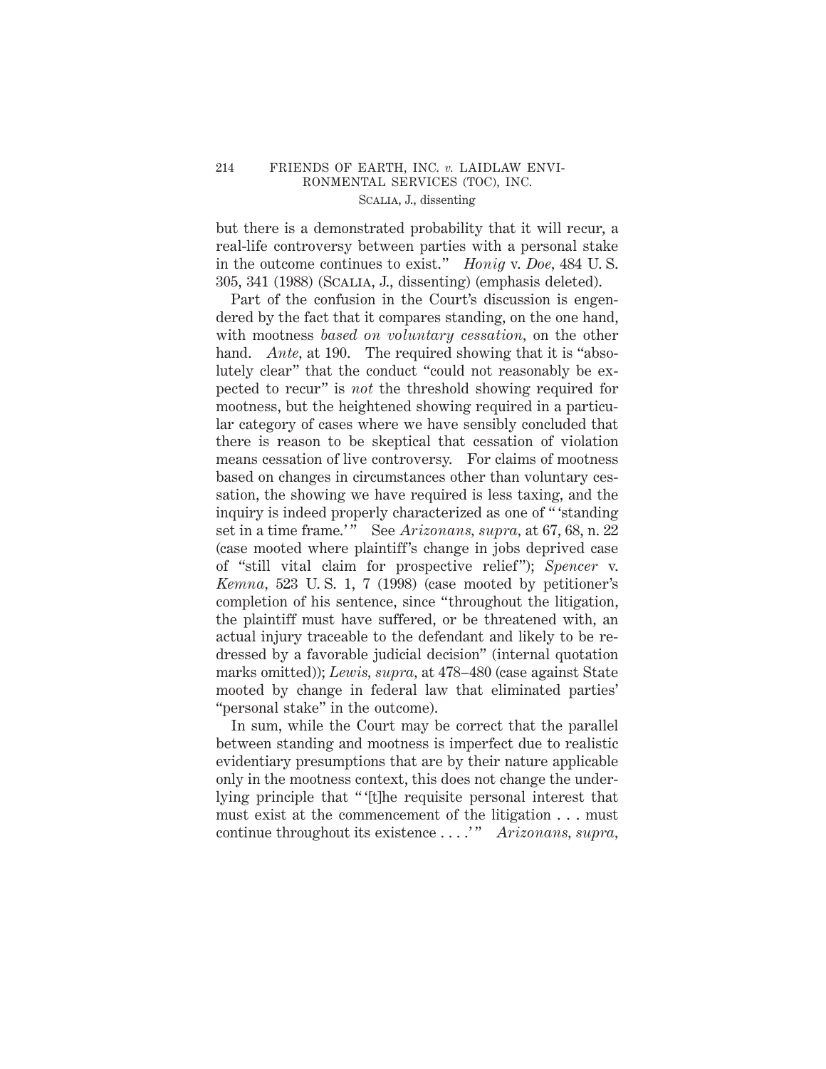but there is a demonstrated probability that it will recur, a real-life controversy between parties with a personal stake in the outcome continues to exist." *Honig* v. *Doe*, 484 U. S. 305, 341 (1988) (SCALIA, J., dissenting) (emphasis deleted).

Part of the confusion in the Court's discussion is engendered by the fact that it compares standing, on the one hand, with mootness *based on voluntary cessation*, on the other hand. *Ante*, at 190. The required showing that it is "absolutely clear" that the conduct "could not reasonably be expected to recur" is *not* the threshold showing required for mootness, but the heightened showing required in a particular category of cases where we have sensibly concluded that there is reason to be skeptical that cessation of violation means cessation of live controversy. For claims of mootness based on changes in circumstances other than voluntary cessation, the showing we have required is less taxing, and the inquiry is indeed properly characterized as one of " 'standing set in a time frame.' " See *Arizonans, supra*, at 67, 68, n. 22 (case mooted where plaintiff's change in jobs deprived case of "still vital claim for prospective relief"); *Spencer* v. *Kemna*, 523 U. S. 1, 7 (1998) (case mooted by petitioner's completion of his sentence, since "throughout the litigation, the plaintiff must have suffered, or be threatened with, an actual injury traceable to the defendant and likely to be redressed by a favorable judicial decision" (internal quotation marks omitted)); *Lewis, supra*, at 478–480 (case against State mooted by change in federal law that eliminated parties' "personal stake" in the outcome).

In sum, while the Court may be correct that the parallel between standing and mootness is imperfect due to realistic evidentiary presumptions that are by their nature applicable only in the mootness context, this does not change the underlying principle that " '[t]he requisite personal interest that must exist at the commencement of the litigation . . . must continue throughout its existence . . . .' " *Arizonans, supra*,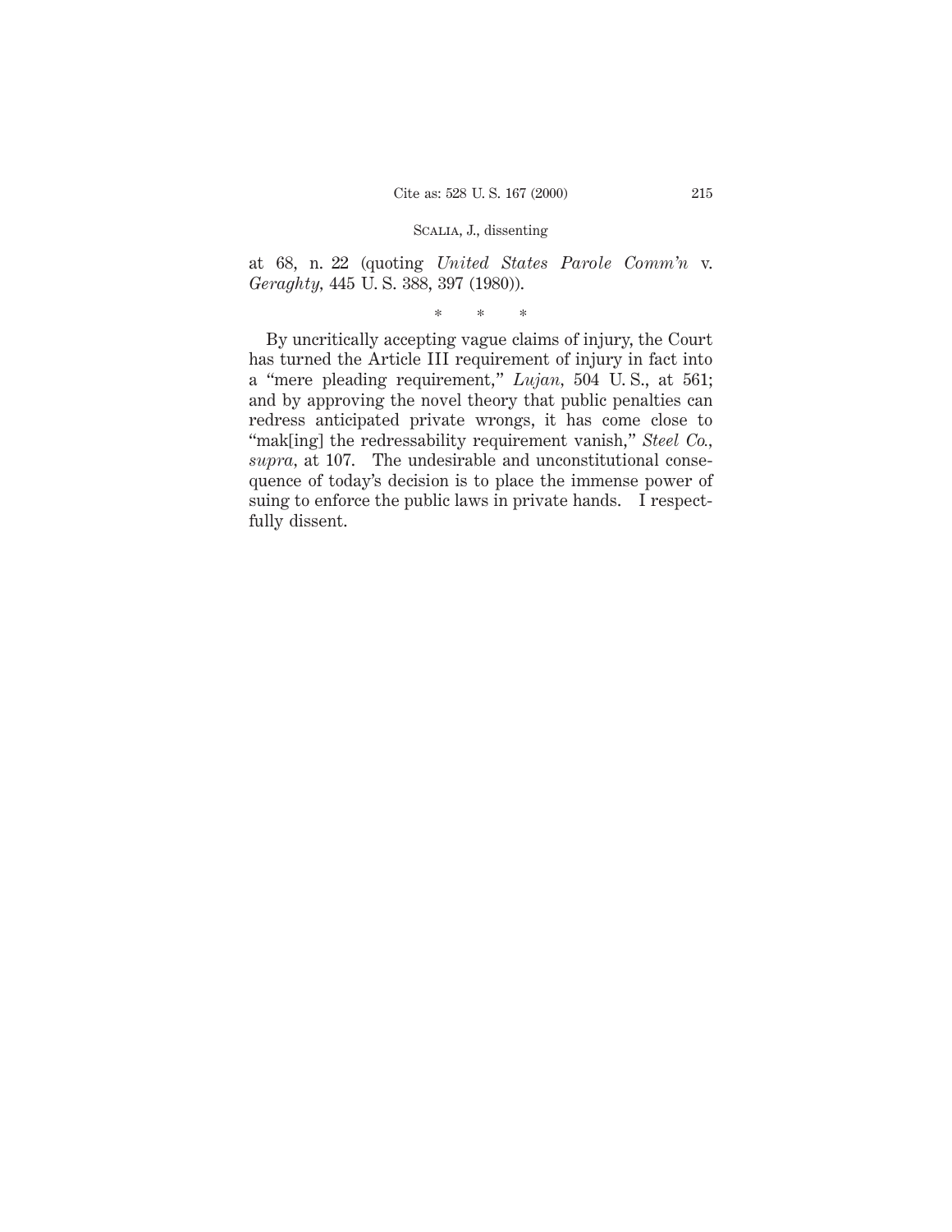at 68, n. 22 (quoting *United States Parole Comm'n* v. *Geraghty,* 445 U. S. 388, 397 (1980)).

\* \* \*

By uncritically accepting vague claims of injury, the Court has turned the Article III requirement of injury in fact into a "mere pleading requirement," *Lujan,* 504 U. S., at 561; and by approving the novel theory that public penalties can redress anticipated private wrongs, it has come close to "mak[ing] the redressability requirement vanish," *Steel Co.*, *supra*, at 107. The undesirable and unconstitutional consequence of today's decision is to place the immense power of suing to enforce the public laws in private hands. I respectfully dissent.